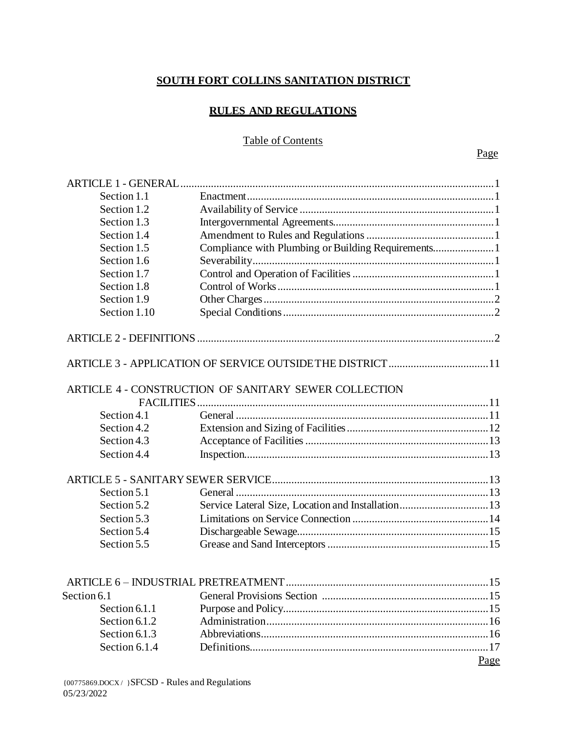**SOUTH FORT COLLINS SANITATION DISTRICT**

**RULES AND REGULATIONS**

Table of Contents

| | | Page |
|---|---|---|
| ARTICLE 1 - GENERAL | | 1 |
| Section 1.1 | Enactment | 1 |
| Section 1.2 | Availability of Service | 1 |
| Section 1.3 | Intergovernmental Agreements | 1 |
| Section 1.4 | Amendment to Rules and Regulations | 1 |
| Section 1.5 | Compliance with Plumbing or Building Requirements | 1 |
| Section 1.6 | Severability | 1 |
| Section 1.7 | Control and Operation of Facilities | 1 |
| Section 1.8 | Control of Works | 1 |
| Section 1.9 | Other Charges | 2 |
| Section 1.10 | Special Conditions | 2 |
| ARTICLE 2 - DEFINITIONS | | 2 |
| ARTICLE 3 - APPLICATION OF SERVICE OUTSIDE THE DISTRICT | | 11 |
| ARTICLE 4 - CONSTRUCTION OF SANITARY SEWER COLLECTION FACILITIES | | 11 |
| Section 4.1 | General | 11 |
| Section 4.2 | Extension and Sizing of Facilities | 12 |
| Section 4.3 | Acceptance of Facilities | 13 |
| Section 4.4 | Inspection | 13 |
| ARTICLE 5 - SANITARY SEWER SERVICE | | 13 |
| Section 5.1 | General | 13 |
| Section 5.2 | Service Lateral Size, Location and Installation | 13 |
| Section 5.3 | Limitations on Service Connection | 14 |
| Section 5.4 | Dischargeable Sewage | 15 |
| Section 5.5 | Grease and Sand Interceptors | 15 |
| ARTICLE 6 – INDUSTRIAL PRETREATMENT | | 15 |
| Section 6.1 | General Provisions Section | 15 |
| Section 6.1.1 | Purpose and Policy | 15 |
| Section 6.1.2 | Administration | 16 |
| Section 6.1.3 | Abbreviations | 16 |
| Section 6.1.4 | Definitions | 17 |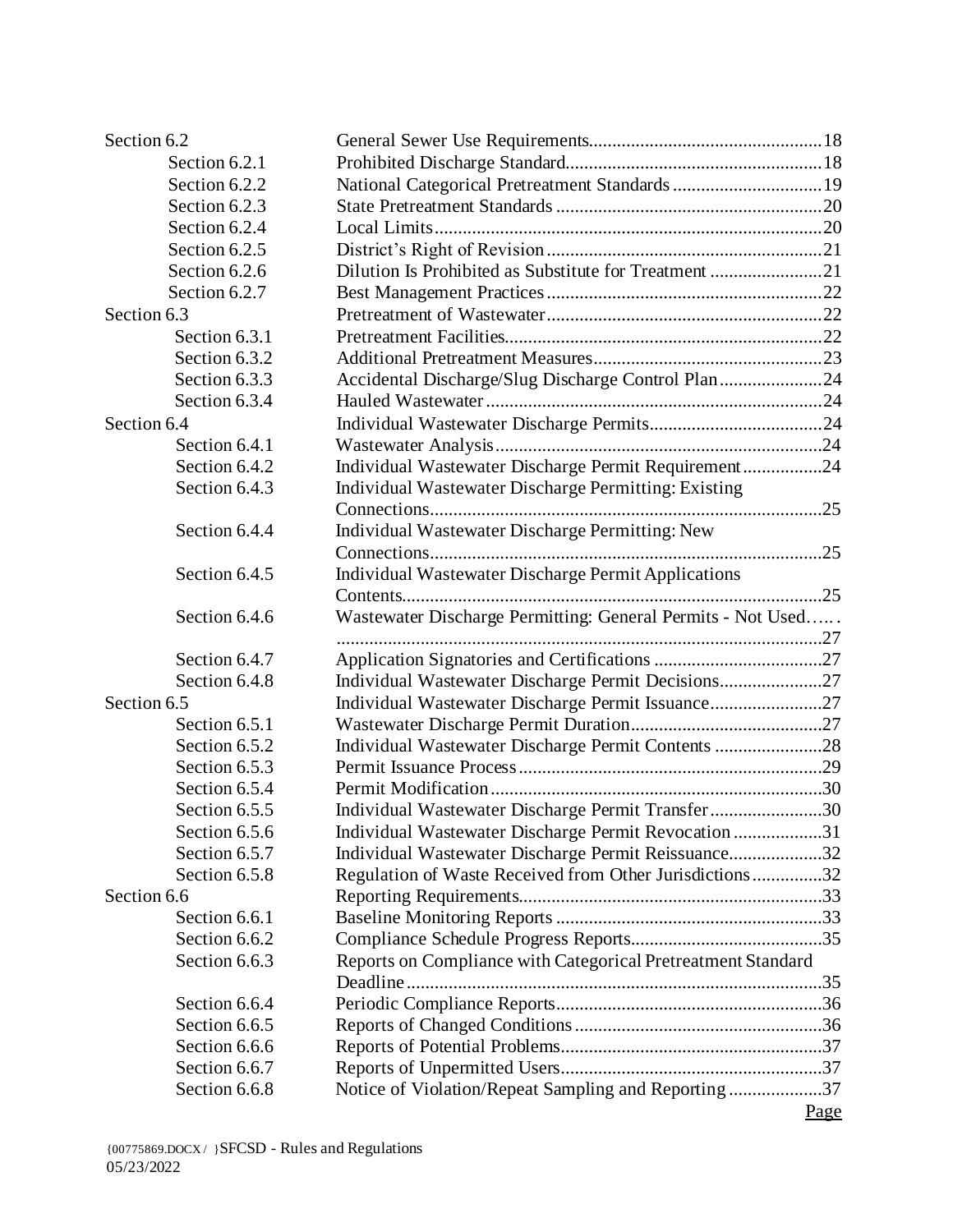| | | |
|---|---|---|
| Section 6.2 | General Sewer Use Requirements | 18 |
| Section 6.2.1 | Prohibited Discharge Standard | 18 |
| Section 6.2.2 | National Categorical Pretreatment Standards | 19 |
| Section 6.2.3 | State Pretreatment Standards | 20 |
| Section 6.2.4 | Local Limits | 20 |
| Section 6.2.5 | District's Right of Revision | 21 |
| Section 6.2.6 | Dilution Is Prohibited as Substitute for Treatment | 21 |
| Section 6.2.7 | Best Management Practices | 22 |
| Section 6.3 | Pretreatment of Wastewater | 22 |
| Section 6.3.1 | Pretreatment Facilities | 22 |
| Section 6.3.2 | Additional Pretreatment Measures | 23 |
| Section 6.3.3 | Accidental Discharge/Slug Discharge Control Plan | 24 |
| Section 6.3.4 | Hauled Wastewater | 24 |
| Section 6.4 | Individual Wastewater Discharge Permits | 24 |
| Section 6.4.1 | Wastewater Analysis | 24 |
| Section 6.4.2 | Individual Wastewater Discharge Permit Requirement | 24 |
| Section 6.4.3 | Individual Wastewater Discharge Permitting: Existing Connections | 25 |
| Section 6.4.4 | Individual Wastewater Discharge Permitting: New Connections | 25 |
| Section 6.4.5 | Individual Wastewater Discharge Permit Applications Contents | 25 |
| Section 6.4.6 | Wastewater Discharge Permitting: General Permits - Not Used | 27 |
| Section 6.4.7 | Application Signatories and Certifications | 27 |
| Section 6.4.8 | Individual Wastewater Discharge Permit Decisions | 27 |
| Section 6.5 | Individual Wastewater Discharge Permit Issuance | 27 |
| Section 6.5.1 | Wastewater Discharge Permit Duration | 27 |
| Section 6.5.2 | Individual Wastewater Discharge Permit Contents | 28 |
| Section 6.5.3 | Permit Issuance Process | 29 |
| Section 6.5.4 | Permit Modification | 30 |
| Section 6.5.5 | Individual Wastewater Discharge Permit Transfer | 30 |
| Section 6.5.6 | Individual Wastewater Discharge Permit Revocation | 31 |
| Section 6.5.7 | Individual Wastewater Discharge Permit Reissuance | 32 |
| Section 6.5.8 | Regulation of Waste Received from Other Jurisdictions | 32 |
| Section 6.6 | Reporting Requirements | 33 |
| Section 6.6.1 | Baseline Monitoring Reports | 33 |
| Section 6.6.2 | Compliance Schedule Progress Reports | 35 |
| Section 6.6.3 | Reports on Compliance with Categorical Pretreatment Standard Deadline | 35 |
| Section 6.6.4 | Periodic Compliance Reports | 36 |
| Section 6.6.5 | Reports of Changed Conditions | 36 |
| Section 6.6.6 | Reports of Potential Problems | 37 |
| Section 6.6.7 | Reports of Unpermitted Users | 37 |
| Section 6.6.8 | Notice of Violation/Repeat Sampling and Reporting | 37 |
| | | <u>Page</u> |

{00775869.DOCX / }SFCSD - Rules and Regulations
05/23/2022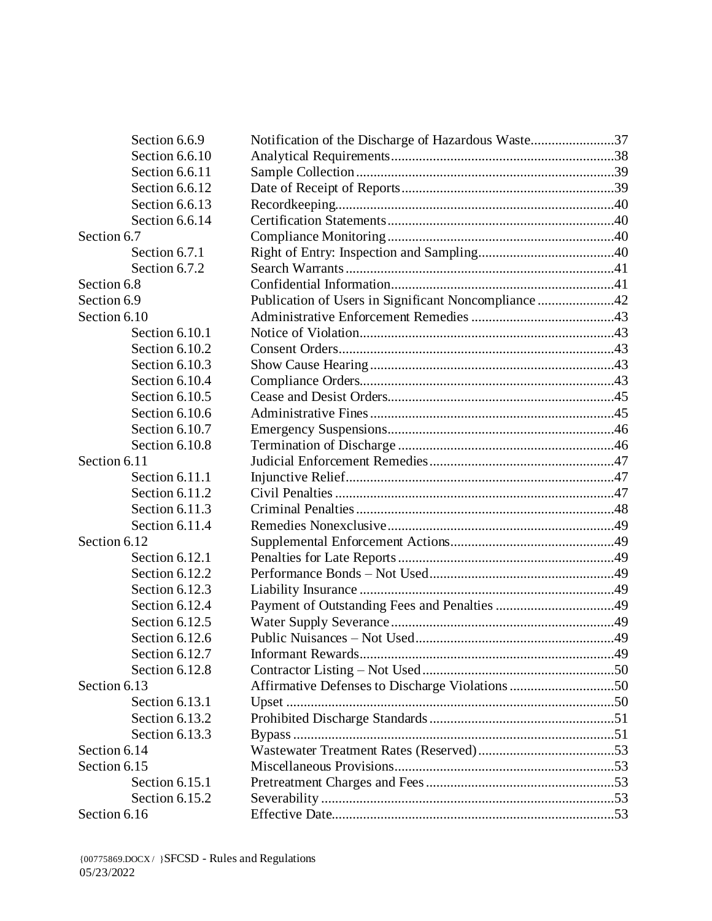| | | |
|---|---|---|
| Section 6.6.9 | Notification of the Discharge of Hazardous Waste | 37 |
| Section 6.6.10 | Analytical Requirements | 38 |
| Section 6.6.11 | Sample Collection | 39 |
| Section 6.6.12 | Date of Receipt of Reports | 39 |
| Section 6.6.13 | Recordkeeping | 40 |
| Section 6.6.14 | Certification Statements | 40 |
| Section 6.7 | Compliance Monitoring | 40 |
| Section 6.7.1 | Right of Entry: Inspection and Sampling | 40 |
| Section 6.7.2 | Search Warrants | 41 |
| Section 6.8 | Confidential Information | 41 |
| Section 6.9 | Publication of Users in Significant Noncompliance | 42 |
| Section 6.10 | Administrative Enforcement Remedies | 43 |
| Section 6.10.1 | Notice of Violation | 43 |
| Section 6.10.2 | Consent Orders | 43 |
| Section 6.10.3 | Show Cause Hearing | 43 |
| Section 6.10.4 | Compliance Orders | 43 |
| Section 6.10.5 | Cease and Desist Orders | 45 |
| Section 6.10.6 | Administrative Fines | 45 |
| Section 6.10.7 | Emergency Suspensions | 46 |
| Section 6.10.8 | Termination of Discharge | 46 |
| Section 6.11 | Judicial Enforcement Remedies | 47 |
| Section 6.11.1 | Injunctive Relief | 47 |
| Section 6.11.2 | Civil Penalties | 47 |
| Section 6.11.3 | Criminal Penalties | 48 |
| Section 6.11.4 | Remedies Nonexclusive | 49 |
| Section 6.12 | Supplemental Enforcement Actions | 49 |
| Section 6.12.1 | Penalties for Late Reports | 49 |
| Section 6.12.2 | Performance Bonds – Not Used | 49 |
| Section 6.12.3 | Liability Insurance | 49 |
| Section 6.12.4 | Payment of Outstanding Fees and Penalties | 49 |
| Section 6.12.5 | Water Supply Severance | 49 |
| Section 6.12.6 | Public Nuisances – Not Used | 49 |
| Section 6.12.7 | Informant Rewards | 49 |
| Section 6.12.8 | Contractor Listing – Not Used | 50 |
| Section 6.13 | Affirmative Defenses to Discharge Violations | 50 |
| Section 6.13.1 | Upset | 50 |
| Section 6.13.2 | Prohibited Discharge Standards | 51 |
| Section 6.13.3 | Bypass | 51 |
| Section 6.14 | Wastewater Treatment Rates (Reserved) | 53 |
| Section 6.15 | Miscellaneous Provisions | 53 |
| Section 6.15.1 | Pretreatment Charges and Fees | 53 |
| Section 6.15.2 | Severability | 53 |
| Section 6.16 | Effective Date | 53 |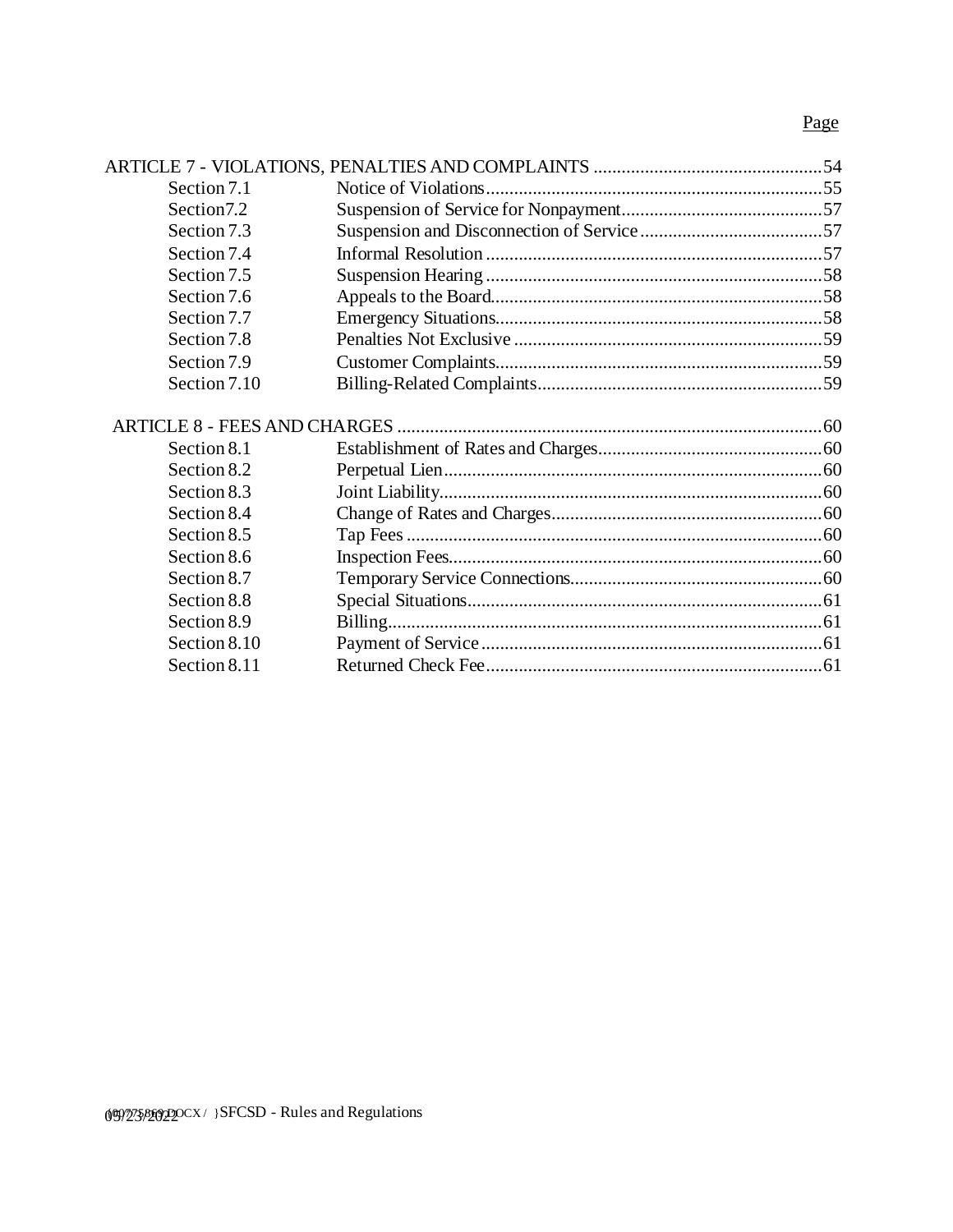| | | Page |
|---|---|---|
| ARTICLE 7 - VIOLATIONS, PENALTIES AND COMPLAINTS | | 54 |
| Section 7.1 | Notice of Violations | 55 |
| Section7.2 | Suspension of Service for Nonpayment | 57 |
| Section 7.3 | Suspension and Disconnection of Service | 57 |
| Section 7.4 | Informal Resolution | 57 |
| Section 7.5 | Suspension Hearing | 58 |
| Section 7.6 | Appeals to the Board | 58 |
| Section 7.7 | Emergency Situations | 58 |
| Section 7.8 | Penalties Not Exclusive | 59 |
| Section 7.9 | Customer Complaints | 59 |
| Section 7.10 | Billing-Related Complaints | 59 |
| ARTICLE 8 - FEES AND CHARGES | | 60 |
| Section 8.1 | Establishment of Rates and Charges | 60 |
| Section 8.2 | Perpetual Lien | 60 |
| Section 8.3 | Joint Liability | 60 |
| Section 8.4 | Change of Rates and Charges | 60 |
| Section 8.5 | Tap Fees | 60 |
| Section 8.6 | Inspection Fees | 60 |
| Section 8.7 | Temporary Service Connections | 60 |
| Section 8.8 | Special Situations | 61 |
| Section 8.9 | Billing | 61 |
| Section 8.10 | Payment of Service | 61 |
| Section 8.11 | Returned Check Fee | 61 |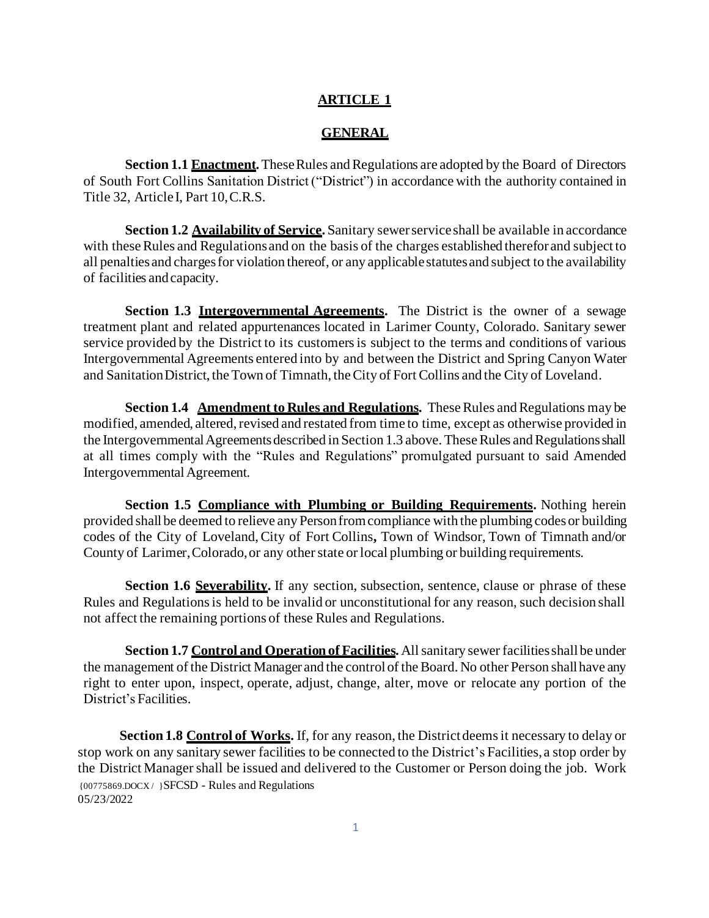## ARTICLE 1

## GENERAL

**Section 1.1 Enactment.** These Rules and Regulations are adopted by the Board of Directors of South Fort Collins Sanitation District ("District") in accordance with the authority contained in Title 32, Article I, Part 10, C.R.S.

**Section 1.2 Availability of Service.** Sanitary sewer service shall be available in accordance with these Rules and Regulations and on the basis of the charges established therefor and subject to all penalties and charges for violation thereof, or any applicable statutes and subject to the availability of facilities and capacity.

**Section 1.3 Intergovernmental Agreements.** The District is the owner of a sewage treatment plant and related appurtenances located in Larimer County, Colorado. Sanitary sewer service provided by the District to its customers is subject to the terms and conditions of various Intergovernmental Agreements entered into by and between the District and Spring Canyon Water and Sanitation District, the Town of Timnath, the City of Fort Collins and the City of Loveland.

**Section 1.4 Amendment to Rules and Regulations.** These Rules and Regulations may be modified, amended, altered, revised and restated from time to time, except as otherwise provided in the Intergovernmental Agreements described in Section 1.3 above. These Rules and Regulations shall at all times comply with the "Rules and Regulations" promulgated pursuant to said Amended Intergovernmental Agreement.

**Section 1.5 Compliance with Plumbing or Building Requirements.** Nothing herein provided shall be deemed to relieve any Person from compliance with the plumbing codes or building codes of the City of Loveland, City of Fort Collins, Town of Windsor, Town of Timnath and/or County of Larimer, Colorado, or any other state or local plumbing or building requirements.

**Section 1.6 Severability.** If any section, subsection, sentence, clause or phrase of these Rules and Regulations is held to be invalid or unconstitutional for any reason, such decision shall not affect the remaining portions of these Rules and Regulations.

**Section 1.7 Control and Operation of Facilities.** All sanitary sewer facilities shall be under the management of the District Manager and the control of the Board. No other Person shall have any right to enter upon, inspect, operate, adjust, change, alter, move or relocate any portion of the District's Facilities.

**Section 1.8 Control of Works.** If, for any reason, the District deems it necessary to delay or stop work on any sanitary sewer facilities to be connected to the District's Facilities, a stop order by the District Manager shall be issued and delivered to the Customer or Person doing the job. Work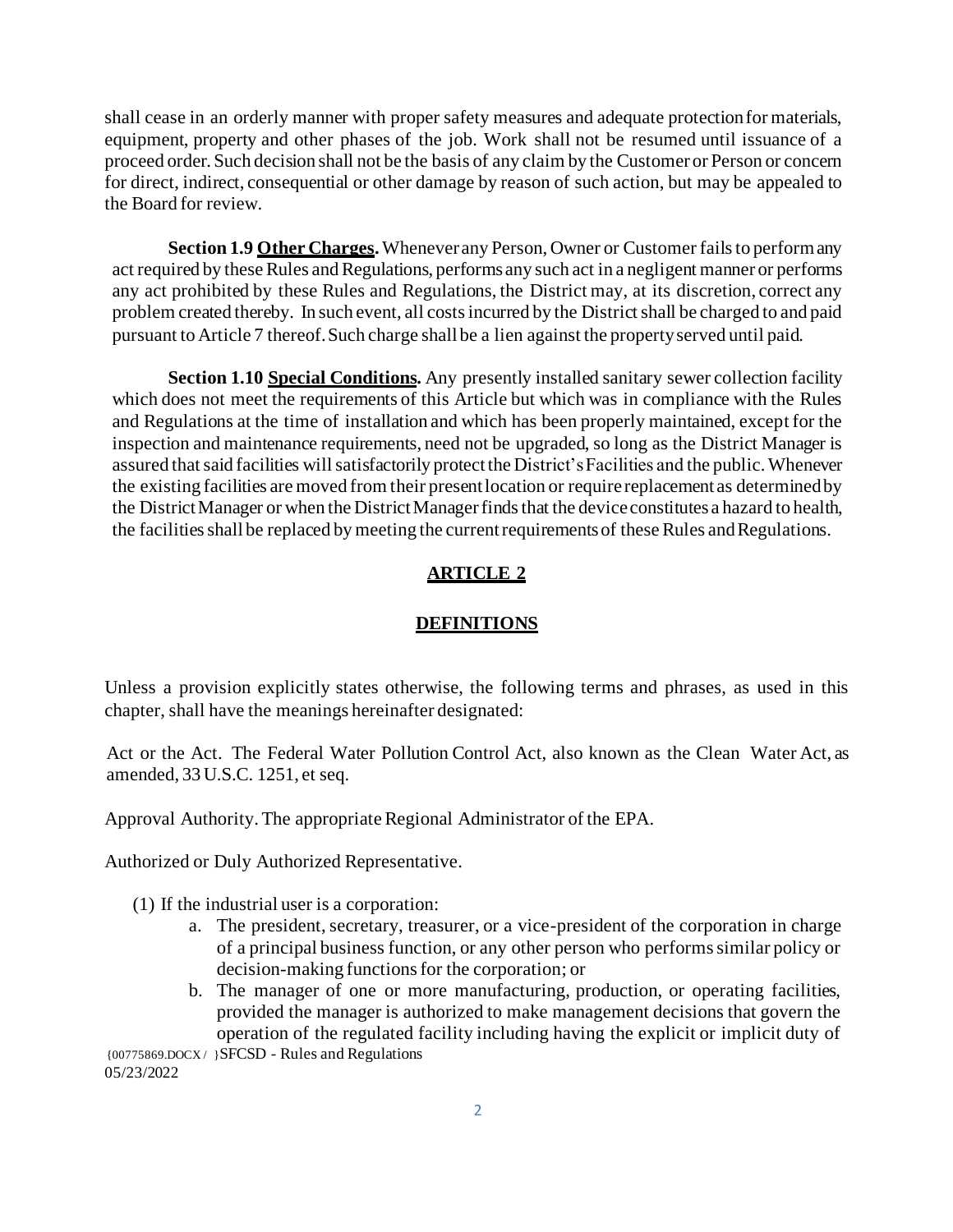shall cease in an orderly manner with proper safety measures and adequate protection for materials, equipment, property and other phases of the job. Work shall not be resumed until issuance of a proceed order. Such decision shall not be the basis of any claim by the Customer or Person or concern for direct, indirect, consequential or other damage by reason of such action, but may be appealed to the Board for review.

**Section 1.9 <u>Other Charges</u>.** Whenever any Person, Owner or Customer fails to perform any act required by these Rules and Regulations, performs any such act in a negligent manner or performs any act prohibited by these Rules and Regulations, the District may, at its discretion, correct any problem created thereby. In such event, all costs incurred by the District shall be charged to and paid pursuant to Article 7 thereof. Such charge shall be a lien against the property served until paid.

**Section 1.10 <u>Special Conditions</u>.** Any presently installed sanitary sewer collection facility which does not meet the requirements of this Article but which was in compliance with the Rules and Regulations at the time of installation and which has been properly maintained, except for the inspection and maintenance requirements, need not be upgraded, so long as the District Manager is assured that said facilities will satisfactorily protect the District's Facilities and the public. Whenever the existing facilities are moved from their present location or require replacement as determined by the District Manager or when the District Manager finds that the device constitutes a hazard to health, the facilities shall be replaced by meeting the current requirements of these Rules and Regulations.

## ARTICLE 2

## DEFINITIONS

Unless a provision explicitly states otherwise, the following terms and phrases, as used in this chapter, shall have the meanings hereinafter designated:

Act or the Act. The Federal Water Pollution Control Act, also known as the Clean Water Act, as amended, 33 U.S.C. 1251, et seq.

Approval Authority. The appropriate Regional Administrator of the EPA.

Authorized or Duly Authorized Representative.

(1) If the industrial user is a corporation:

   a. The president, secretary, treasurer, or a vice-president of the corporation in charge of a principal business function, or any other person who performs similar policy or decision-making functions for the corporation; or
   b. The manager of one or more manufacturing, production, or operating facilities, provided the manager is authorized to make management decisions that govern the operation of the regulated facility including having the explicit or implicit duty of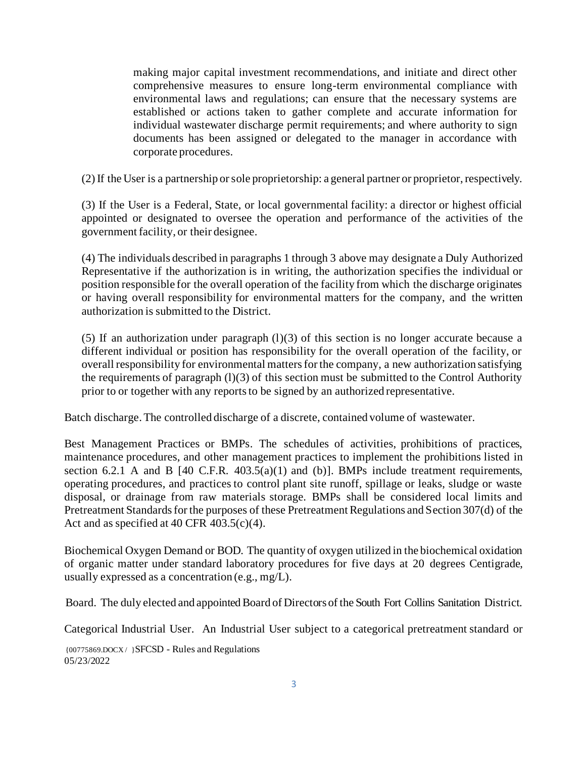making major capital investment recommendations, and initiate and direct other comprehensive measures to ensure long-term environmental compliance with environmental laws and regulations; can ensure that the necessary systems are established or actions taken to gather complete and accurate information for individual wastewater discharge permit requirements; and where authority to sign documents has been assigned or delegated to the manager in accordance with corporate procedures.

(2) If the User is a partnership or sole proprietorship: a general partner or proprietor, respectively.

(3) If the User is a Federal, State, or local governmental facility: a director or highest official appointed or designated to oversee the operation and performance of the activities of the government facility, or their designee.

(4) The individuals described in paragraphs 1 through 3 above may designate a Duly Authorized Representative if the authorization is in writing, the authorization specifies the individual or position responsible for the overall operation of the facility from which the discharge originates or having overall responsibility for environmental matters for the company, and the written authorization is submitted to the District.

(5) If an authorization under paragraph (l)(3) of this section is no longer accurate because a different individual or position has responsibility for the overall operation of the facility, or overall responsibility for environmental matters for the company, a new authorization satisfying the requirements of paragraph (l)(3) of this section must be submitted to the Control Authority prior to or together with any reports to be signed by an authorized representative.

Batch discharge. The controlled discharge of a discrete, contained volume of wastewater.

Best Management Practices or BMPs. The schedules of activities, prohibitions of practices, maintenance procedures, and other management practices to implement the prohibitions listed in section 6.2.1 A and B [40 C.F.R. 403.5(a)(1) and (b)]. BMPs include treatment requirements, operating procedures, and practices to control plant site runoff, spillage or leaks, sludge or waste disposal, or drainage from raw materials storage. BMPs shall be considered local limits and Pretreatment Standards for the purposes of these Pretreatment Regulations and Section 307(d) of the Act and as specified at 40 CFR 403.5(c)(4).

Biochemical Oxygen Demand or BOD. The quantity of oxygen utilized in the biochemical oxidation of organic matter under standard laboratory procedures for five days at 20 degrees Centigrade, usually expressed as a concentration (e.g., mg/L).

Board. The duly elected and appointed Board of Directors of the South Fort Collins Sanitation District.

Categorical Industrial User. An Industrial User subject to a categorical pretreatment standard or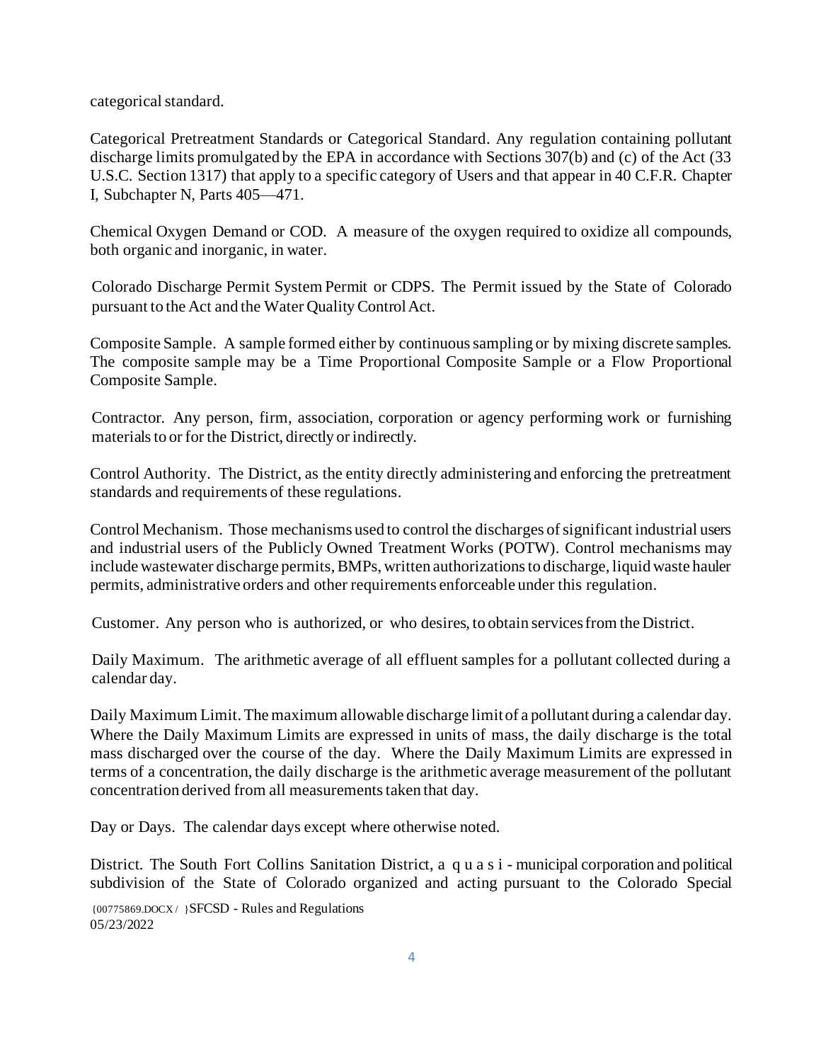categorical standard.

Categorical Pretreatment Standards or Categorical Standard. Any regulation containing pollutant discharge limits promulgated by the EPA in accordance with Sections 307(b) and (c) of the Act (33 U.S.C. Section 1317) that apply to a specific category of Users and that appear in 40 C.F.R. Chapter I, Subchapter N, Parts 405—471.

Chemical Oxygen Demand or COD. A measure of the oxygen required to oxidize all compounds, both organic and inorganic, in water.

Colorado Discharge Permit System Permit or CDPS. The Permit issued by the State of Colorado pursuant to the Act and the Water Quality Control Act.

Composite Sample. A sample formed either by continuous sampling or by mixing discrete samples. The composite sample may be a Time Proportional Composite Sample or a Flow Proportional Composite Sample.

Contractor. Any person, firm, association, corporation or agency performing work or furnishing materials to or for the District, directly or indirectly.

Control Authority. The District, as the entity directly administering and enforcing the pretreatment standards and requirements of these regulations.

Control Mechanism. Those mechanisms used to control the discharges of significant industrial users and industrial users of the Publicly Owned Treatment Works (POTW). Control mechanisms may include wastewater discharge permits, BMPs, written authorizations to discharge, liquid waste hauler permits, administrative orders and other requirements enforceable under this regulation.

Customer. Any person who is authorized, or who desires, to obtain services from the District.

Daily Maximum. The arithmetic average of all effluent samples for a pollutant collected during a calendar day.

Daily Maximum Limit. The maximum allowable discharge limit of a pollutant during a calendar day. Where the Daily Maximum Limits are expressed in units of mass, the daily discharge is the total mass discharged over the course of the day. Where the Daily Maximum Limits are expressed in terms of a concentration, the daily discharge is the arithmetic average measurement of the pollutant concentration derived from all measurements taken that day.

Day or Days. The calendar days except where otherwise noted.

District. The South Fort Collins Sanitation District, a quasi-municipal corporation and political subdivision of the State of Colorado organized and acting pursuant to the Colorado Special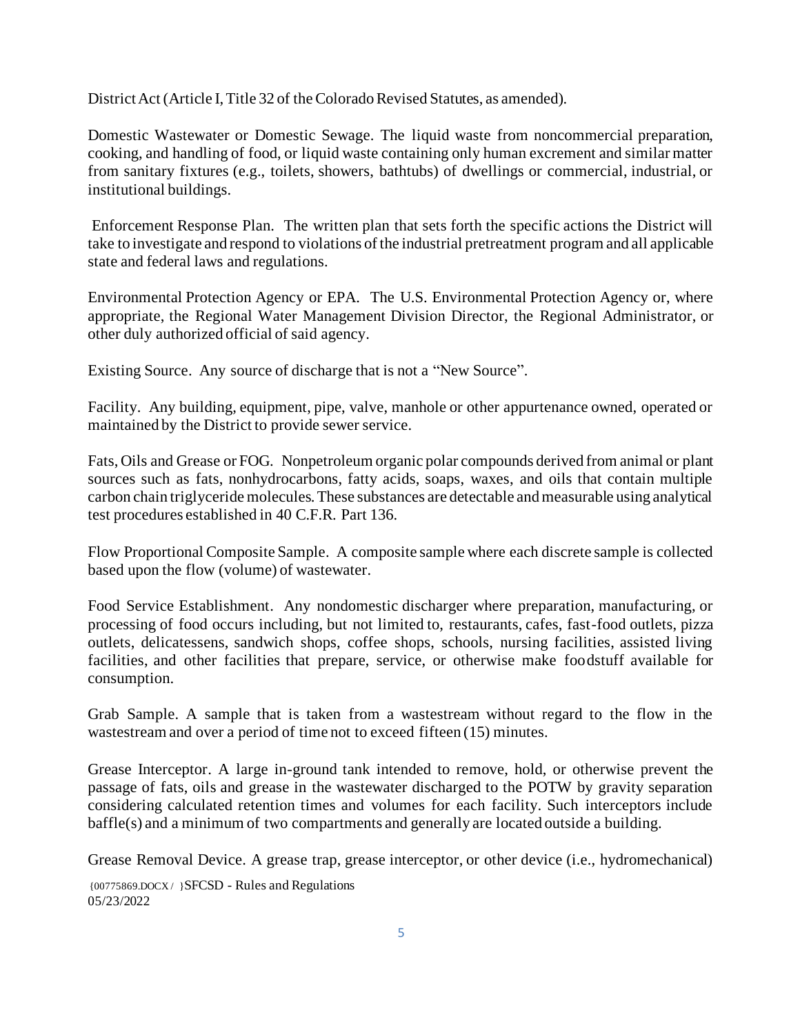District Act (Article I, Title 32 of the Colorado Revised Statutes, as amended).

Domestic Wastewater or Domestic Sewage. The liquid waste from noncommercial preparation, cooking, and handling of food, or liquid waste containing only human excrement and similar matter from sanitary fixtures (e.g., toilets, showers, bathtubs) of dwellings or commercial, industrial, or institutional buildings.

Enforcement Response Plan. The written plan that sets forth the specific actions the District will take to investigate and respond to violations of the industrial pretreatment program and all applicable state and federal laws and regulations.

Environmental Protection Agency or EPA. The U.S. Environmental Protection Agency or, where appropriate, the Regional Water Management Division Director, the Regional Administrator, or other duly authorized official of said agency.

Existing Source. Any source of discharge that is not a "New Source".

Facility. Any building, equipment, pipe, valve, manhole or other appurtenance owned, operated or maintained by the District to provide sewer service.

Fats, Oils and Grease or FOG. Nonpetroleum organic polar compounds derived from animal or plant sources such as fats, nonhydrocarbons, fatty acids, soaps, waxes, and oils that contain multiple carbon chain triglyceride molecules. These substances are detectable and measurable using analytical test procedures established in 40 C.F.R. Part 136.

Flow Proportional Composite Sample. A composite sample where each discrete sample is collected based upon the flow (volume) of wastewater.

Food Service Establishment. Any nondomestic discharger where preparation, manufacturing, or processing of food occurs including, but not limited to, restaurants, cafes, fast-food outlets, pizza outlets, delicatessens, sandwich shops, coffee shops, schools, nursing facilities, assisted living facilities, and other facilities that prepare, service, or otherwise make foodstuff available for consumption.

Grab Sample. A sample that is taken from a wastestream without regard to the flow in the wastestream and over a period of time not to exceed fifteen (15) minutes.

Grease Interceptor. A large in-ground tank intended to remove, hold, or otherwise prevent the passage of fats, oils and grease in the wastewater discharged to the POTW by gravity separation considering calculated retention times and volumes for each facility. Such interceptors include baffle(s) and a minimum of two compartments and generally are located outside a building.

Grease Removal Device. A grease trap, grease interceptor, or other device (i.e., hydromechanical)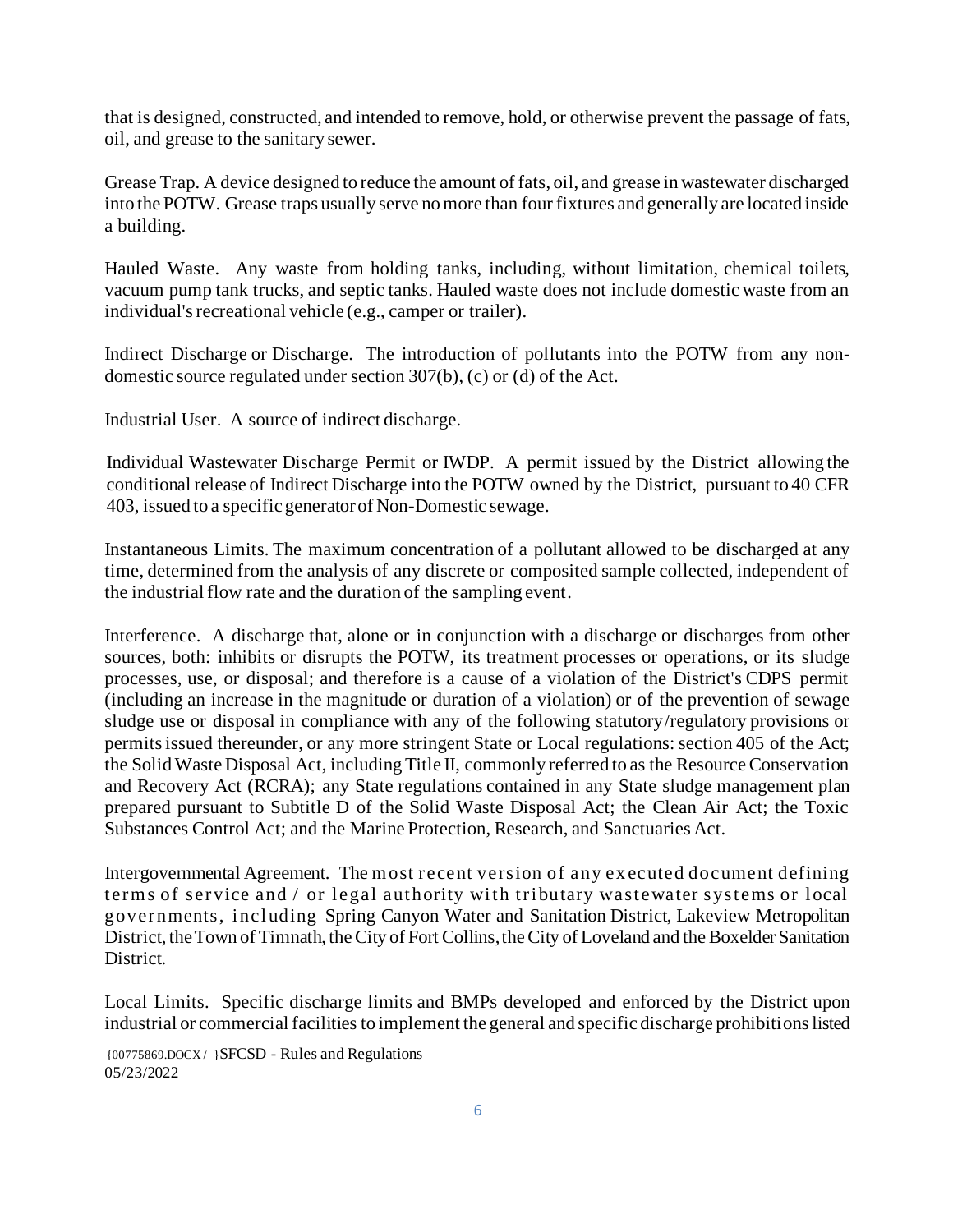that is designed, constructed, and intended to remove, hold, or otherwise prevent the passage of fats, oil, and grease to the sanitary sewer.

Grease Trap. A device designed to reduce the amount of fats, oil, and grease in wastewater discharged into the POTW. Grease traps usually serve no more than four fixtures and generally are located inside a building.

Hauled Waste. Any waste from holding tanks, including, without limitation, chemical toilets, vacuum pump tank trucks, and septic tanks. Hauled waste does not include domestic waste from an individual's recreational vehicle (e.g., camper or trailer).

Indirect Discharge or Discharge. The introduction of pollutants into the POTW from any non-domestic source regulated under section 307(b), (c) or (d) of the Act.

Industrial User. A source of indirect discharge.

Individual Wastewater Discharge Permit or IWDP. A permit issued by the District allowing the conditional release of Indirect Discharge into the POTW owned by the District, pursuant to 40 CFR 403, issued to a specific generator of Non-Domestic sewage.

Instantaneous Limits. The maximum concentration of a pollutant allowed to be discharged at any time, determined from the analysis of any discrete or composited sample collected, independent of the industrial flow rate and the duration of the sampling event.

Interference. A discharge that, alone or in conjunction with a discharge or discharges from other sources, both: inhibits or disrupts the POTW, its treatment processes or operations, or its sludge processes, use, or disposal; and therefore is a cause of a violation of the District's CDPS permit (including an increase in the magnitude or duration of a violation) or of the prevention of sewage sludge use or disposal in compliance with any of the following statutory/regulatory provisions or permits issued thereunder, or any more stringent State or Local regulations: section 405 of the Act; the Solid Waste Disposal Act, including Title II, commonly referred to as the Resource Conservation and Recovery Act (RCRA); any State regulations contained in any State sludge management plan prepared pursuant to Subtitle D of the Solid Waste Disposal Act; the Clean Air Act; the Toxic Substances Control Act; and the Marine Protection, Research, and Sanctuaries Act.

Intergovernmental Agreement. The most recent version of any executed document defining terms of service and / or legal authority with tributary wastewater systems or local governments, including Spring Canyon Water and Sanitation District, Lakeview Metropolitan District, the Town of Timnath, the City of Fort Collins, the City of Loveland and the Boxelder Sanitation District.

Local Limits. Specific discharge limits and BMPs developed and enforced by the District upon industrial or commercial facilities to implement the general and specific discharge prohibitions listed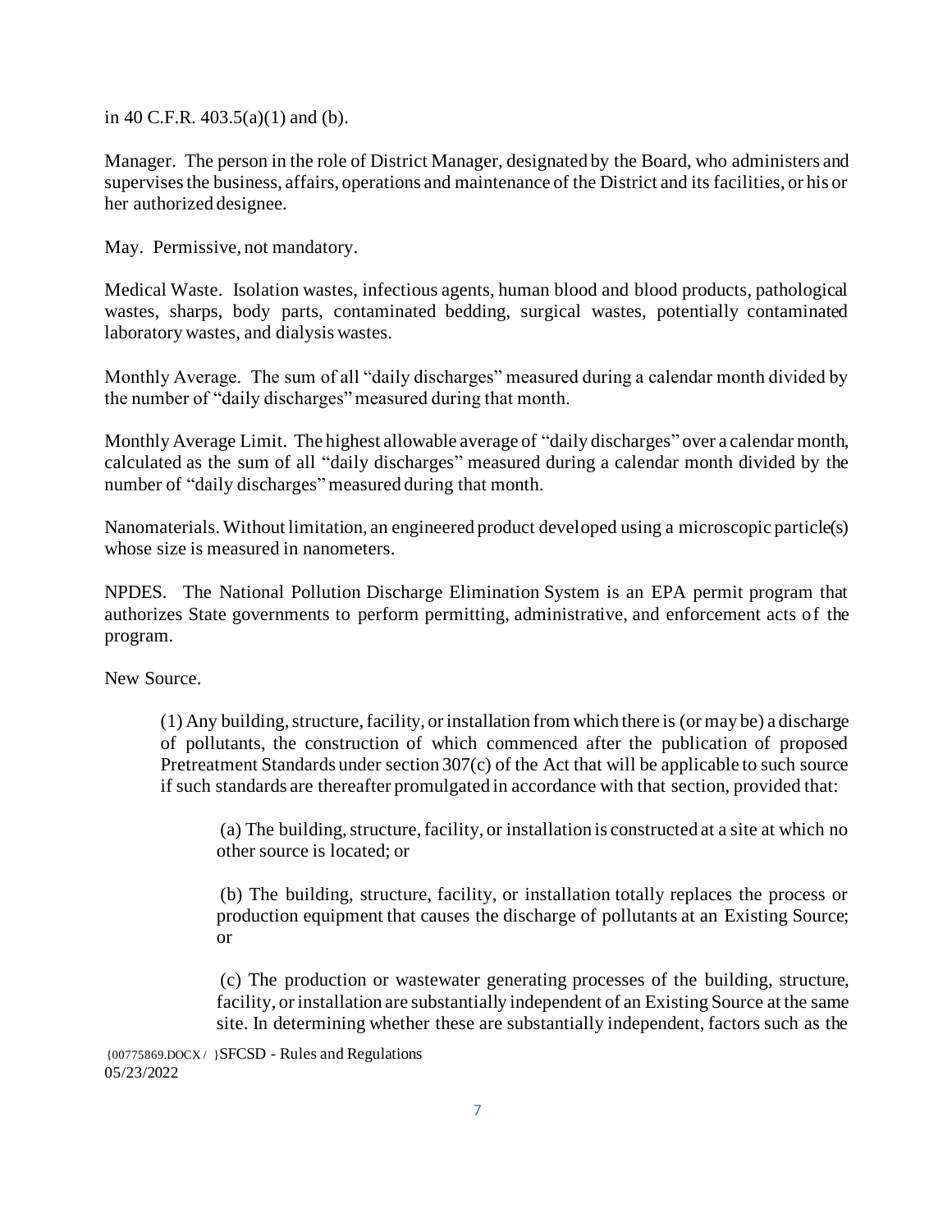in 40 C.F.R. 403.5(a)(1) and (b).

Manager. The person in the role of District Manager, designated by the Board, who administers and supervises the business, affairs, operations and maintenance of the District and its facilities, or his or her authorized designee.

May. Permissive, not mandatory.

Medical Waste. Isolation wastes, infectious agents, human blood and blood products, pathological wastes, sharps, body parts, contaminated bedding, surgical wastes, potentially contaminated laboratory wastes, and dialysis wastes.

Monthly Average. The sum of all "daily discharges" measured during a calendar month divided by the number of "daily discharges" measured during that month.

Monthly Average Limit. The highest allowable average of "daily discharges" over a calendar month, calculated as the sum of all "daily discharges" measured during a calendar month divided by the number of "daily discharges" measured during that month.

Nanomaterials. Without limitation, an engineered product developed using a microscopic particle(s) whose size is measured in nanometers.

NPDES. The National Pollution Discharge Elimination System is an EPA permit program that authorizes State governments to perform permitting, administrative, and enforcement acts of the program.

New Source.

> (1) Any building, structure, facility, or installation from which there is (or may be) a discharge of pollutants, the construction of which commenced after the publication of proposed Pretreatment Standards under section 307(c) of the Act that will be applicable to such source if such standards are thereafter promulgated in accordance with that section, provided that:
>
> > (a) The building, structure, facility, or installation is constructed at a site at which no other source is located; or
> >
> > (b) The building, structure, facility, or installation totally replaces the process or production equipment that causes the discharge of pollutants at an Existing Source; or
> >
> > (c) The production or wastewater generating processes of the building, structure, facility, or installation are substantially independent of an Existing Source at the same site. In determining whether these are substantially independent, factors such as the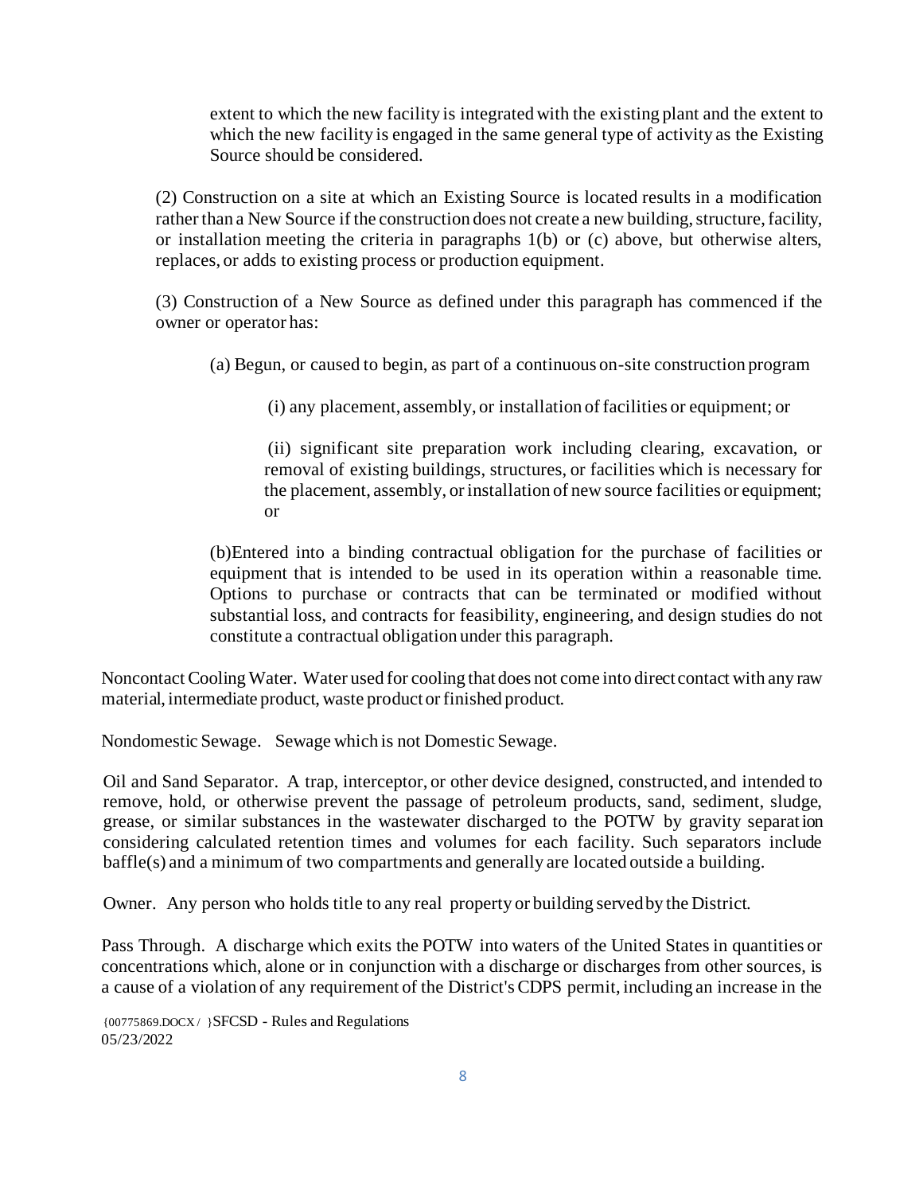extent to which the new facility is integrated with the existing plant and the extent to which the new facility is engaged in the same general type of activity as the Existing Source should be considered.

(2) Construction on a site at which an Existing Source is located results in a modification rather than a New Source if the construction does not create a new building, structure, facility, or installation meeting the criteria in paragraphs 1(b) or (c) above, but otherwise alters, replaces, or adds to existing process or production equipment.

(3) Construction of a New Source as defined under this paragraph has commenced if the owner or operator has:

(a) Begun, or caused to begin, as part of a continuous on-site construction program

(i) any placement, assembly, or installation of facilities or equipment; or

(ii) significant site preparation work including clearing, excavation, or removal of existing buildings, structures, or facilities which is necessary for the placement, assembly, or installation of new source facilities or equipment; or

(b)Entered into a binding contractual obligation for the purchase of facilities or equipment that is intended to be used in its operation within a reasonable time. Options to purchase or contracts that can be terminated or modified without substantial loss, and contracts for feasibility, engineering, and design studies do not constitute a contractual obligation under this paragraph.

Noncontact Cooling Water. Water used for cooling that does not come into direct contact with any raw material, intermediate product, waste product or finished product.

Nondomestic Sewage. Sewage which is not Domestic Sewage.

Oil and Sand Separator. A trap, interceptor, or other device designed, constructed, and intended to remove, hold, or otherwise prevent the passage of petroleum products, sand, sediment, sludge, grease, or similar substances in the wastewater discharged to the POTW by gravity separation considering calculated retention times and volumes for each facility. Such separators include baffle(s) and a minimum of two compartments and generally are located outside a building.

Owner. Any person who holds title to any real property or building served by the District.

Pass Through. A discharge which exits the POTW into waters of the United States in quantities or concentrations which, alone or in conjunction with a discharge or discharges from other sources, is a cause of a violation of any requirement of the District's CDPS permit, including an increase in the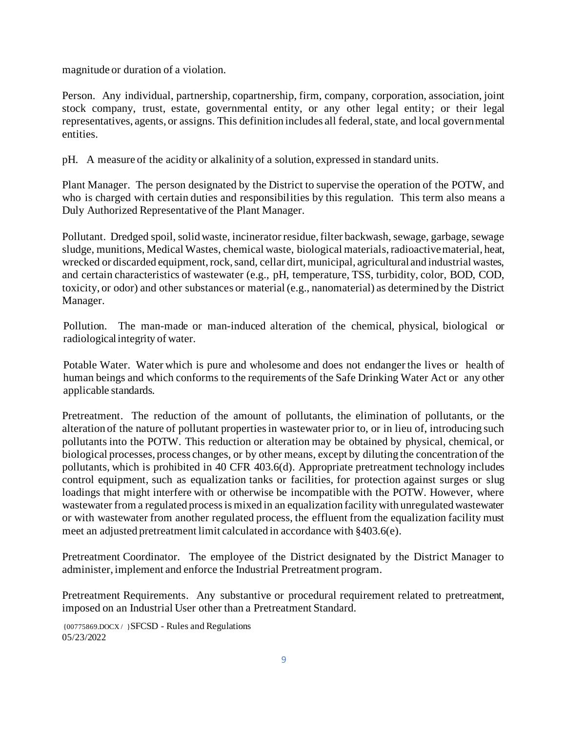magnitude or duration of a violation.

Person. Any individual, partnership, copartnership, firm, company, corporation, association, joint stock company, trust, estate, governmental entity, or any other legal entity; or their legal representatives, agents, or assigns. This definition includes all federal, state, and local governmental entities.

pH. A measure of the acidity or alkalinity of a solution, expressed in standard units.

Plant Manager. The person designated by the District to supervise the operation of the POTW, and who is charged with certain duties and responsibilities by this regulation. This term also means a Duly Authorized Representative of the Plant Manager.

Pollutant. Dredged spoil, solid waste, incinerator residue, filter backwash, sewage, garbage, sewage sludge, munitions, Medical Wastes, chemical waste, biological materials, radioactive material, heat, wrecked or discarded equipment, rock, sand, cellar dirt, municipal, agricultural and industrial wastes, and certain characteristics of wastewater (e.g., pH, temperature, TSS, turbidity, color, BOD, COD, toxicity, or odor) and other substances or material (e.g., nanomaterial) as determined by the District Manager.

Pollution. The man-made or man-induced alteration of the chemical, physical, biological or radiological integrity of water.

Potable Water. Water which is pure and wholesome and does not endanger the lives or health of human beings and which conforms to the requirements of the Safe Drinking Water Act or any other applicable standards.

Pretreatment. The reduction of the amount of pollutants, the elimination of pollutants, or the alteration of the nature of pollutant properties in wastewater prior to, or in lieu of, introducing such pollutants into the POTW. This reduction or alteration may be obtained by physical, chemical, or biological processes, process changes, or by other means, except by diluting the concentration of the pollutants, which is prohibited in 40 CFR 403.6(d). Appropriate pretreatment technology includes control equipment, such as equalization tanks or facilities, for protection against surges or slug loadings that might interfere with or otherwise be incompatible with the POTW. However, where wastewater from a regulated process is mixed in an equalization facility with unregulated wastewater or with wastewater from another regulated process, the effluent from the equalization facility must meet an adjusted pretreatment limit calculated in accordance with §403.6(e).

Pretreatment Coordinator. The employee of the District designated by the District Manager to administer, implement and enforce the Industrial Pretreatment program.

Pretreatment Requirements. Any substantive or procedural requirement related to pretreatment, imposed on an Industrial User other than a Pretreatment Standard.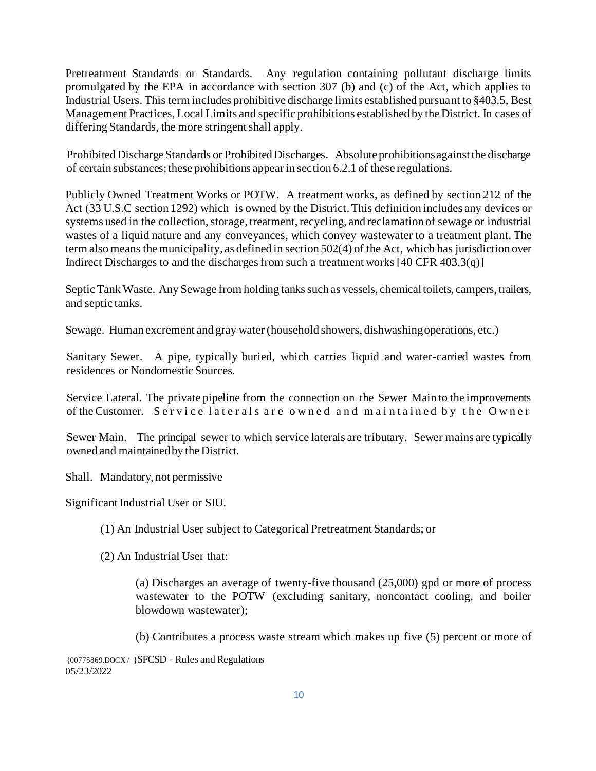Pretreatment Standards or Standards. Any regulation containing pollutant discharge limits promulgated by the EPA in accordance with section 307 (b) and (c) of the Act, which applies to Industrial Users. This term includes prohibitive discharge limits established pursuant to §403.5, Best Management Practices, Local Limits and specific prohibitions established by the District. In cases of differing Standards, the more stringent shall apply.

Prohibited Discharge Standards or Prohibited Discharges. Absolute prohibitions against the discharge of certain substances; these prohibitions appear in section 6.2.1 of these regulations.

Publicly Owned Treatment Works or POTW. A treatment works, as defined by section 212 of the Act (33 U.S.C section 1292) which is owned by the District. This definition includes any devices or systems used in the collection, storage, treatment, recycling, and reclamation of sewage or industrial wastes of a liquid nature and any conveyances, which convey wastewater to a treatment plant. The term also means the municipality, as defined in section 502(4) of the Act, which has jurisdiction over Indirect Discharges to and the discharges from such a treatment works [40 CFR 403.3(q)]

Septic Tank Waste. Any Sewage from holding tanks such as vessels, chemical toilets, campers, trailers, and septic tanks.

Sewage. Human excrement and gray water (household showers, dishwashing operations, etc.)

Sanitary Sewer. A pipe, typically buried, which carries liquid and water-carried wastes from residences or Nondomestic Sources.

Service Lateral. The private pipeline from the connection on the Sewer Main to the improvements of the Customer. Service laterals are owned and maintained by the Owner

Sewer Main. The principal sewer to which service laterals are tributary. Sewer mains are typically owned and maintained by the District.

Shall. Mandatory, not permissive

Significant Industrial User or SIU.

(1) An Industrial User subject to Categorical Pretreatment Standards; or

(2) An Industrial User that:

(a) Discharges an average of twenty-five thousand (25,000) gpd or more of process wastewater to the POTW (excluding sanitary, noncontact cooling, and boiler blowdown wastewater);

(b) Contributes a process waste stream which makes up five (5) percent or more of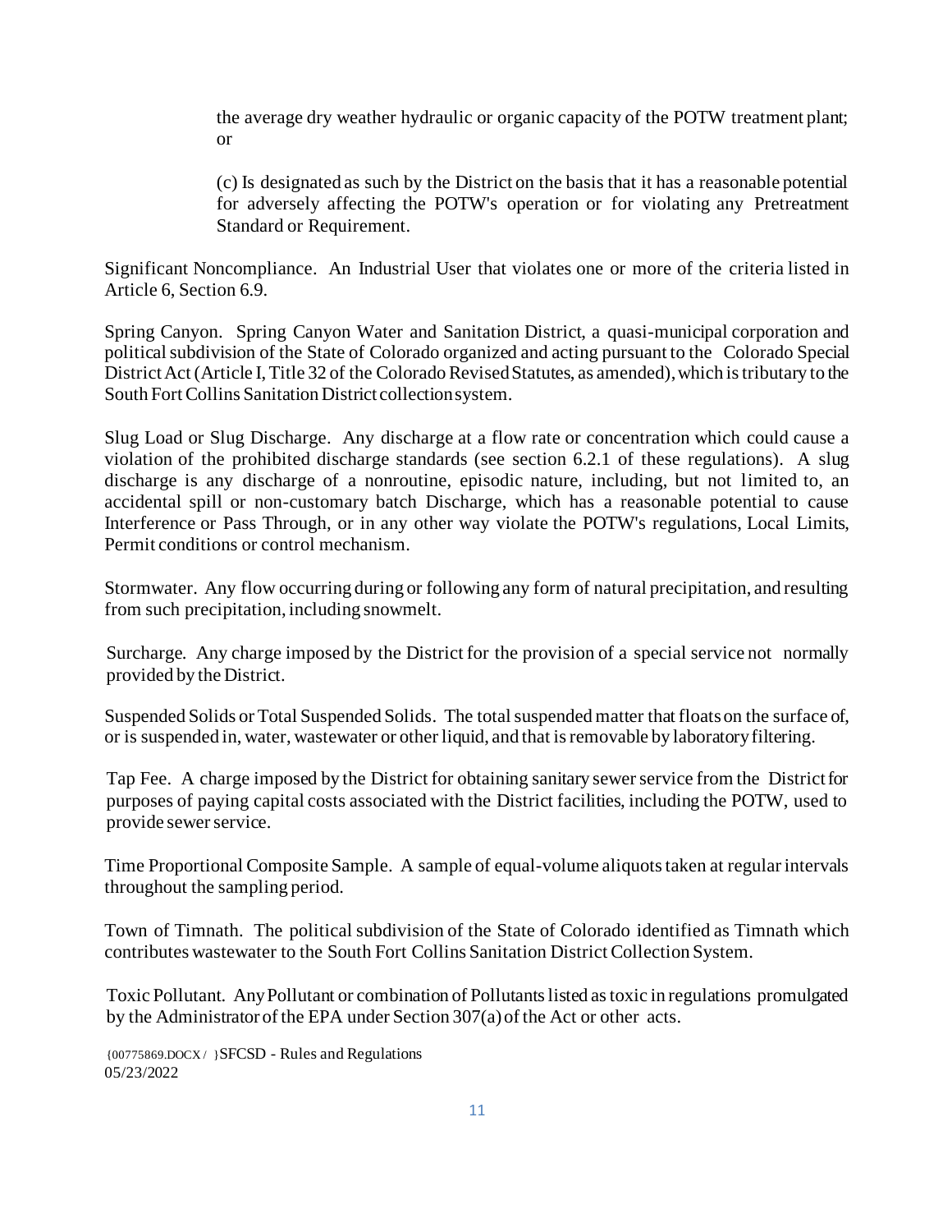the average dry weather hydraulic or organic capacity of the POTW treatment plant; or

(c) Is designated as such by the District on the basis that it has a reasonable potential for adversely affecting the POTW's operation or for violating any Pretreatment Standard or Requirement.

Significant Noncompliance. An Industrial User that violates one or more of the criteria listed in Article 6, Section 6.9.

Spring Canyon. Spring Canyon Water and Sanitation District, a quasi-municipal corporation and political subdivision of the State of Colorado organized and acting pursuant to the Colorado Special District Act (Article I, Title 32 of the Colorado Revised Statutes, as amended), which is tributary to the South Fort Collins Sanitation District collection system.

Slug Load or Slug Discharge. Any discharge at a flow rate or concentration which could cause a violation of the prohibited discharge standards (see section 6.2.1 of these regulations). A slug discharge is any discharge of a nonroutine, episodic nature, including, but not limited to, an accidental spill or non-customary batch Discharge, which has a reasonable potential to cause Interference or Pass Through, or in any other way violate the POTW's regulations, Local Limits, Permit conditions or control mechanism.

Stormwater. Any flow occurring during or following any form of natural precipitation, and resulting from such precipitation, including snowmelt.

Surcharge. Any charge imposed by the District for the provision of a special service not normally provided by the District.

Suspended Solids or Total Suspended Solids. The total suspended matter that floats on the surface of, or is suspended in, water, wastewater or other liquid, and that is removable by laboratory filtering.

Tap Fee. A charge imposed by the District for obtaining sanitary sewer service from the District for purposes of paying capital costs associated with the District facilities, including the POTW, used to provide sewer service.

Time Proportional Composite Sample. A sample of equal-volume aliquots taken at regular intervals throughout the sampling period.

Town of Timnath. The political subdivision of the State of Colorado identified as Timnath which contributes wastewater to the South Fort Collins Sanitation District Collection System.

Toxic Pollutant. Any Pollutant or combination of Pollutants listed as toxic in regulations promulgated by the Administrator of the EPA under Section 307(a) of the Act or other acts.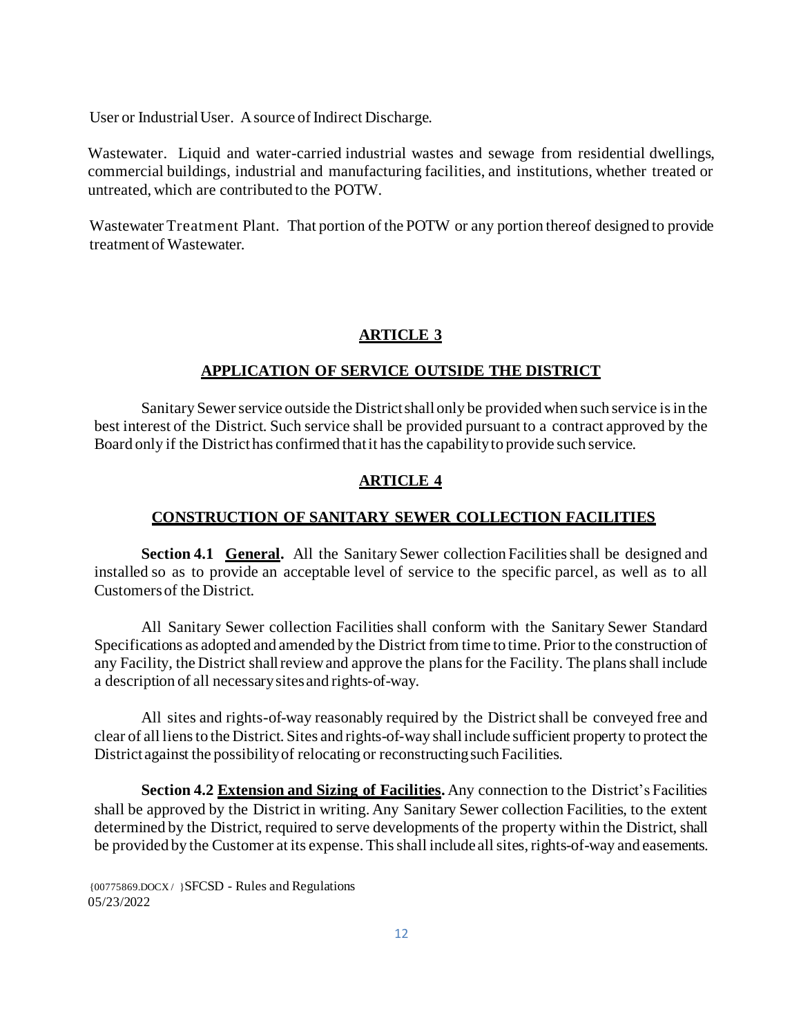User or Industrial User. A source of Indirect Discharge.

Wastewater. Liquid and water-carried industrial wastes and sewage from residential dwellings, commercial buildings, industrial and manufacturing facilities, and institutions, whether treated or untreated, which are contributed to the POTW.

Wastewater Treatment Plant. That portion of the POTW or any portion thereof designed to provide treatment of Wastewater.

## ARTICLE 3

## APPLICATION OF SERVICE OUTSIDE THE DISTRICT

Sanitary Sewer service outside the District shall only be provided when such service is in the best interest of the District. Such service shall be provided pursuant to a contract approved by the Board only if the District has confirmed that it has the capability to provide such service.

## ARTICLE 4

## CONSTRUCTION OF SANITARY SEWER COLLECTION FACILITIES

**Section 4.1 General.** All the Sanitary Sewer collection Facilities shall be designed and installed so as to provide an acceptable level of service to the specific parcel, as well as to all Customers of the District.

All Sanitary Sewer collection Facilities shall conform with the Sanitary Sewer Standard Specifications as adopted and amended by the District from time to time. Prior to the construction of any Facility, the District shall review and approve the plans for the Facility. The plans shall include a description of all necessary sites and rights-of-way.

All sites and rights-of-way reasonably required by the District shall be conveyed free and clear of all liens to the District. Sites and rights-of-way shall include sufficient property to protect the District against the possibility of relocating or reconstructing such Facilities.

**Section 4.2 Extension and Sizing of Facilities.** Any connection to the District's Facilities shall be approved by the District in writing. Any Sanitary Sewer collection Facilities, to the extent determined by the District, required to serve developments of the property within the District, shall be provided by the Customer at its expense. This shall include all sites, rights-of-way and easements.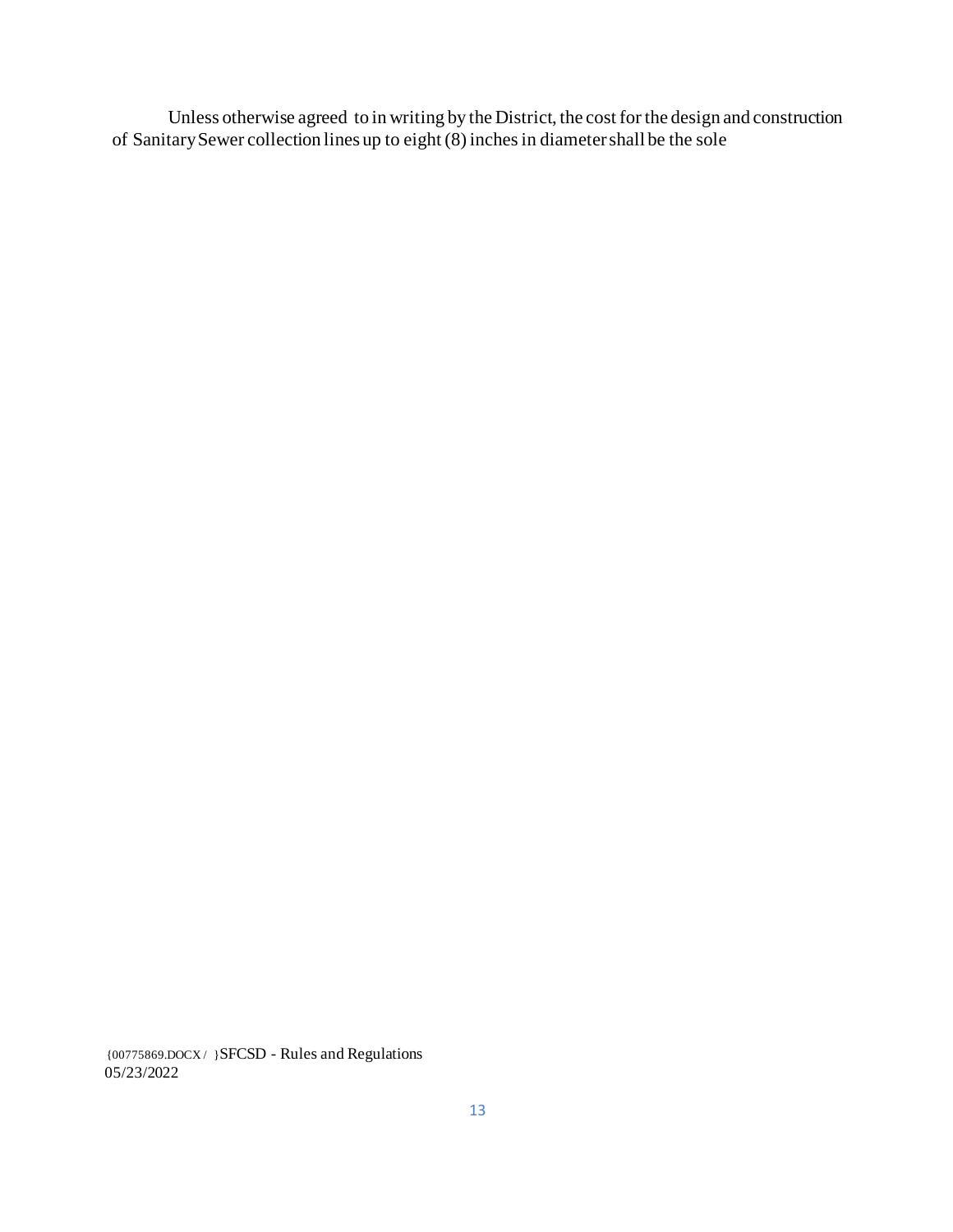Unless otherwise agreed to in writing by the District, the cost for the design and construction of Sanitary Sewer collection lines up to eight (8) inches in diameter shall be the sole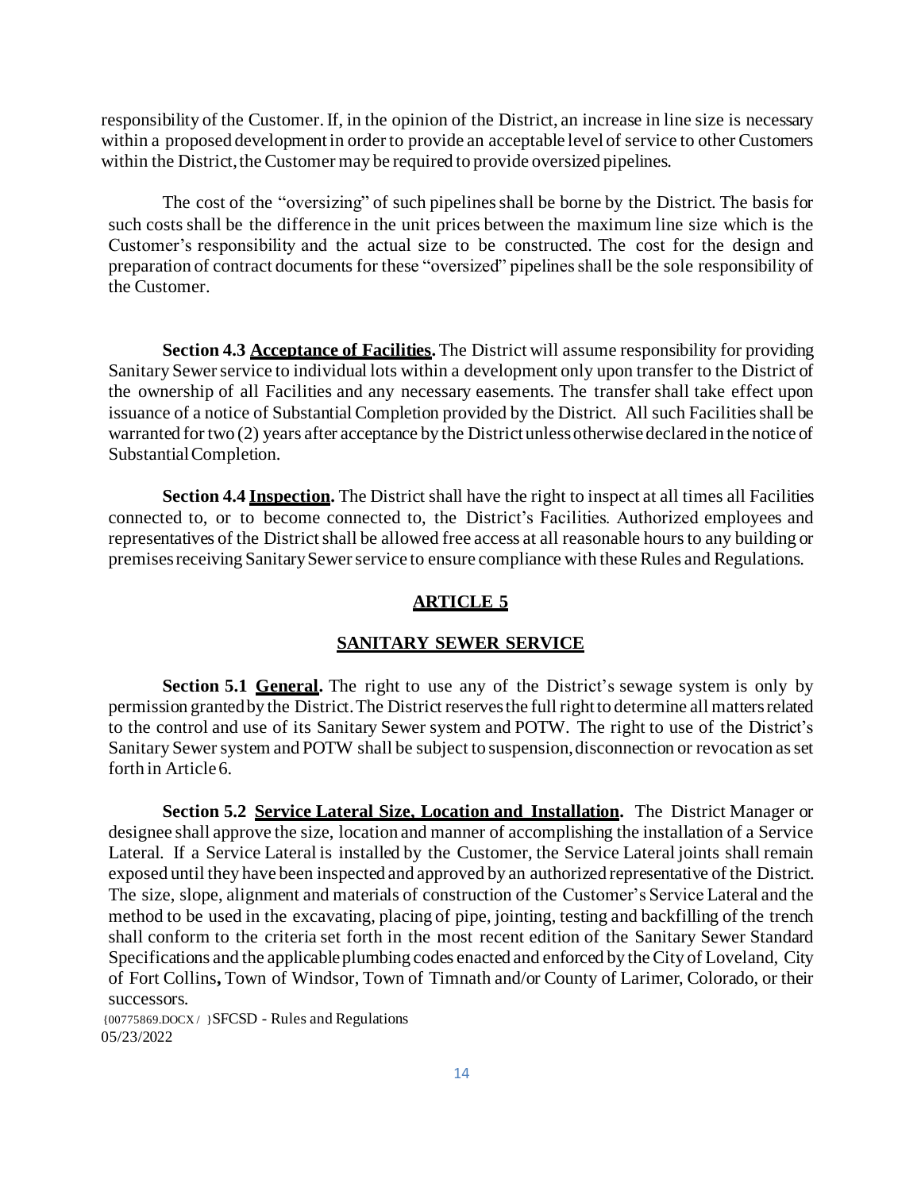responsibility of the Customer. If, in the opinion of the District, an increase in line size is necessary within a proposed development in order to provide an acceptable level of service to other Customers within the District, the Customer may be required to provide oversized pipelines.

The cost of the "oversizing" of such pipelines shall be borne by the District. The basis for such costs shall be the difference in the unit prices between the maximum line size which is the Customer's responsibility and the actual size to be constructed. The cost for the design and preparation of contract documents for these "oversized" pipelines shall be the sole responsibility of the Customer.

**Section 4.3 Acceptance of Facilities.** The District will assume responsibility for providing Sanitary Sewer service to individual lots within a development only upon transfer to the District of the ownership of all Facilities and any necessary easements. The transfer shall take effect upon issuance of a notice of Substantial Completion provided by the District. All such Facilities shall be warranted for two (2) years after acceptance by the District unless otherwise declared in the notice of Substantial Completion.

**Section 4.4 Inspection.** The District shall have the right to inspect at all times all Facilities connected to, or to become connected to, the District's Facilities. Authorized employees and representatives of the District shall be allowed free access at all reasonable hours to any building or premises receiving Sanitary Sewer service to ensure compliance with these Rules and Regulations.

## ARTICLE 5

## SANITARY SEWER SERVICE

**Section 5.1 General.** The right to use any of the District's sewage system is only by permission granted by the District. The District reserves the full right to determine all matters related to the control and use of its Sanitary Sewer system and POTW. The right to use of the District's Sanitary Sewer system and POTW shall be subject to suspension, disconnection or revocation as set forth in Article 6.

**Section 5.2 Service Lateral Size, Location and Installation.** The District Manager or designee shall approve the size, location and manner of accomplishing the installation of a Service Lateral. If a Service Lateral is installed by the Customer, the Service Lateral joints shall remain exposed until they have been inspected and approved by an authorized representative of the District. The size, slope, alignment and materials of construction of the Customer's Service Lateral and the method to be used in the excavating, placing of pipe, jointing, testing and backfilling of the trench shall conform to the criteria set forth in the most recent edition of the Sanitary Sewer Standard Specifications and the applicable plumbing codes enacted and enforced by the City of Loveland, City of Fort Collins**,** Town of Windsor, Town of Timnath and/or County of Larimer, Colorado, or their successors.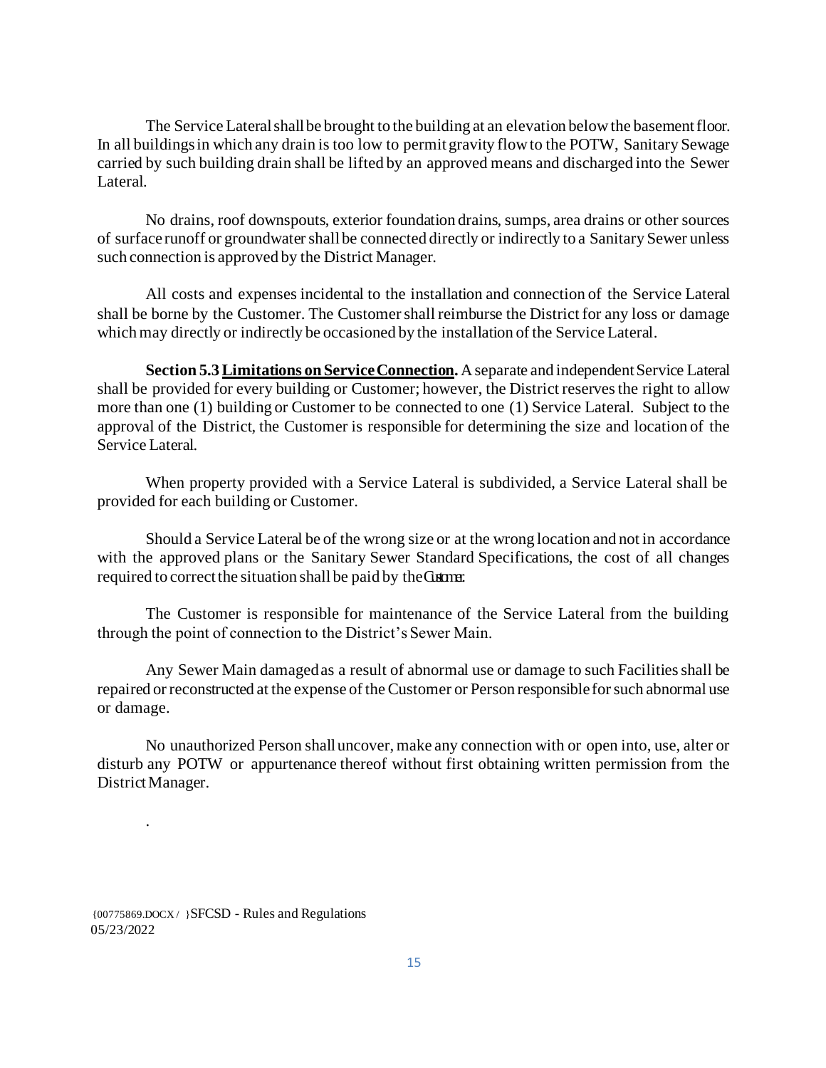The Service Lateral shall be brought to the building at an elevation below the basement floor. In all buildings in which any drain is too low to permit gravity flow to the POTW, Sanitary Sewage carried by such building drain shall be lifted by an approved means and discharged into the Sewer Lateral.

No drains, roof downspouts, exterior foundation drains, sumps, area drains or other sources of surface runoff or groundwater shall be connected directly or indirectly to a Sanitary Sewer unless such connection is approved by the District Manager.

All costs and expenses incidental to the installation and connection of the Service Lateral shall be borne by the Customer. The Customer shall reimburse the District for any loss or damage which may directly or indirectly be occasioned by the installation of the Service Lateral.

**Section 5.3 Limitations on Service Connection.** A separate and independent Service Lateral shall be provided for every building or Customer; however, the District reserves the right to allow more than one (1) building or Customer to be connected to one (1) Service Lateral. Subject to the approval of the District, the Customer is responsible for determining the size and location of the Service Lateral.

When property provided with a Service Lateral is subdivided, a Service Lateral shall be provided for each building or Customer.

Should a Service Lateral be of the wrong size or at the wrong location and not in accordance with the approved plans or the Sanitary Sewer Standard Specifications, the cost of all changes required to correct the situation shall be paid by the Customer.

The Customer is responsible for maintenance of the Service Lateral from the building through the point of connection to the District's Sewer Main.

Any Sewer Main damaged as a result of abnormal use or damage to such Facilities shall be repaired or reconstructed at the expense of the Customer or Person responsible for such abnormal use or damage.

No unauthorized Person shall uncover, make any connection with or open into, use, alter or disturb any POTW or appurtenance thereof without first obtaining written permission from the District Manager.

.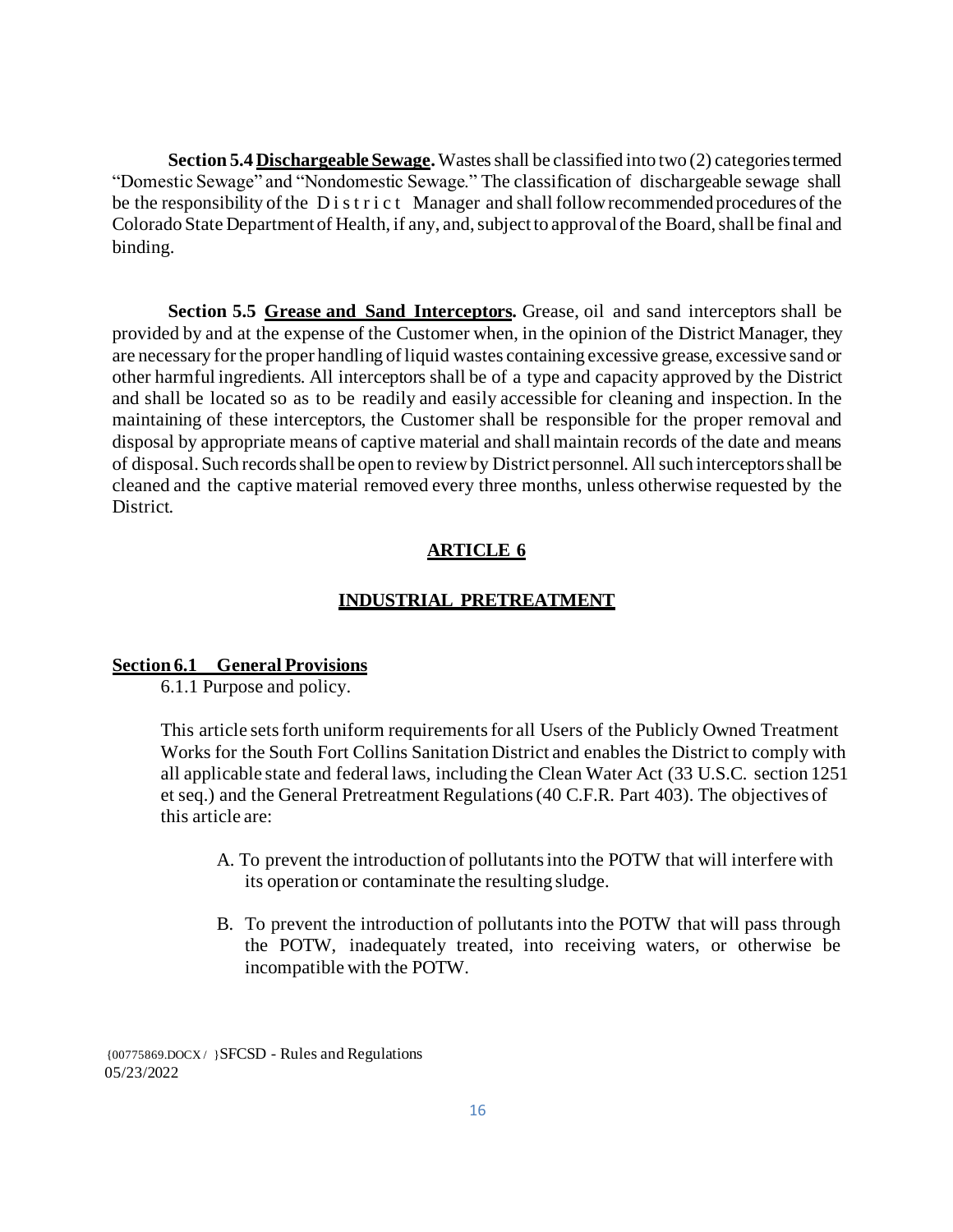**Section 5.4 Dischargeable Sewage.** Wastes shall be classified into two (2) categories termed "Domestic Sewage" and "Nondomestic Sewage." The classification of dischargeable sewage shall be the responsibility of the District Manager and shall follow recommended procedures of the Colorado State Department of Health, if any, and, subject to approval of the Board, shall be final and binding.

**Section 5.5 Grease and Sand Interceptors.** Grease, oil and sand interceptors shall be provided by and at the expense of the Customer when, in the opinion of the District Manager, they are necessary for the proper handling of liquid wastes containing excessive grease, excessive sand or other harmful ingredients. All interceptors shall be of a type and capacity approved by the District and shall be located so as to be readily and easily accessible for cleaning and inspection. In the maintaining of these interceptors, the Customer shall be responsible for the proper removal and disposal by appropriate means of captive material and shall maintain records of the date and means of disposal. Such records shall be open to review by District personnel. All such interceptors shall be cleaned and the captive material removed every three months, unless otherwise requested by the District.

## ARTICLE 6

## INDUSTRIAL PRETREATMENT

### Section 6.1 General Provisions

6.1.1 Purpose and policy.

This article sets forth uniform requirements for all Users of the Publicly Owned Treatment Works for the South Fort Collins Sanitation District and enables the District to comply with all applicable state and federal laws, including the Clean Water Act (33 U.S.C. section 1251 et seq.) and the General Pretreatment Regulations (40 C.F.R. Part 403). The objectives of this article are:

A. To prevent the introduction of pollutants into the POTW that will interfere with its operation or contaminate the resulting sludge.

B. To prevent the introduction of pollutants into the POTW that will pass through the POTW, inadequately treated, into receiving waters, or otherwise be incompatible with the POTW.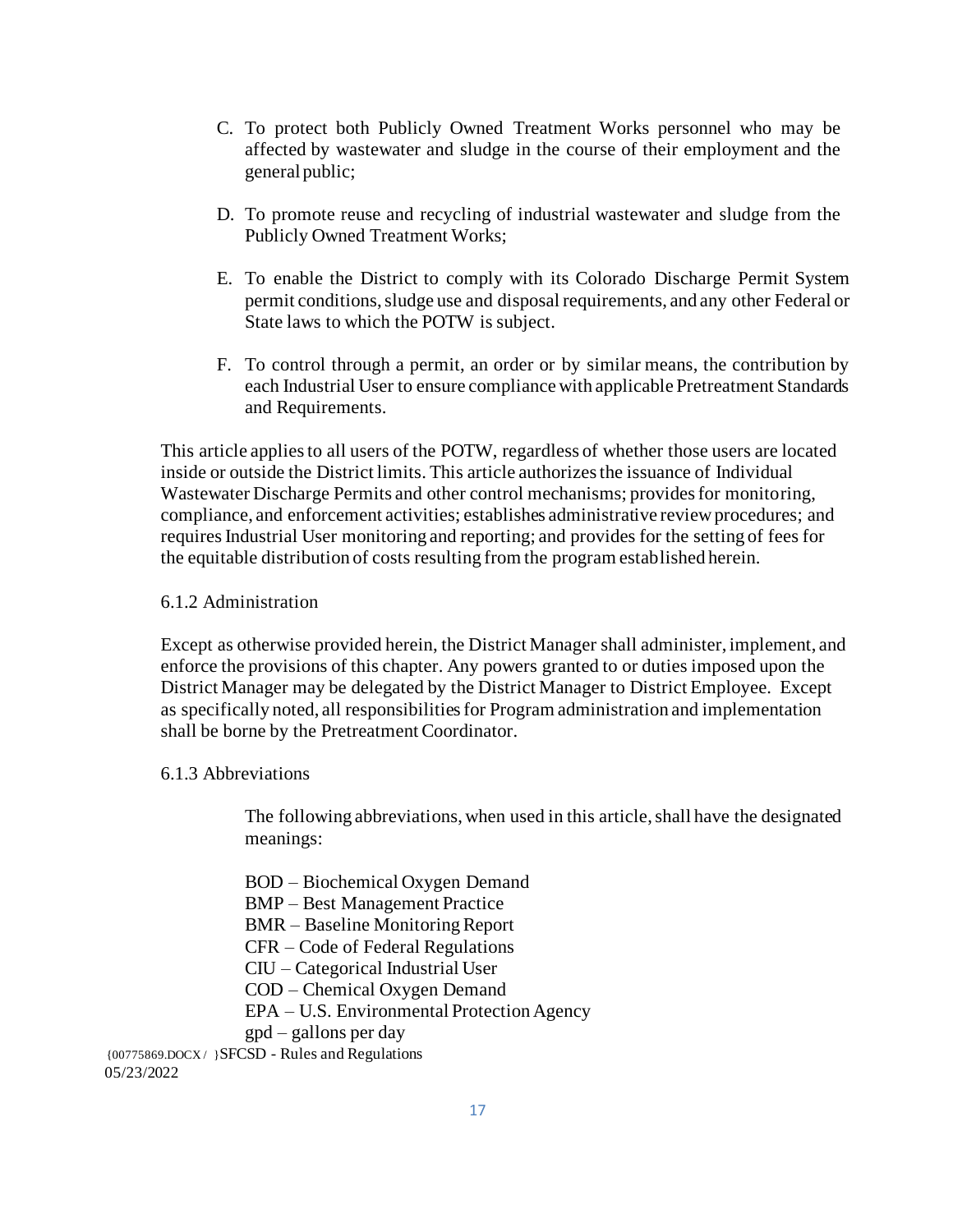C. To protect both Publicly Owned Treatment Works personnel who may be affected by wastewater and sludge in the course of their employment and the general public;

D. To promote reuse and recycling of industrial wastewater and sludge from the Publicly Owned Treatment Works;

E. To enable the District to comply with its Colorado Discharge Permit System permit conditions, sludge use and disposal requirements, and any other Federal or State laws to which the POTW is subject.

F. To control through a permit, an order or by similar means, the contribution by each Industrial User to ensure compliance with applicable Pretreatment Standards and Requirements.

This article applies to all users of the POTW, regardless of whether those users are located inside or outside the District limits. This article authorizes the issuance of Individual Wastewater Discharge Permits and other control mechanisms; provides for monitoring, compliance, and enforcement activities; establishes administrative review procedures; and requires Industrial User monitoring and reporting; and provides for the setting of fees for the equitable distribution of costs resulting from the program established herein.

6.1.2 Administration

Except as otherwise provided herein, the District Manager shall administer, implement, and enforce the provisions of this chapter. Any powers granted to or duties imposed upon the District Manager may be delegated by the District Manager to District Employee. Except as specifically noted, all responsibilities for Program administration and implementation shall be borne by the Pretreatment Coordinator.

6.1.3 Abbreviations

The following abbreviations, when used in this article, shall have the designated meanings:

BOD – Biochemical Oxygen Demand
BMP – Best Management Practice
BMR – Baseline Monitoring Report
CFR – Code of Federal Regulations
CIU – Categorical Industrial User
COD – Chemical Oxygen Demand
EPA – U.S. Environmental Protection Agency
gpd – gallons per day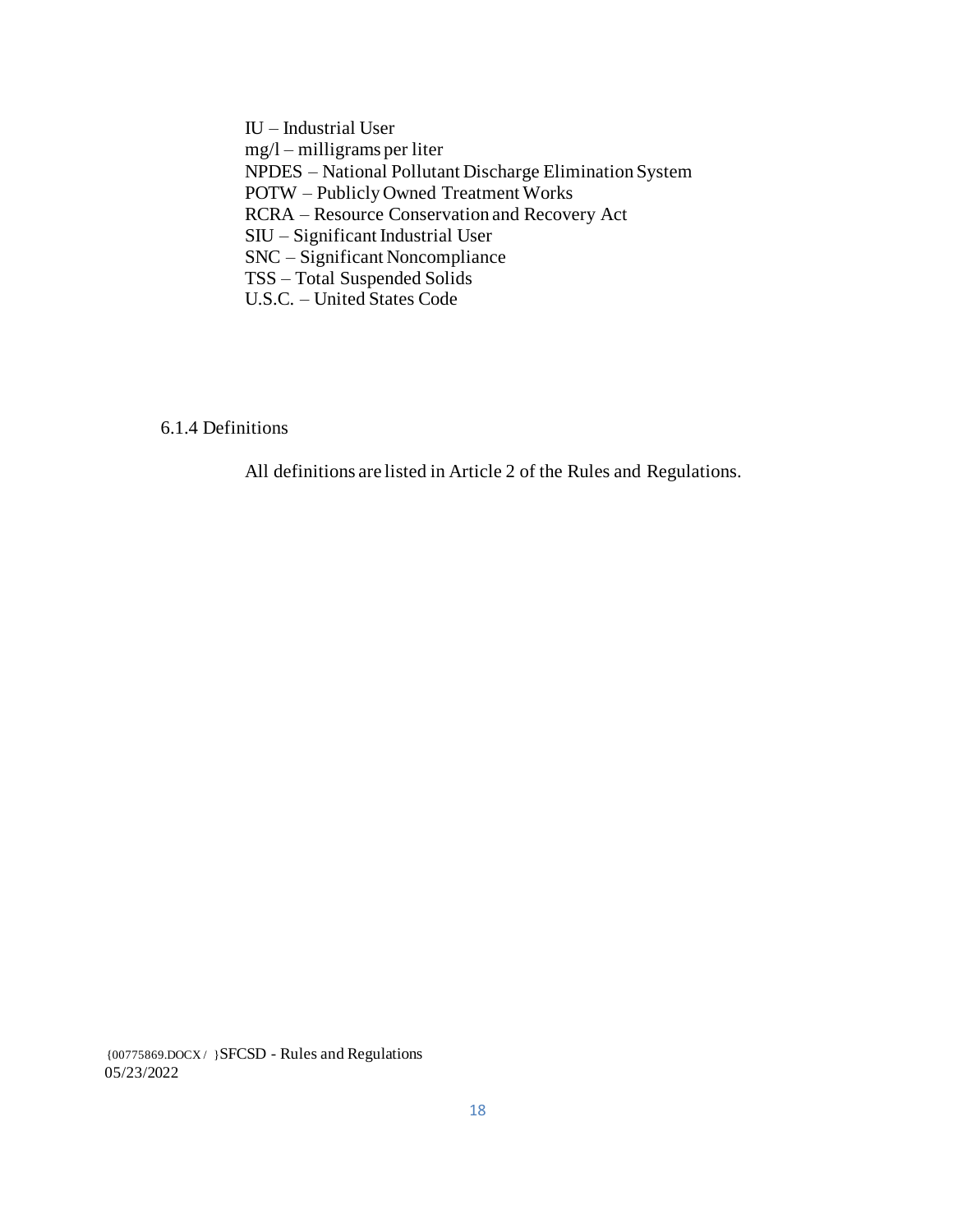IU – Industrial User
mg/l – milligrams per liter
NPDES – National Pollutant Discharge Elimination System
POTW – Publicly Owned Treatment Works
RCRA – Resource Conservation and Recovery Act
SIU – Significant Industrial User
SNC – Significant Noncompliance
TSS – Total Suspended Solids
U.S.C. – United States Code

### 6.1.4 Definitions

All definitions are listed in Article 2 of the Rules and Regulations.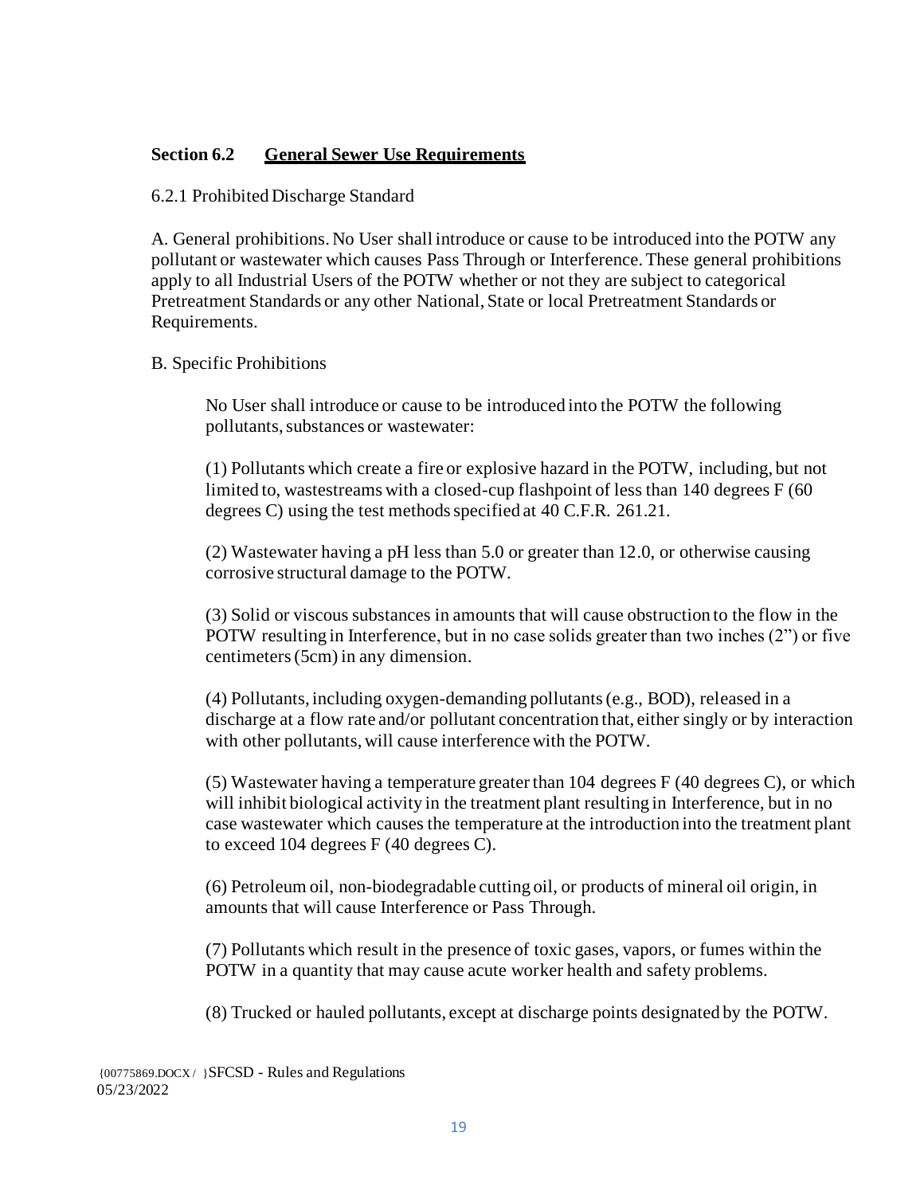## Section 6.2 General Sewer Use Requirements

6.2.1 Prohibited Discharge Standard

A. General prohibitions. No User shall introduce or cause to be introduced into the POTW any pollutant or wastewater which causes Pass Through or Interference. These general prohibitions apply to all Industrial Users of the POTW whether or not they are subject to categorical Pretreatment Standards or any other National, State or local Pretreatment Standards or Requirements.

B. Specific Prohibitions

No User shall introduce or cause to be introduced into the POTW the following pollutants, substances or wastewater:

(1) Pollutants which create a fire or explosive hazard in the POTW, including, but not limited to, wastestreams with a closed-cup flashpoint of less than 140 degrees F (60 degrees C) using the test methods specified at 40 C.F.R. 261.21.

(2) Wastewater having a pH less than 5.0 or greater than 12.0, or otherwise causing corrosive structural damage to the POTW.

(3) Solid or viscous substances in amounts that will cause obstruction to the flow in the POTW resulting in Interference, but in no case solids greater than two inches (2") or five centimeters (5cm) in any dimension.

(4) Pollutants, including oxygen-demanding pollutants (e.g., BOD), released in a discharge at a flow rate and/or pollutant concentration that, either singly or by interaction with other pollutants, will cause interference with the POTW.

(5) Wastewater having a temperature greater than 104 degrees F (40 degrees C), or which will inhibit biological activity in the treatment plant resulting in Interference, but in no case wastewater which causes the temperature at the introduction into the treatment plant to exceed 104 degrees F (40 degrees C).

(6) Petroleum oil, non-biodegradable cutting oil, or products of mineral oil origin, in amounts that will cause Interference or Pass Through.

(7) Pollutants which result in the presence of toxic gases, vapors, or fumes within the POTW in a quantity that may cause acute worker health and safety problems.

(8) Trucked or hauled pollutants, except at discharge points designated by the POTW.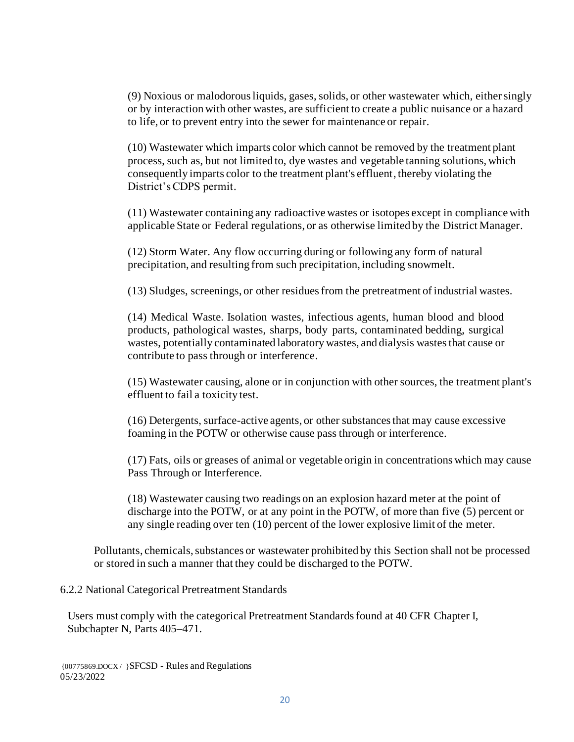(9) Noxious or malodorous liquids, gases, solids, or other wastewater which, either singly or by interaction with other wastes, are sufficient to create a public nuisance or a hazard to life, or to prevent entry into the sewer for maintenance or repair.

(10) Wastewater which imparts color which cannot be removed by the treatment plant process, such as, but not limited to, dye wastes and vegetable tanning solutions, which consequently imparts color to the treatment plant's effluent, thereby violating the District's CDPS permit.

(11) Wastewater containing any radioactive wastes or isotopes except in compliance with applicable State or Federal regulations, or as otherwise limited by the District Manager.

(12) Storm Water. Any flow occurring during or following any form of natural precipitation, and resulting from such precipitation, including snowmelt.

(13) Sludges, screenings, or other residues from the pretreatment of industrial wastes.

(14) Medical Waste. Isolation wastes, infectious agents, human blood and blood products, pathological wastes, sharps, body parts, contaminated bedding, surgical wastes, potentially contaminated laboratory wastes, and dialysis wastes that cause or contribute to pass through or interference.

(15) Wastewater causing, alone or in conjunction with other sources, the treatment plant's effluent to fail a toxicity test.

(16) Detergents, surface-active agents, or other substances that may cause excessive foaming in the POTW or otherwise cause pass through or interference.

(17) Fats, oils or greases of animal or vegetable origin in concentrations which may cause Pass Through or Interference.

(18) Wastewater causing two readings on an explosion hazard meter at the point of discharge into the POTW, or at any point in the POTW, of more than five (5) percent or any single reading over ten (10) percent of the lower explosive limit of the meter.

Pollutants, chemicals, substances or wastewater prohibited by this Section shall not be processed or stored in such a manner that they could be discharged to the POTW.

6.2.2 National Categorical Pretreatment Standards

Users must comply with the categorical Pretreatment Standards found at 40 CFR Chapter I, Subchapter N, Parts 405–471.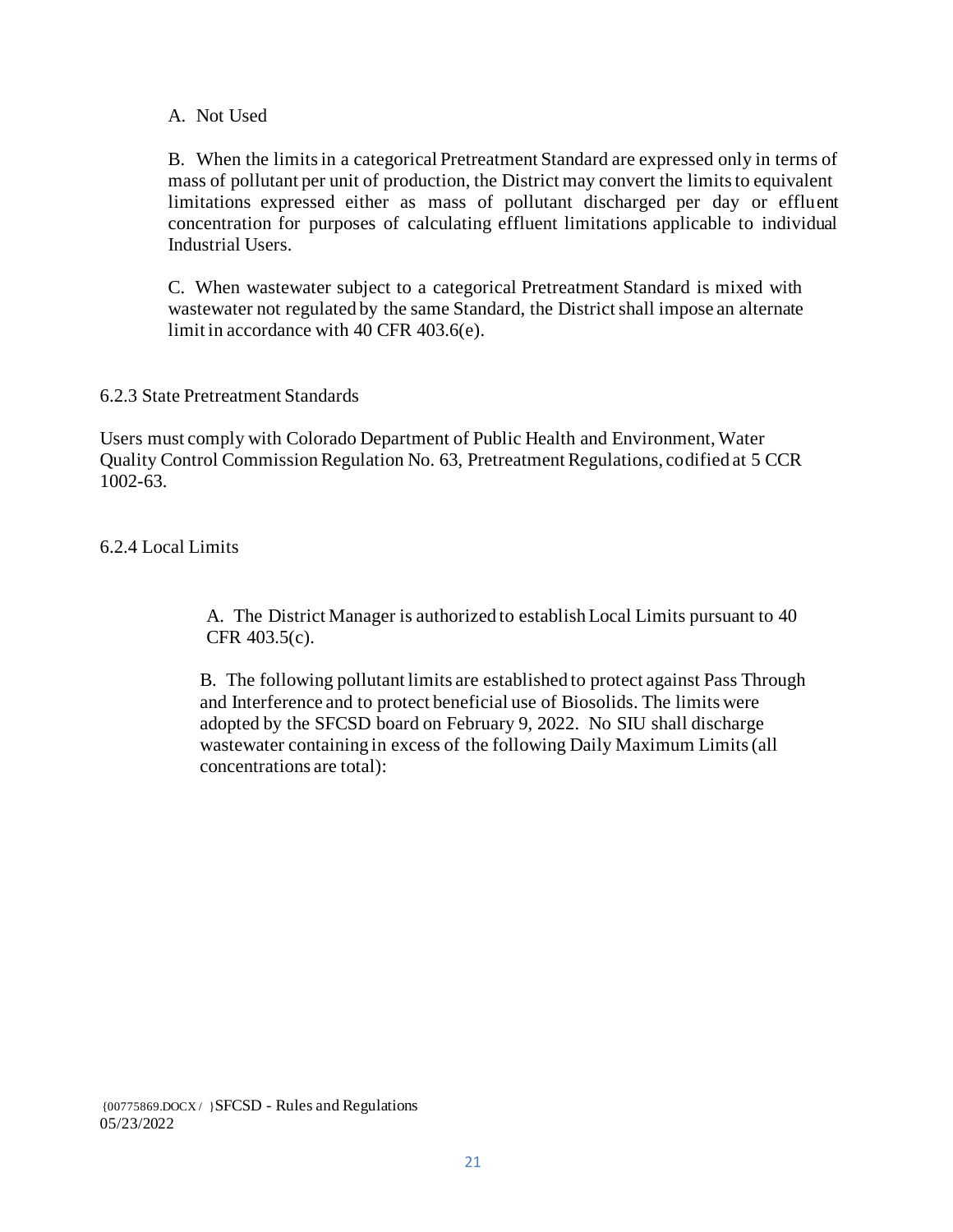A. Not Used

B. When the limits in a categorical Pretreatment Standard are expressed only in terms of mass of pollutant per unit of production, the District may convert the limits to equivalent limitations expressed either as mass of pollutant discharged per day or effluent concentration for purposes of calculating effluent limitations applicable to individual Industrial Users.

C. When wastewater subject to a categorical Pretreatment Standard is mixed with wastewater not regulated by the same Standard, the District shall impose an alternate limit in accordance with 40 CFR 403.6(e).

6.2.3 State Pretreatment Standards

Users must comply with Colorado Department of Public Health and Environment, Water Quality Control Commission Regulation No. 63, Pretreatment Regulations, codified at 5 CCR 1002-63.

6.2.4 Local Limits

A. The District Manager is authorized to establish Local Limits pursuant to 40 CFR 403.5(c).

B. The following pollutant limits are established to protect against Pass Through and Interference and to protect beneficial use of Biosolids. The limits were adopted by the SFCSD board on February 9, 2022. No SIU shall discharge wastewater containing in excess of the following Daily Maximum Limits (all concentrations are total):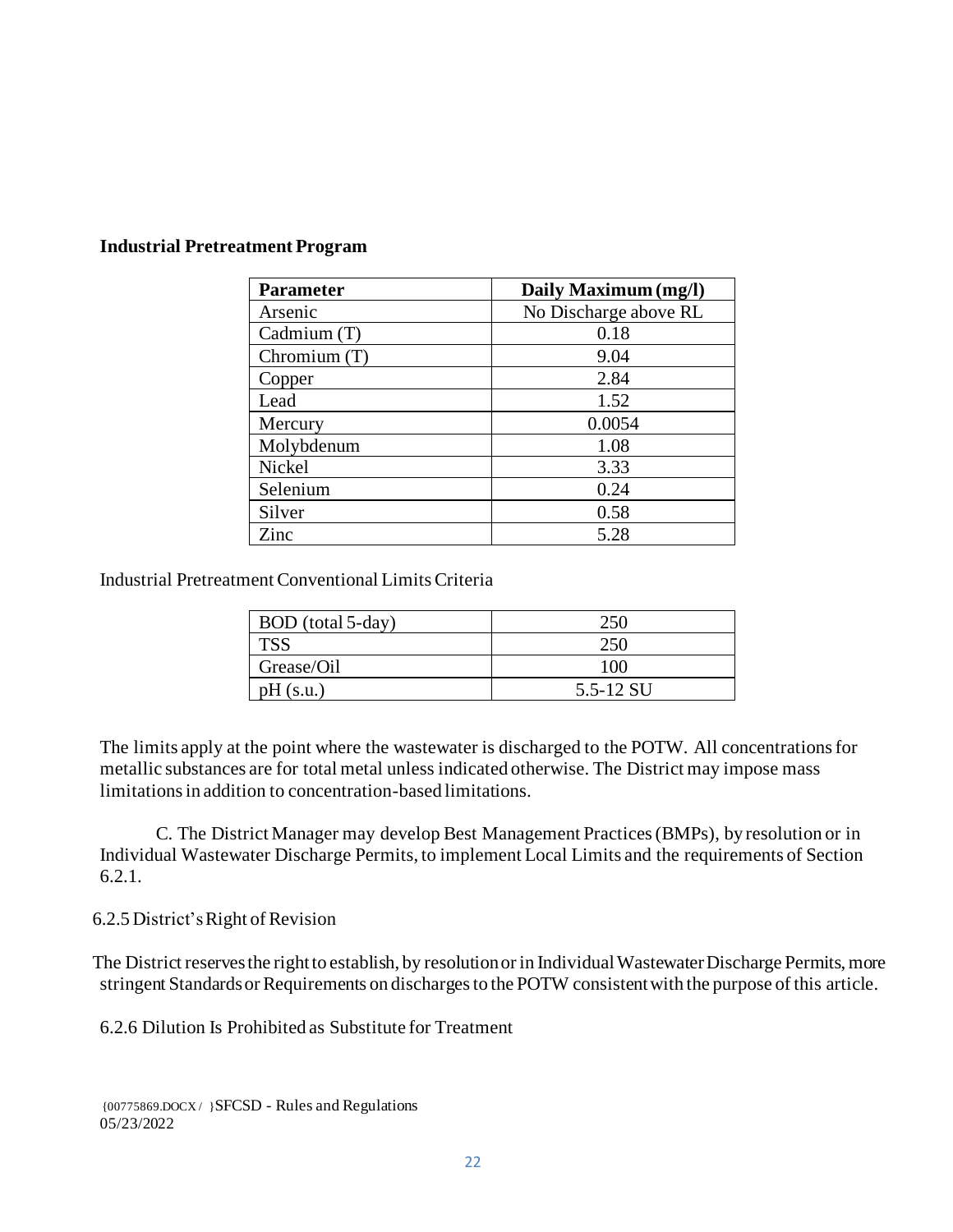**Industrial Pretreatment Program**

| Parameter | Daily Maximum (mg/l) |
|---|---|
| Arsenic | No Discharge above RL |
| Cadmium (T) | 0.18 |
| Chromium (T) | 9.04 |
| Copper | 2.84 |
| Lead | 1.52 |
| Mercury | 0.0054 |
| Molybdenum | 1.08 |
| Nickel | 3.33 |
| Selenium | 0.24 |
| Silver | 0.58 |
| Zinc | 5.28 |

Industrial Pretreatment Conventional Limits Criteria

| | |
|---|---|
| BOD (total 5-day) | 250 |
| TSS | 250 |
| Grease/Oil | 100 |
| pH (s.u.) | 5.5-12 SU |

The limits apply at the point where the wastewater is discharged to the POTW. All concentrations for metallic substances are for total metal unless indicated otherwise. The District may impose mass limitations in addition to concentration-based limitations.

C. The District Manager may develop Best Management Practices (BMPs), by resolution or in Individual Wastewater Discharge Permits, to implement Local Limits and the requirements of Section 6.2.1.

6.2.5 District's Right of Revision

The District reserves the right to establish, by resolution or in Individual Wastewater Discharge Permits, more stringent Standards or Requirements on discharges to the POTW consistent with the purpose of this article.

6.2.6 Dilution Is Prohibited as Substitute for Treatment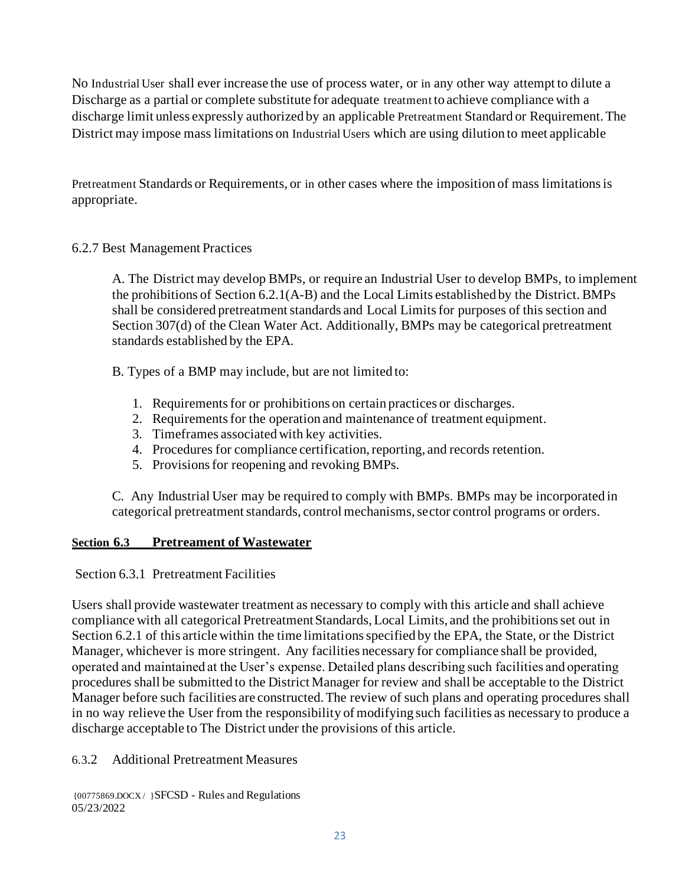No Industrial User shall ever increase the use of process water, or in any other way attempt to dilute a Discharge as a partial or complete substitute for adequate treatment to achieve compliance with a discharge limit unless expressly authorized by an applicable Pretreatment Standard or Requirement. The District may impose mass limitations on Industrial Users which are using dilution to meet applicable

Pretreatment Standards or Requirements, or in other cases where the imposition of mass limitations is appropriate.

6.2.7 Best Management Practices

A. The District may develop BMPs, or require an Industrial User to develop BMPs, to implement the prohibitions of Section 6.2.1(A-B) and the Local Limits established by the District. BMPs shall be considered pretreatment standards and Local Limits for purposes of this section and Section 307(d) of the Clean Water Act. Additionally, BMPs may be categorical pretreatment standards established by the EPA.

B. Types of a BMP may include, but are not limited to:

1. Requirements for or prohibitions on certain practices or discharges.
2. Requirements for the operation and maintenance of treatment equipment.
3. Timeframes associated with key activities.
4. Procedures for compliance certification, reporting, and records retention.
5. Provisions for reopening and revoking BMPs.

C. Any Industrial User may be required to comply with BMPs. BMPs may be incorporated in categorical pretreatment standards, control mechanisms, sector control programs or orders.

## **Section 6.3 Pretreament of Wastewater**

Section 6.3.1 Pretreatment Facilities

Users shall provide wastewater treatment as necessary to comply with this article and shall achieve compliance with all categorical Pretreatment Standards, Local Limits, and the prohibitions set out in Section 6.2.1 of this article within the time limitations specified by the EPA, the State, or the District Manager, whichever is more stringent. Any facilities necessary for compliance shall be provided, operated and maintained at the User's expense. Detailed plans describing such facilities and operating procedures shall be submitted to the District Manager for review and shall be acceptable to the District Manager before such facilities are constructed. The review of such plans and operating procedures shall in no way relieve the User from the responsibility of modifying such facilities as necessary to produce a discharge acceptable to The District under the provisions of this article.

6.3.2 Additional Pretreatment Measures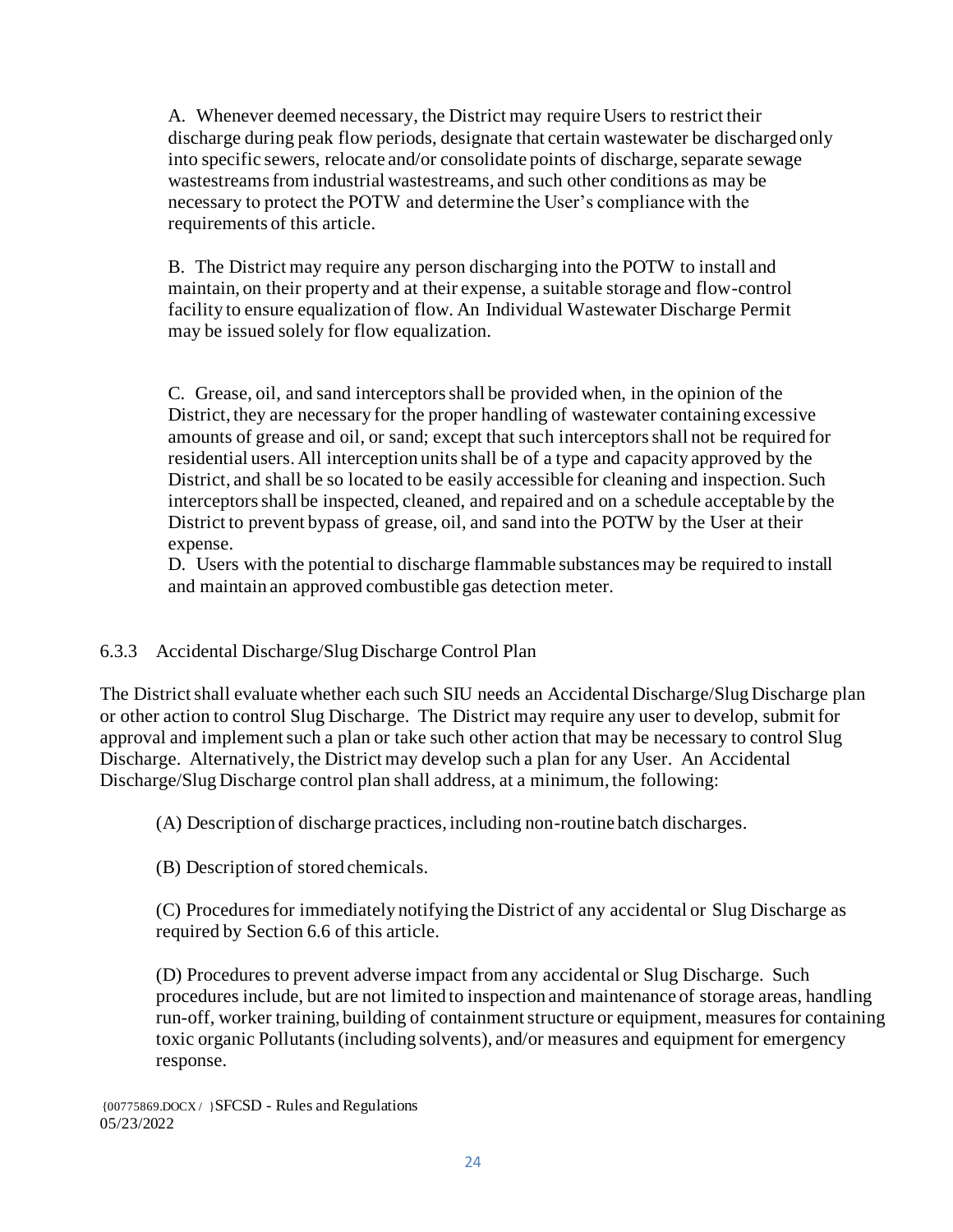A. Whenever deemed necessary, the District may require Users to restrict their discharge during peak flow periods, designate that certain wastewater be discharged only into specific sewers, relocate and/or consolidate points of discharge, separate sewage wastestreams from industrial wastestreams, and such other conditions as may be necessary to protect the POTW and determine the User's compliance with the requirements of this article.

B. The District may require any person discharging into the POTW to install and maintain, on their property and at their expense, a suitable storage and flow-control facility to ensure equalization of flow. An Individual Wastewater Discharge Permit may be issued solely for flow equalization.

C. Grease, oil, and sand interceptors shall be provided when, in the opinion of the District, they are necessary for the proper handling of wastewater containing excessive amounts of grease and oil, or sand; except that such interceptors shall not be required for residential users. All interception units shall be of a type and capacity approved by the District, and shall be so located to be easily accessible for cleaning and inspection. Such interceptors shall be inspected, cleaned, and repaired and on a schedule acceptable by the District to prevent bypass of grease, oil, and sand into the POTW by the User at their expense.

D. Users with the potential to discharge flammable substances may be required to install and maintain an approved combustible gas detection meter.

### 6.3.3 Accidental Discharge/Slug Discharge Control Plan

The District shall evaluate whether each such SIU needs an Accidental Discharge/Slug Discharge plan or other action to control Slug Discharge. The District may require any user to develop, submit for approval and implement such a plan or take such other action that may be necessary to control Slug Discharge. Alternatively, the District may develop such a plan for any User. An Accidental Discharge/Slug Discharge control plan shall address, at a minimum, the following:

(A) Description of discharge practices, including non-routine batch discharges.

(B) Description of stored chemicals.

(C) Procedures for immediately notifying the District of any accidental or Slug Discharge as required by Section 6.6 of this article.

(D) Procedures to prevent adverse impact from any accidental or Slug Discharge. Such procedures include, but are not limited to inspection and maintenance of storage areas, handling run-off, worker training, building of containment structure or equipment, measures for containing toxic organic Pollutants (including solvents), and/or measures and equipment for emergency response.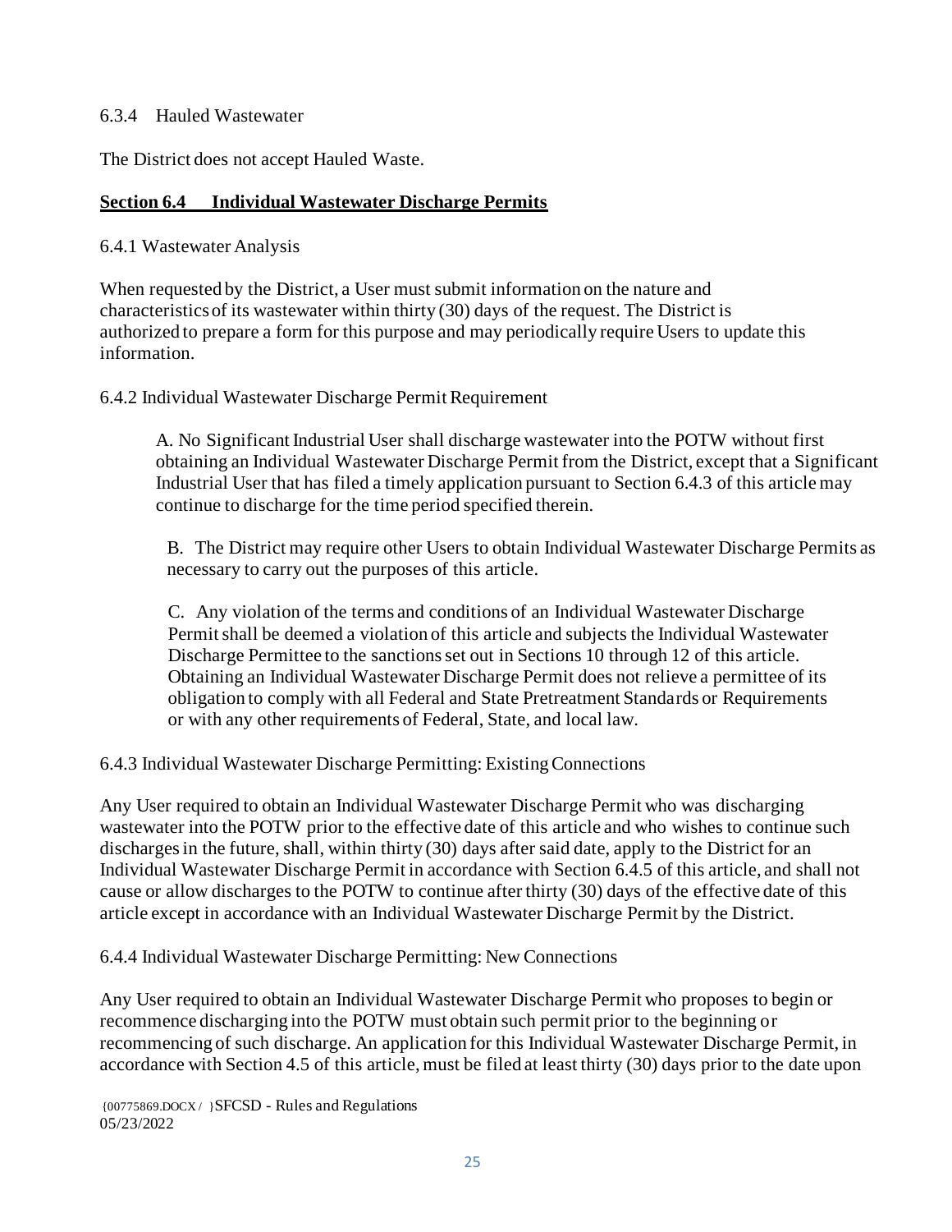6.3.4 Hauled Wastewater

The District does not accept Hauled Waste.

## **Section 6.4 Individual Wastewater Discharge Permits**

6.4.1 Wastewater Analysis

When requested by the District, a User must submit information on the nature and characteristics of its wastewater within thirty (30) days of the request. The District is authorized to prepare a form for this purpose and may periodically require Users to update this information.

6.4.2 Individual Wastewater Discharge Permit Requirement

A. No Significant Industrial User shall discharge wastewater into the POTW without first obtaining an Individual Wastewater Discharge Permit from the District, except that a Significant Industrial User that has filed a timely application pursuant to Section 6.4.3 of this article may continue to discharge for the time period specified therein.

B. The District may require other Users to obtain Individual Wastewater Discharge Permits as necessary to carry out the purposes of this article.

C. Any violation of the terms and conditions of an Individual Wastewater Discharge Permit shall be deemed a violation of this article and subjects the Individual Wastewater Discharge Permittee to the sanctions set out in Sections 10 through 12 of this article. Obtaining an Individual Wastewater Discharge Permit does not relieve a permittee of its obligation to comply with all Federal and State Pretreatment Standards or Requirements or with any other requirements of Federal, State, and local law.

6.4.3 Individual Wastewater Discharge Permitting: Existing Connections

Any User required to obtain an Individual Wastewater Discharge Permit who was discharging wastewater into the POTW prior to the effective date of this article and who wishes to continue such discharges in the future, shall, within thirty (30) days after said date, apply to the District for an Individual Wastewater Discharge Permit in accordance with Section 6.4.5 of this article, and shall not cause or allow discharges to the POTW to continue after thirty (30) days of the effective date of this article except in accordance with an Individual Wastewater Discharge Permit by the District.

6.4.4 Individual Wastewater Discharge Permitting: New Connections

Any User required to obtain an Individual Wastewater Discharge Permit who proposes to begin or recommence discharging into the POTW must obtain such permit prior to the beginning or recommencing of such discharge. An application for this Individual Wastewater Discharge Permit, in accordance with Section 4.5 of this article, must be filed at least thirty (30) days prior to the date upon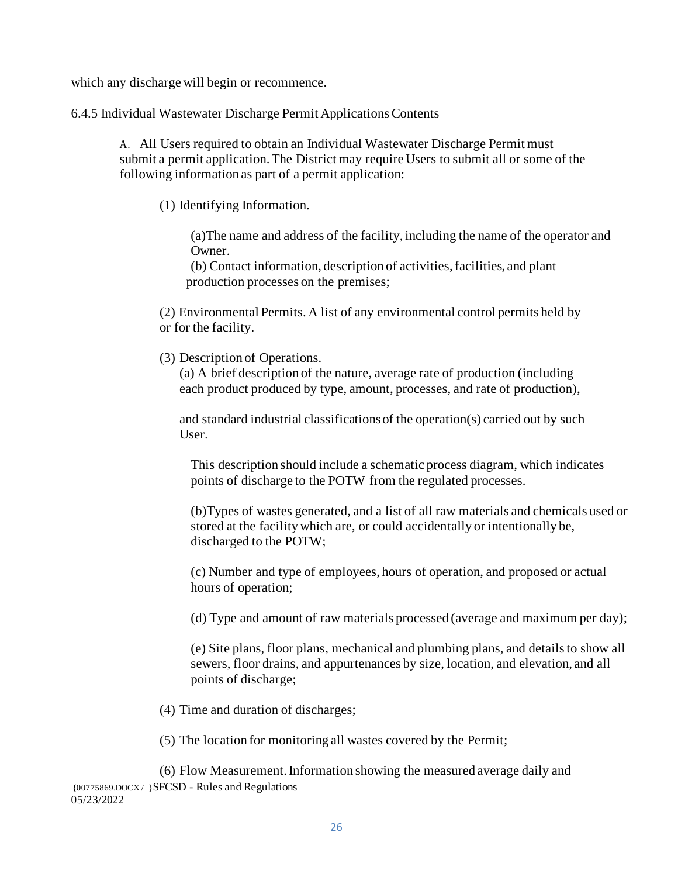which any discharge will begin or recommence.

6.4.5 Individual Wastewater Discharge Permit Applications Contents

A. All Users required to obtain an Individual Wastewater Discharge Permit must submit a permit application. The District may require Users to submit all or some of the following information as part of a permit application:

(1) Identifying Information.

(a) The name and address of the facility, including the name of the operator and Owner.

(b) Contact information, description of activities, facilities, and plant production processes on the premises;

(2) Environmental Permits. A list of any environmental control permits held by or for the facility.

(3) Description of Operations.

(a) A brief description of the nature, average rate of production (including each product produced by type, amount, processes, and rate of production),

and standard industrial classifications of the operation(s) carried out by such User.

This description should include a schematic process diagram, which indicates points of discharge to the POTW from the regulated processes.

(b) Types of wastes generated, and a list of all raw materials and chemicals used or stored at the facility which are, or could accidentally or intentionally be, discharged to the POTW;

(c) Number and type of employees, hours of operation, and proposed or actual hours of operation;

(d) Type and amount of raw materials processed (average and maximum per day);

(e) Site plans, floor plans, mechanical and plumbing plans, and details to show all sewers, floor drains, and appurtenances by size, location, and elevation, and all points of discharge;

(4) Time and duration of discharges;

(5) The location for monitoring all wastes covered by the Permit;

(6) Flow Measurement. Information showing the measured average daily and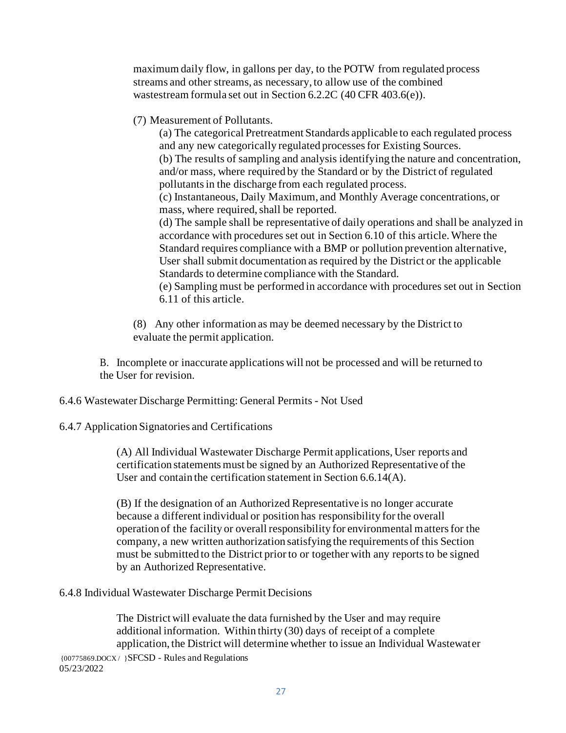maximum daily flow, in gallons per day, to the POTW from regulated process streams and other streams, as necessary, to allow use of the combined wastestream formula set out in Section 6.2.2C (40 CFR 403.6(e)).

(7) Measurement of Pollutants.

(a) The categorical Pretreatment Standards applicable to each regulated process and any new categorically regulated processes for Existing Sources.
(b) The results of sampling and analysis identifying the nature and concentration, and/or mass, where required by the Standard or by the District of regulated pollutants in the discharge from each regulated process.
(c) Instantaneous, Daily Maximum, and Monthly Average concentrations, or mass, where required, shall be reported.
(d) The sample shall be representative of daily operations and shall be analyzed in accordance with procedures set out in Section 6.10 of this article. Where the Standard requires compliance with a BMP or pollution prevention alternative, User shall submit documentation as required by the District or the applicable Standards to determine compliance with the Standard.
(e) Sampling must be performed in accordance with procedures set out in Section 6.11 of this article.

(8) Any other information as may be deemed necessary by the District to evaluate the permit application.

B. Incomplete or inaccurate applications will not be processed and will be returned to the User for revision.

6.4.6 Wastewater Discharge Permitting: General Permits - Not Used

6.4.7 Application Signatories and Certifications

(A) All Individual Wastewater Discharge Permit applications, User reports and certification statements must be signed by an Authorized Representative of the User and contain the certification statement in Section 6.6.14(A).

(B) If the designation of an Authorized Representative is no longer accurate because a different individual or position has responsibility for the overall operation of the facility or overall responsibility for environmental matters for the company, a new written authorization satisfying the requirements of this Section must be submitted to the District prior to or together with any reports to be signed by an Authorized Representative.

6.4.8 Individual Wastewater Discharge Permit Decisions

The District will evaluate the data furnished by the User and may require additional information. Within thirty (30) days of receipt of a complete application, the District will determine whether to issue an Individual Wastewater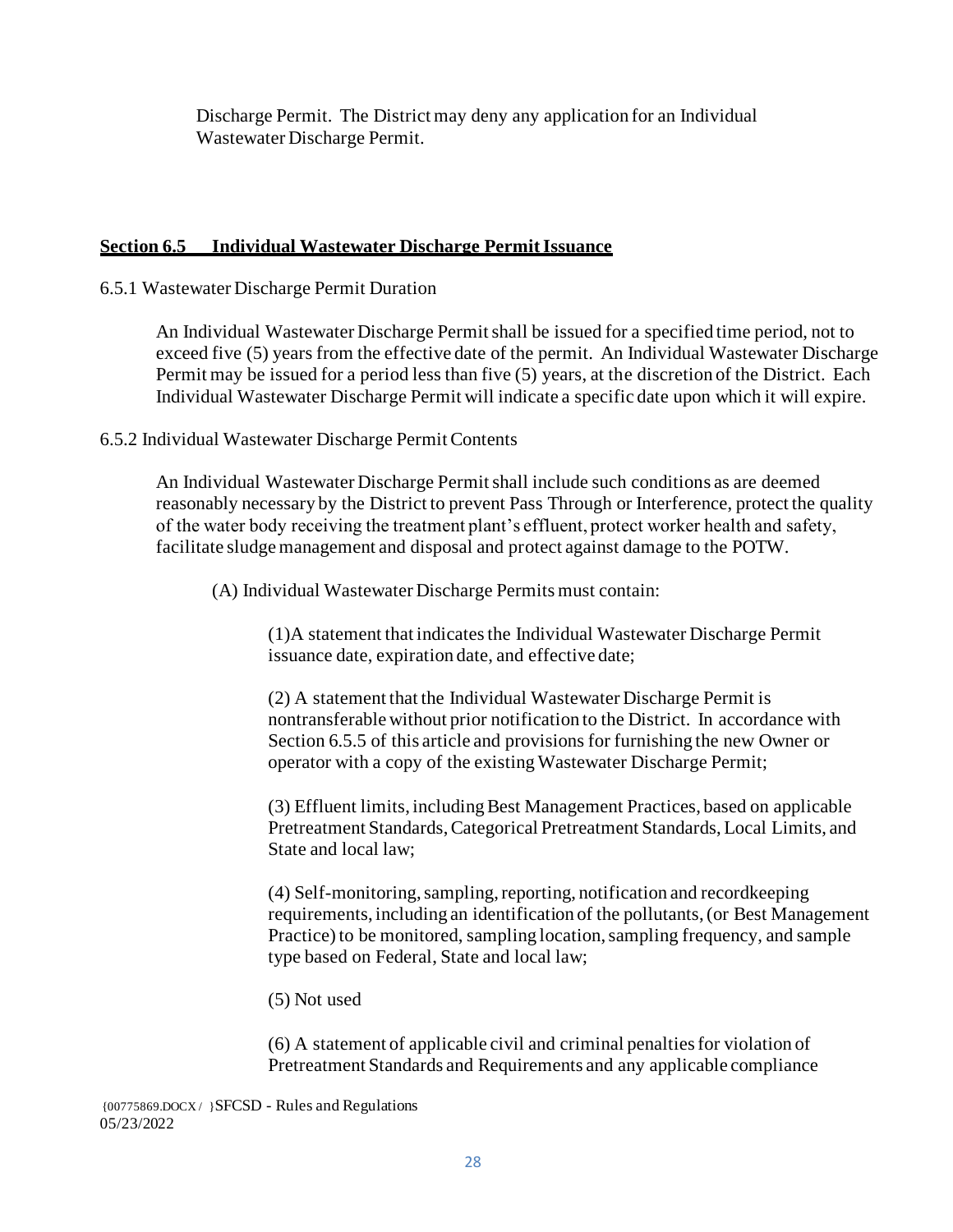Discharge Permit. The District may deny any application for an Individual Wastewater Discharge Permit.

## Section 6.5 Individual Wastewater Discharge Permit Issuance

6.5.1 Wastewater Discharge Permit Duration

An Individual Wastewater Discharge Permit shall be issued for a specified time period, not to exceed five (5) years from the effective date of the permit. An Individual Wastewater Discharge Permit may be issued for a period less than five (5) years, at the discretion of the District. Each Individual Wastewater Discharge Permit will indicate a specific date upon which it will expire.

6.5.2 Individual Wastewater Discharge Permit Contents

An Individual Wastewater Discharge Permit shall include such conditions as are deemed reasonably necessary by the District to prevent Pass Through or Interference, protect the quality of the water body receiving the treatment plant's effluent, protect worker health and safety, facilitate sludge management and disposal and protect against damage to the POTW.

(A) Individual Wastewater Discharge Permits must contain:

(1)A statement that indicates the Individual Wastewater Discharge Permit issuance date, expiration date, and effective date;

(2) A statement that the Individual Wastewater Discharge Permit is nontransferable without prior notification to the District. In accordance with Section 6.5.5 of this article and provisions for furnishing the new Owner or operator with a copy of the existing Wastewater Discharge Permit;

(3) Effluent limits, including Best Management Practices, based on applicable Pretreatment Standards, Categorical Pretreatment Standards, Local Limits, and State and local law;

(4) Self-monitoring, sampling, reporting, notification and recordkeeping requirements, including an identification of the pollutants, (or Best Management Practice) to be monitored, sampling location, sampling frequency, and sample type based on Federal, State and local law;

(5) Not used

(6) A statement of applicable civil and criminal penalties for violation of Pretreatment Standards and Requirements and any applicable compliance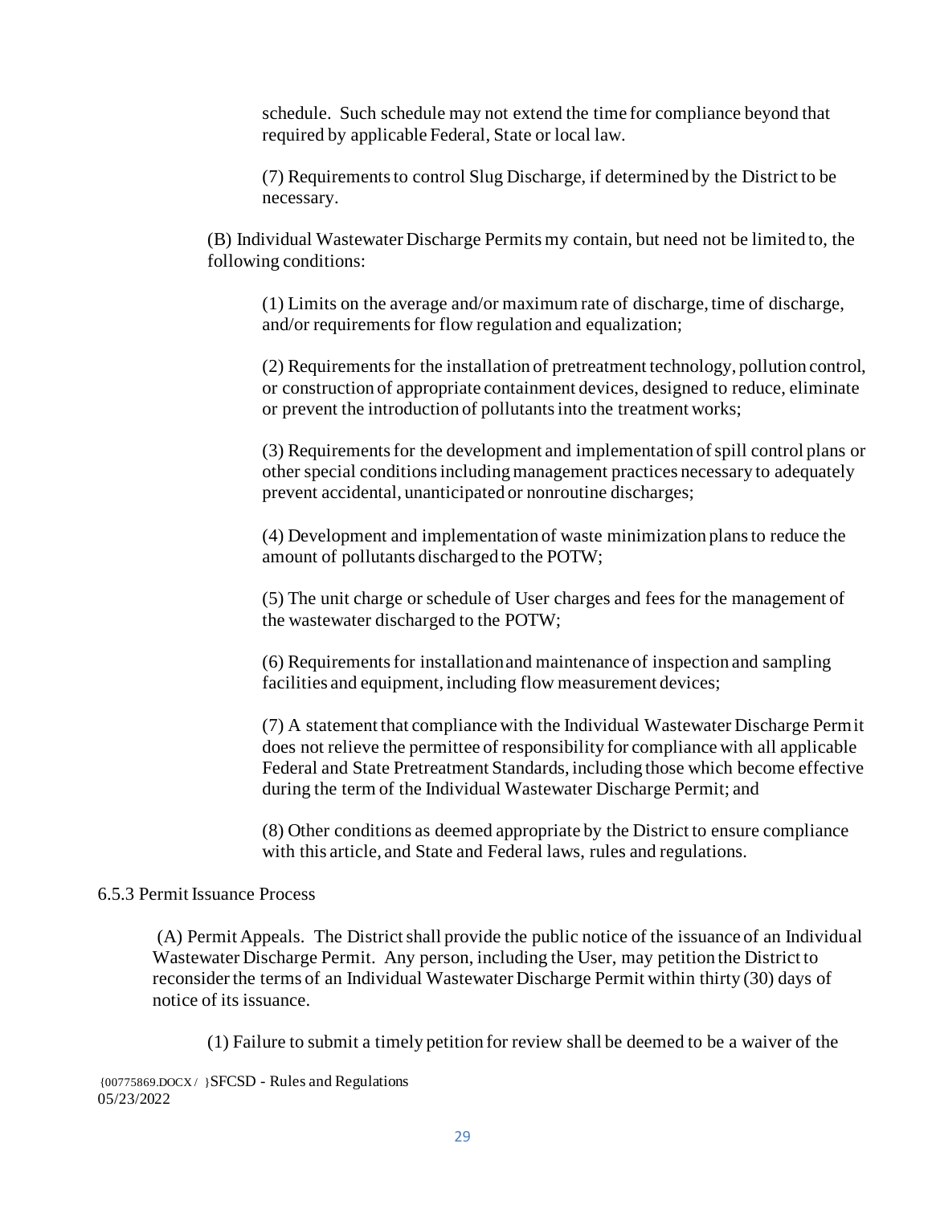schedule. Such schedule may not extend the time for compliance beyond that required by applicable Federal, State or local law.

(7) Requirements to control Slug Discharge, if determined by the District to be necessary.

(B) Individual Wastewater Discharge Permits my contain, but need not be limited to, the following conditions:

(1) Limits on the average and/or maximum rate of discharge, time of discharge, and/or requirements for flow regulation and equalization;

(2) Requirements for the installation of pretreatment technology, pollution control, or construction of appropriate containment devices, designed to reduce, eliminate or prevent the introduction of pollutants into the treatment works;

(3) Requirements for the development and implementation of spill control plans or other special conditions including management practices necessary to adequately prevent accidental, unanticipated or nonroutine discharges;

(4) Development and implementation of waste minimization plans to reduce the amount of pollutants discharged to the POTW;

(5) The unit charge or schedule of User charges and fees for the management of the wastewater discharged to the POTW;

(6) Requirements for installation and maintenance of inspection and sampling facilities and equipment, including flow measurement devices;

(7) A statement that compliance with the Individual Wastewater Discharge Permit does not relieve the permittee of responsibility for compliance with all applicable Federal and State Pretreatment Standards, including those which become effective during the term of the Individual Wastewater Discharge Permit; and

(8) Other conditions as deemed appropriate by the District to ensure compliance with this article, and State and Federal laws, rules and regulations.

6.5.3 Permit Issuance Process

(A) Permit Appeals. The District shall provide the public notice of the issuance of an Individual Wastewater Discharge Permit. Any person, including the User, may petition the District to reconsider the terms of an Individual Wastewater Discharge Permit within thirty (30) days of notice of its issuance.

(1) Failure to submit a timely petition for review shall be deemed to be a waiver of the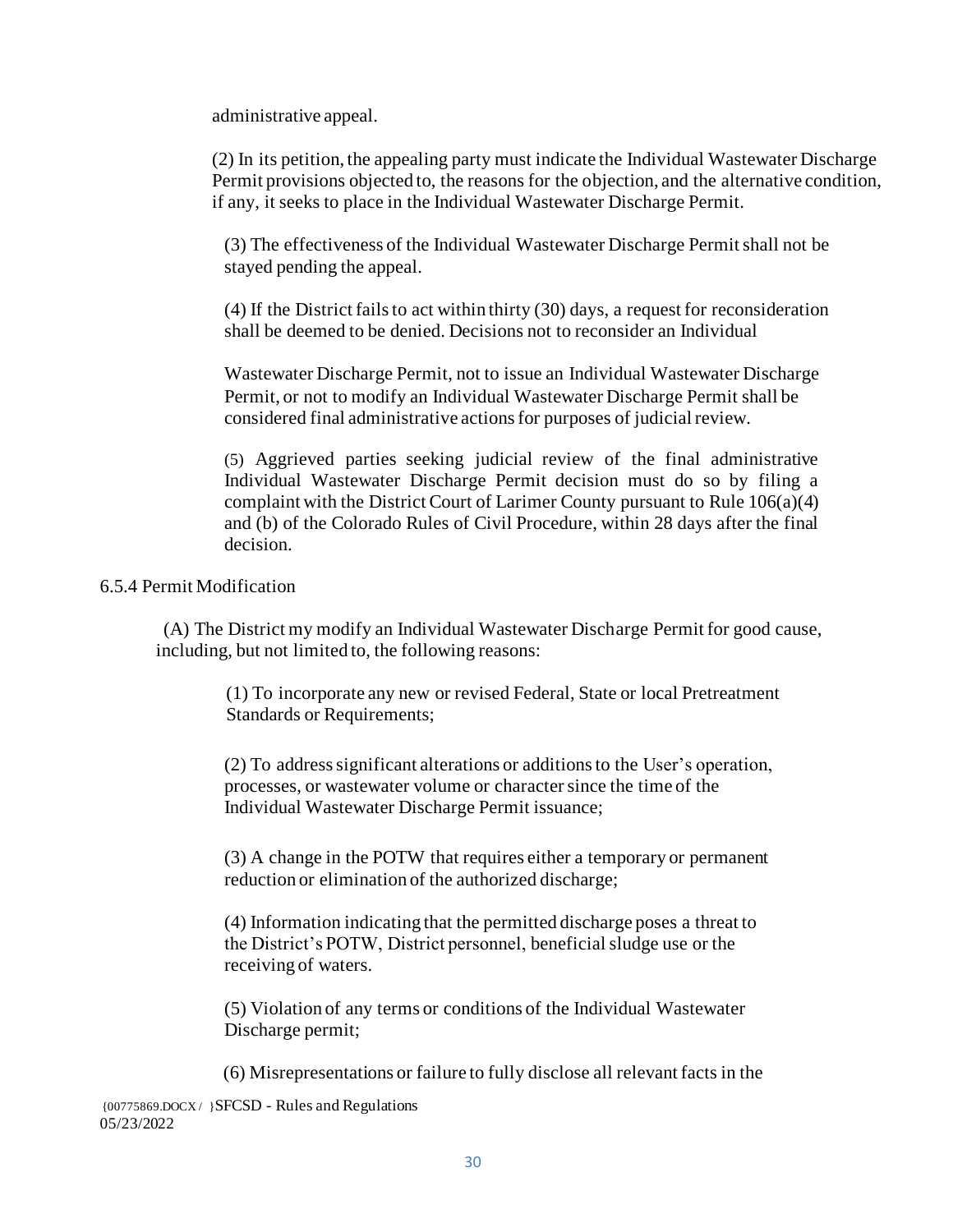administrative appeal.

(2) In its petition, the appealing party must indicate the Individual Wastewater Discharge Permit provisions objected to, the reasons for the objection, and the alternative condition, if any, it seeks to place in the Individual Wastewater Discharge Permit.

(3) The effectiveness of the Individual Wastewater Discharge Permit shall not be stayed pending the appeal.

(4) If the District fails to act within thirty (30) days, a request for reconsideration shall be deemed to be denied. Decisions not to reconsider an Individual Wastewater Discharge Permit, not to issue an Individual Wastewater Discharge Permit, or not to modify an Individual Wastewater Discharge Permit shall be considered final administrative actions for purposes of judicial review.

(5) Aggrieved parties seeking judicial review of the final administrative Individual Wastewater Discharge Permit decision must do so by filing a complaint with the District Court of Larimer County pursuant to Rule 106(a)(4) and (b) of the Colorado Rules of Civil Procedure, within 28 days after the final decision.

6.5.4 Permit Modification

(A) The District my modify an Individual Wastewater Discharge Permit for good cause, including, but not limited to, the following reasons:

(1) To incorporate any new or revised Federal, State or local Pretreatment Standards or Requirements;

(2) To address significant alterations or additions to the User's operation, processes, or wastewater volume or character since the time of the Individual Wastewater Discharge Permit issuance;

(3) A change in the POTW that requires either a temporary or permanent reduction or elimination of the authorized discharge;

(4) Information indicating that the permitted discharge poses a threat to the District's POTW, District personnel, beneficial sludge use or the receiving of waters.

(5) Violation of any terms or conditions of the Individual Wastewater Discharge permit;

(6) Misrepresentations or failure to fully disclose all relevant facts in the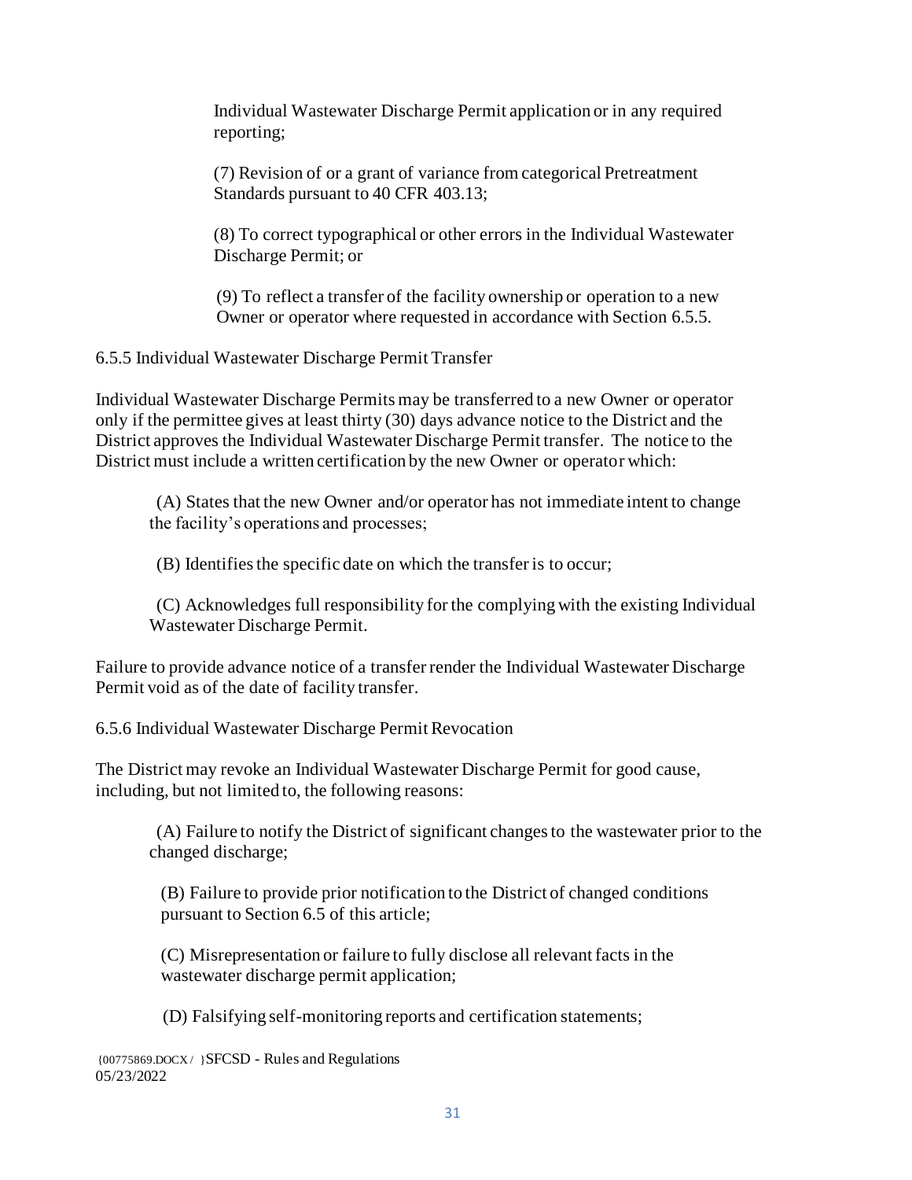Individual Wastewater Discharge Permit application or in any required reporting;

(7) Revision of or a grant of variance from categorical Pretreatment Standards pursuant to 40 CFR 403.13;

(8) To correct typographical or other errors in the Individual Wastewater Discharge Permit; or

(9) To reflect a transfer of the facility ownership or operation to a new Owner or operator where requested in accordance with Section 6.5.5.

6.5.5 Individual Wastewater Discharge Permit Transfer

Individual Wastewater Discharge Permits may be transferred to a new Owner or operator only if the permittee gives at least thirty (30) days advance notice to the District and the District approves the Individual Wastewater Discharge Permit transfer. The notice to the District must include a written certification by the new Owner or operator which:

(A) States that the new Owner and/or operator has not immediate intent to change the facility's operations and processes;

(B) Identifies the specific date on which the transfer is to occur;

(C) Acknowledges full responsibility for the complying with the existing Individual Wastewater Discharge Permit.

Failure to provide advance notice of a transfer render the Individual Wastewater Discharge Permit void as of the date of facility transfer.

6.5.6 Individual Wastewater Discharge Permit Revocation

The District may revoke an Individual Wastewater Discharge Permit for good cause, including, but not limited to, the following reasons:

(A) Failure to notify the District of significant changes to the wastewater prior to the changed discharge;

(B) Failure to provide prior notification to the District of changed conditions pursuant to Section 6.5 of this article;

(C) Misrepresentation or failure to fully disclose all relevant facts in the wastewater discharge permit application;

(D) Falsifying self-monitoring reports and certification statements;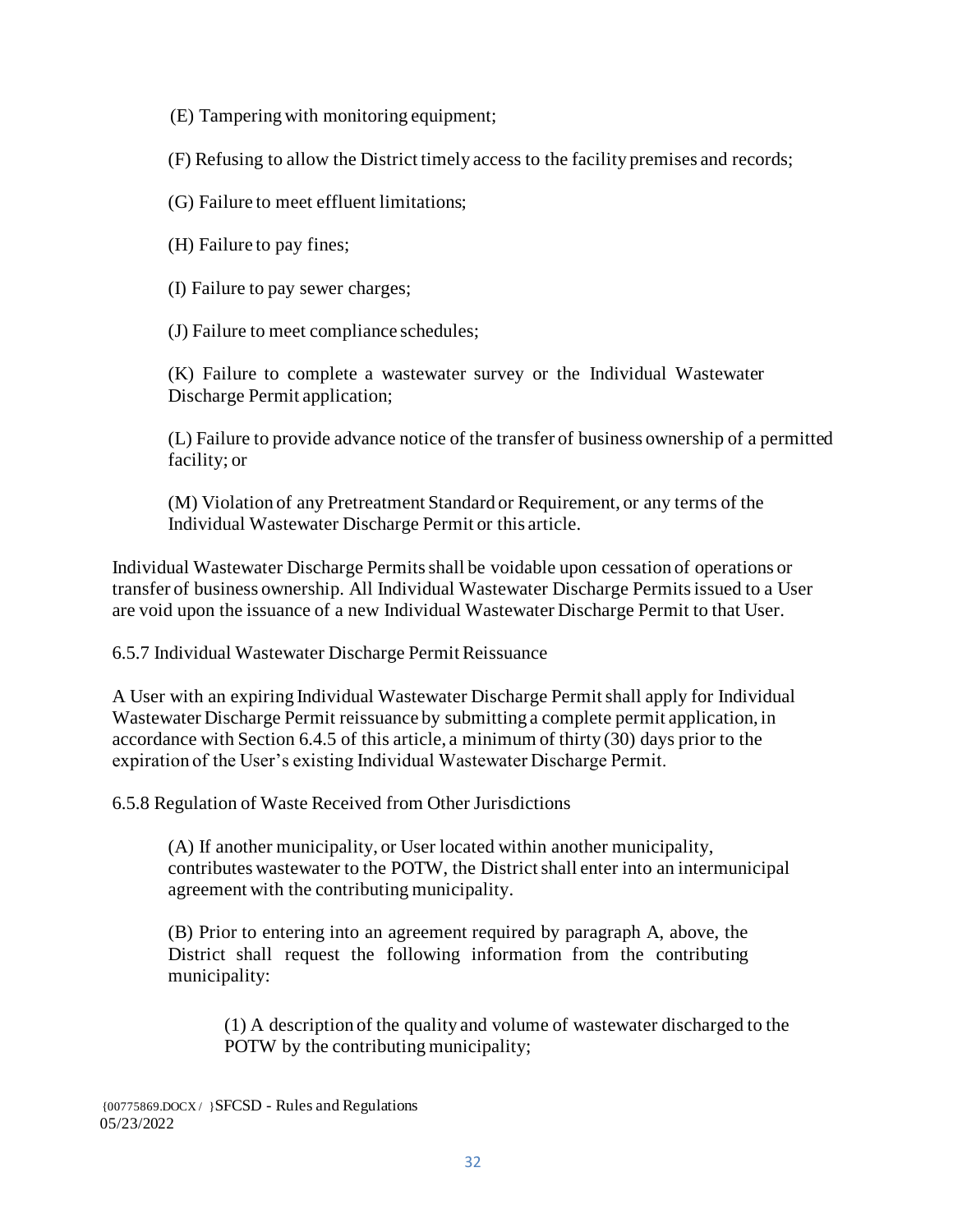(E) Tampering with monitoring equipment;

(F) Refusing to allow the District timely access to the facility premises and records;

(G) Failure to meet effluent limitations;

(H) Failure to pay fines;

(I) Failure to pay sewer charges;

(J) Failure to meet compliance schedules;

(K) Failure to complete a wastewater survey or the Individual Wastewater Discharge Permit application;

(L) Failure to provide advance notice of the transfer of business ownership of a permitted facility; or

(M) Violation of any Pretreatment Standard or Requirement, or any terms of the Individual Wastewater Discharge Permit or this article.

Individual Wastewater Discharge Permits shall be voidable upon cessation of operations or transfer of business ownership. All Individual Wastewater Discharge Permits issued to a User are void upon the issuance of a new Individual Wastewater Discharge Permit to that User.

6.5.7 Individual Wastewater Discharge Permit Reissuance

A User with an expiring Individual Wastewater Discharge Permit shall apply for Individual Wastewater Discharge Permit reissuance by submitting a complete permit application, in accordance with Section 6.4.5 of this article, a minimum of thirty (30) days prior to the expiration of the User's existing Individual Wastewater Discharge Permit.

6.5.8 Regulation of Waste Received from Other Jurisdictions

(A) If another municipality, or User located within another municipality, contributes wastewater to the POTW, the District shall enter into an intermunicipal agreement with the contributing municipality.

(B) Prior to entering into an agreement required by paragraph A, above, the District shall request the following information from the contributing municipality:

(1) A description of the quality and volume of wastewater discharged to the POTW by the contributing municipality;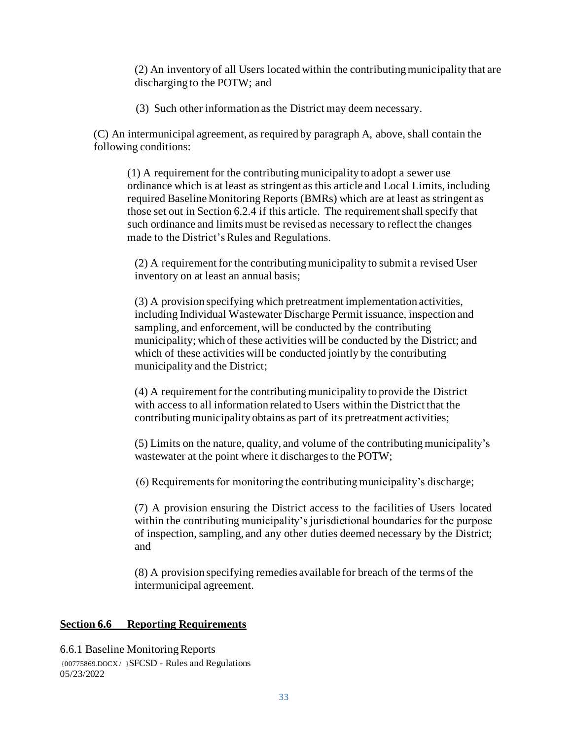(2) An inventory of all Users located within the contributing municipality that are discharging to the POTW; and

(3) Such other information as the District may deem necessary.

(C) An intermunicipal agreement, as required by paragraph A, above, shall contain the following conditions:

(1) A requirement for the contributing municipality to adopt a sewer use ordinance which is at least as stringent as this article and Local Limits, including required Baseline Monitoring Reports (BMRs) which are at least as stringent as those set out in Section 6.2.4 if this article. The requirement shall specify that such ordinance and limits must be revised as necessary to reflect the changes made to the District's Rules and Regulations.

(2) A requirement for the contributing municipality to submit a revised User inventory on at least an annual basis;

(3) A provision specifying which pretreatment implementation activities, including Individual Wastewater Discharge Permit issuance, inspection and sampling, and enforcement, will be conducted by the contributing municipality; which of these activities will be conducted by the District; and which of these activities will be conducted jointly by the contributing municipality and the District;

(4) A requirement for the contributing municipality to provide the District with access to all information related to Users within the District that the contributing municipality obtains as part of its pretreatment activities;

(5) Limits on the nature, quality, and volume of the contributing municipality's wastewater at the point where it discharges to the POTW;

(6) Requirements for monitoring the contributing municipality's discharge;

(7) A provision ensuring the District access to the facilities of Users located within the contributing municipality's jurisdictional boundaries for the purpose of inspection, sampling, and any other duties deemed necessary by the District; and

(8) A provision specifying remedies available for breach of the terms of the intermunicipal agreement.

## **Section 6.6 Reporting Requirements**

6.6.1 Baseline Monitoring Reports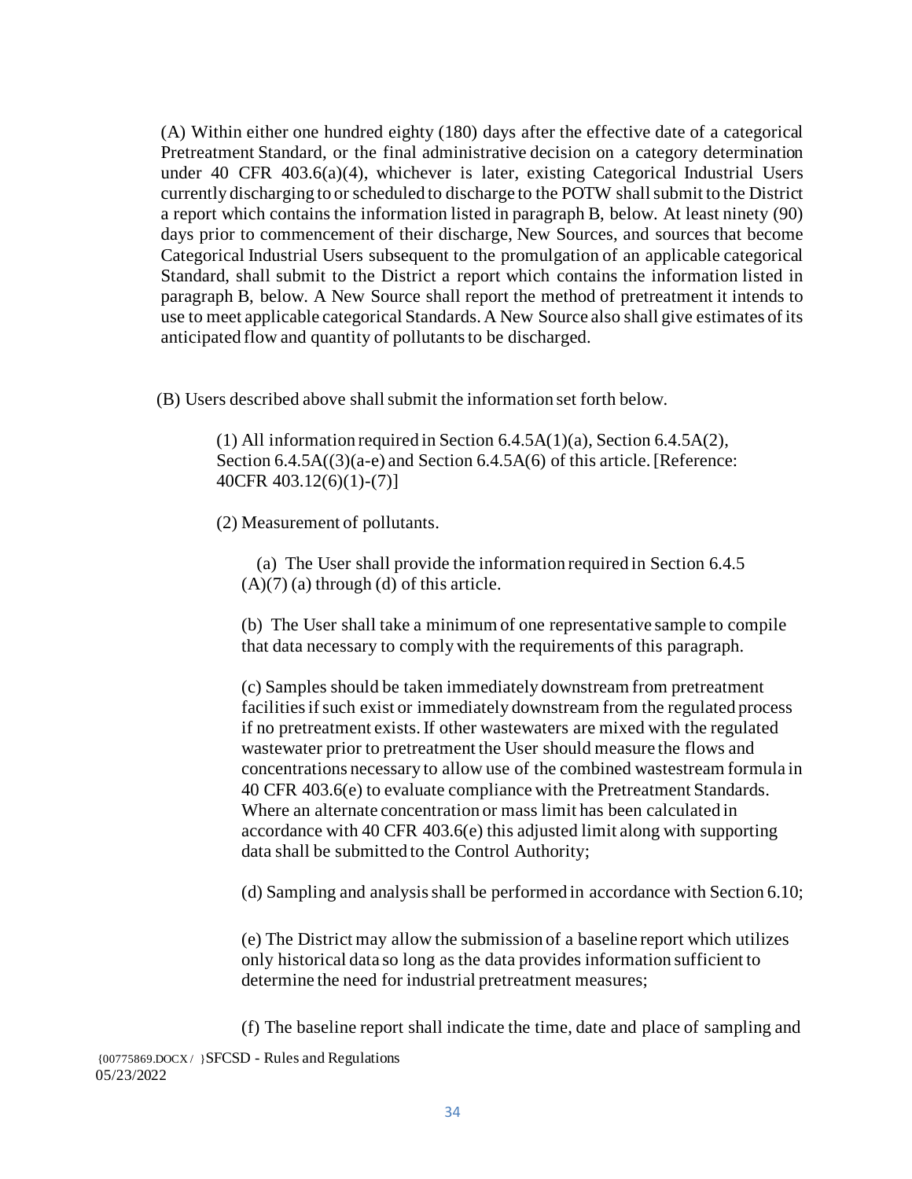(A) Within either one hundred eighty (180) days after the effective date of a categorical Pretreatment Standard, or the final administrative decision on a category determination under 40 CFR 403.6(a)(4), whichever is later, existing Categorical Industrial Users currently discharging to or scheduled to discharge to the POTW shall submit to the District a report which contains the information listed in paragraph B, below. At least ninety (90) days prior to commencement of their discharge, New Sources, and sources that become Categorical Industrial Users subsequent to the promulgation of an applicable categorical Standard, shall submit to the District a report which contains the information listed in paragraph B, below. A New Source shall report the method of pretreatment it intends to use to meet applicable categorical Standards. A New Source also shall give estimates of its anticipated flow and quantity of pollutants to be discharged.

(B) Users described above shall submit the information set forth below.

(1) All information required in Section 6.4.5A(1)(a), Section 6.4.5A(2), Section 6.4.5A((3)(a-e) and Section 6.4.5A(6) of this article. [Reference: 40CFR 403.12(6)(1)-(7)]

(2) Measurement of pollutants.

(a) The User shall provide the information required in Section 6.4.5 (A)(7) (a) through (d) of this article.

(b) The User shall take a minimum of one representative sample to compile that data necessary to comply with the requirements of this paragraph.

(c) Samples should be taken immediately downstream from pretreatment facilities if such exist or immediately downstream from the regulated process if no pretreatment exists. If other wastewaters are mixed with the regulated wastewater prior to pretreatment the User should measure the flows and concentrations necessary to allow use of the combined wastestream formula in 40 CFR 403.6(e) to evaluate compliance with the Pretreatment Standards. Where an alternate concentration or mass limit has been calculated in accordance with 40 CFR 403.6(e) this adjusted limit along with supporting data shall be submitted to the Control Authority;

(d) Sampling and analysis shall be performed in accordance with Section 6.10;

(e) The District may allow the submission of a baseline report which utilizes only historical data so long as the data provides information sufficient to determine the need for industrial pretreatment measures;

(f) The baseline report shall indicate the time, date and place of sampling and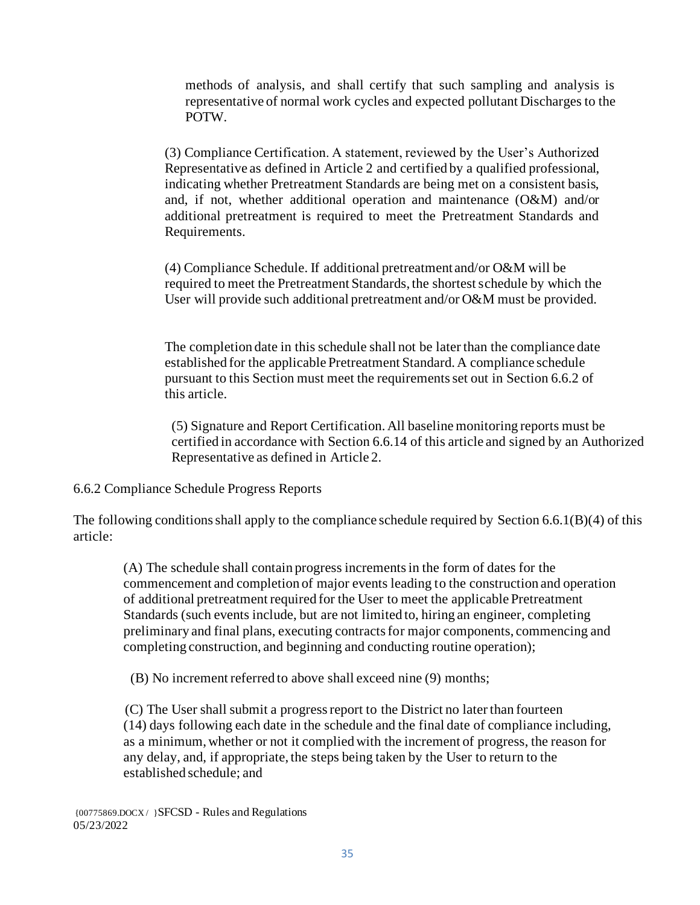methods of analysis, and shall certify that such sampling and analysis is representative of normal work cycles and expected pollutant Discharges to the POTW.

(3) Compliance Certification. A statement, reviewed by the User's Authorized Representative as defined in Article 2 and certified by a qualified professional, indicating whether Pretreatment Standards are being met on a consistent basis, and, if not, whether additional operation and maintenance (O&M) and/or additional pretreatment is required to meet the Pretreatment Standards and Requirements.

(4) Compliance Schedule. If additional pretreatment and/or O&M will be required to meet the Pretreatment Standards, the shortest schedule by which the User will provide such additional pretreatment and/or O&M must be provided.

The completion date in this schedule shall not be later than the compliance date established for the applicable Pretreatment Standard. A compliance schedule pursuant to this Section must meet the requirements set out in Section 6.6.2 of this article.

(5) Signature and Report Certification. All baseline monitoring reports must be certified in accordance with Section 6.6.14 of this article and signed by an Authorized Representative as defined in Article 2.

6.6.2 Compliance Schedule Progress Reports

The following conditions shall apply to the compliance schedule required by Section 6.6.1(B)(4) of this article:

(A) The schedule shall contain progress increments in the form of dates for the commencement and completion of major events leading to the construction and operation of additional pretreatment required for the User to meet the applicable Pretreatment Standards (such events include, but are not limited to, hiring an engineer, completing preliminary and final plans, executing contracts for major components, commencing and completing construction, and beginning and conducting routine operation);

(B) No increment referred to above shall exceed nine (9) months;

(C) The User shall submit a progress report to the District no later than fourteen (14) days following each date in the schedule and the final date of compliance including, as a minimum, whether or not it complied with the increment of progress, the reason for any delay, and, if appropriate, the steps being taken by the User to return to the established schedule; and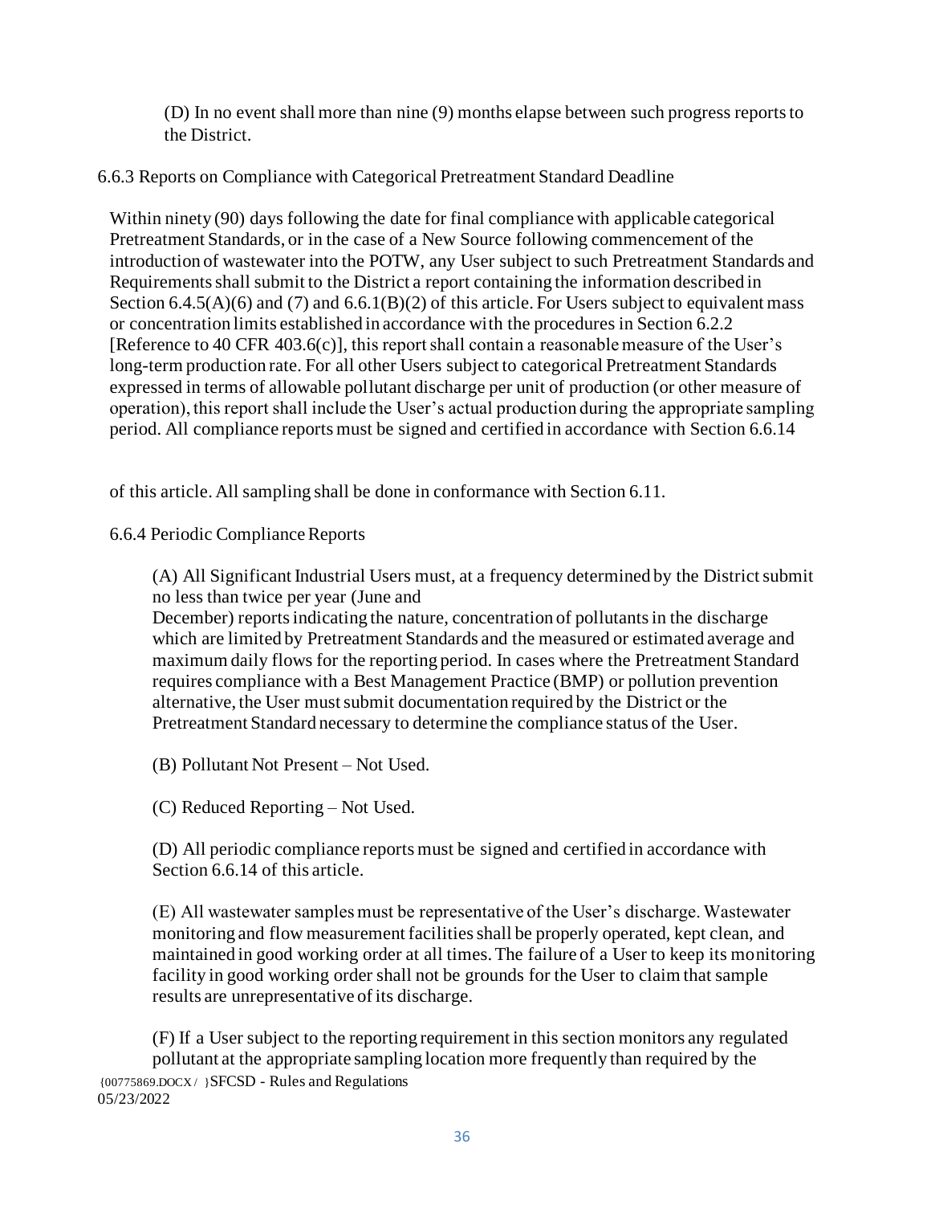(D) In no event shall more than nine (9) months elapse between such progress reports to the District.

### 6.6.3 Reports on Compliance with Categorical Pretreatment Standard Deadline

Within ninety (90) days following the date for final compliance with applicable categorical Pretreatment Standards, or in the case of a New Source following commencement of the introduction of wastewater into the POTW, any User subject to such Pretreatment Standards and Requirements shall submit to the District a report containing the information described in Section 6.4.5(A)(6) and (7) and 6.6.1(B)(2) of this article. For Users subject to equivalent mass or concentration limits established in accordance with the procedures in Section 6.2.2 [Reference to 40 CFR 403.6(c)], this report shall contain a reasonable measure of the User's long-term production rate. For all other Users subject to categorical Pretreatment Standards expressed in terms of allowable pollutant discharge per unit of production (or other measure of operation), this report shall include the User's actual production during the appropriate sampling period. All compliance reports must be signed and certified in accordance with Section 6.6.14 of this article. All sampling shall be done in conformance with Section 6.11.

### 6.6.4 Periodic Compliance Reports

(A) All Significant Industrial Users must, at a frequency determined by the District submit no less than twice per year (June and December) reports indicating the nature, concentration of pollutants in the discharge which are limited by Pretreatment Standards and the measured or estimated average and maximum daily flows for the reporting period. In cases where the Pretreatment Standard requires compliance with a Best Management Practice (BMP) or pollution prevention alternative, the User must submit documentation required by the District or the Pretreatment Standard necessary to determine the compliance status of the User.

(B) Pollutant Not Present – Not Used.

(C) Reduced Reporting – Not Used.

(D) All periodic compliance reports must be signed and certified in accordance with Section 6.6.14 of this article.

(E) All wastewater samples must be representative of the User's discharge. Wastewater monitoring and flow measurement facilities shall be properly operated, kept clean, and maintained in good working order at all times. The failure of a User to keep its monitoring facility in good working order shall not be grounds for the User to claim that sample results are unrepresentative of its discharge.

(F) If a User subject to the reporting requirement in this section monitors any regulated pollutant at the appropriate sampling location more frequently than required by the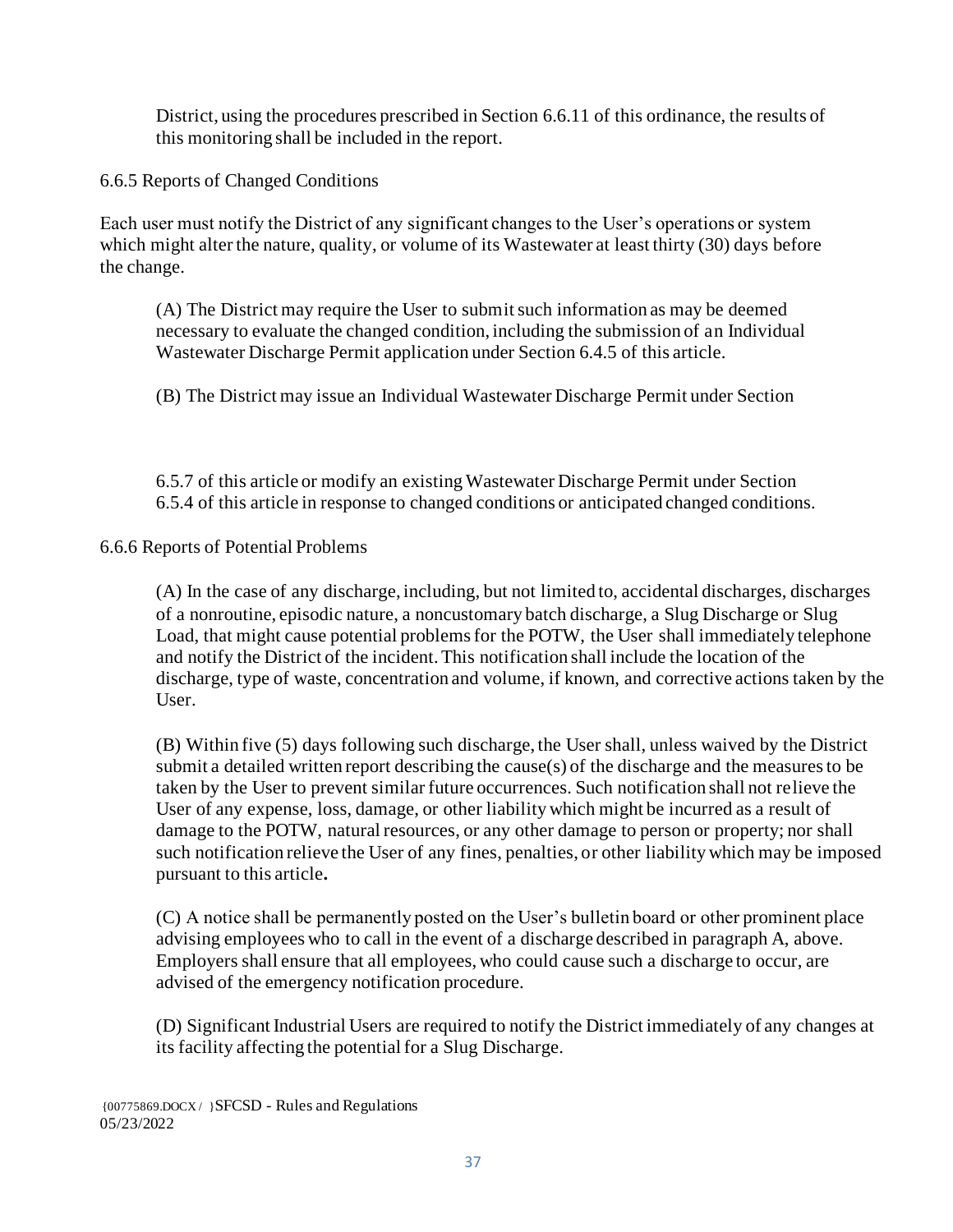District, using the procedures prescribed in Section 6.6.11 of this ordinance, the results of this monitoring shall be included in the report.

6.6.5 Reports of Changed Conditions

Each user must notify the District of any significant changes to the User's operations or system which might alter the nature, quality, or volume of its Wastewater at least thirty (30) days before the change.

(A) The District may require the User to submit such information as may be deemed necessary to evaluate the changed condition, including the submission of an Individual Wastewater Discharge Permit application under Section 6.4.5 of this article.

(B) The District may issue an Individual Wastewater Discharge Permit under Section 6.5.7 of this article or modify an existing Wastewater Discharge Permit under Section 6.5.4 of this article in response to changed conditions or anticipated changed conditions.

6.6.6 Reports of Potential Problems

(A) In the case of any discharge, including, but not limited to, accidental discharges, discharges of a nonroutine, episodic nature, a noncustomary batch discharge, a Slug Discharge or Slug Load, that might cause potential problems for the POTW, the User shall immediately telephone and notify the District of the incident. This notification shall include the location of the discharge, type of waste, concentration and volume, if known, and corrective actions taken by the User.

(B) Within five (5) days following such discharge, the User shall, unless waived by the District submit a detailed written report describing the cause(s) of the discharge and the measures to be taken by the User to prevent similar future occurrences. Such notification shall not relieve the User of any expense, loss, damage, or other liability which might be incurred as a result of damage to the POTW, natural resources, or any other damage to person or property; nor shall such notification relieve the User of any fines, penalties, or other liability which may be imposed pursuant to this article**.**

(C) A notice shall be permanently posted on the User's bulletin board or other prominent place advising employees who to call in the event of a discharge described in paragraph A, above. Employers shall ensure that all employees, who could cause such a discharge to occur, are advised of the emergency notification procedure.

(D) Significant Industrial Users are required to notify the District immediately of any changes at its facility affecting the potential for a Slug Discharge.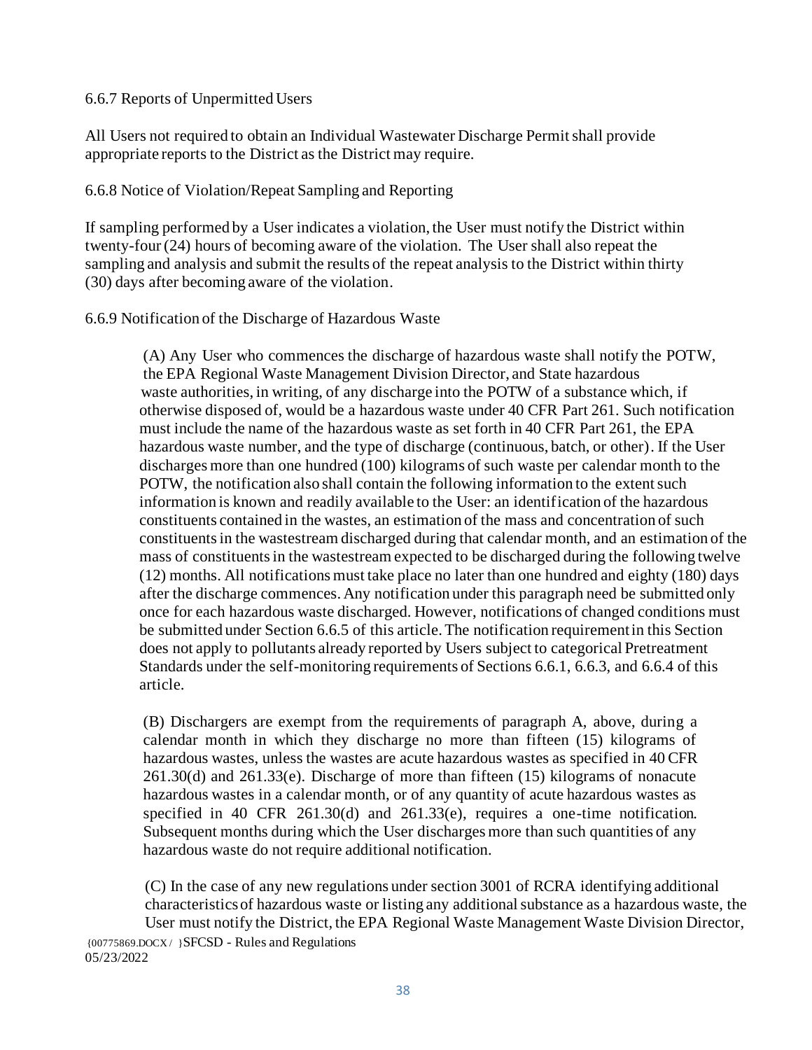6.6.7 Reports of Unpermitted Users

All Users not required to obtain an Individual Wastewater Discharge Permit shall provide appropriate reports to the District as the District may require.

6.6.8 Notice of Violation/Repeat Sampling and Reporting

If sampling performed by a User indicates a violation, the User must notify the District within twenty-four (24) hours of becoming aware of the violation. The User shall also repeat the sampling and analysis and submit the results of the repeat analysis to the District within thirty (30) days after becoming aware of the violation.

6.6.9 Notification of the Discharge of Hazardous Waste

(A) Any User who commences the discharge of hazardous waste shall notify the POTW, the EPA Regional Waste Management Division Director, and State hazardous waste authorities, in writing, of any discharge into the POTW of a substance which, if otherwise disposed of, would be a hazardous waste under 40 CFR Part 261. Such notification must include the name of the hazardous waste as set forth in 40 CFR Part 261, the EPA hazardous waste number, and the type of discharge (continuous, batch, or other). If the User discharges more than one hundred (100) kilograms of such waste per calendar month to the POTW, the notification also shall contain the following information to the extent such information is known and readily available to the User: an identification of the hazardous constituents contained in the wastes, an estimation of the mass and concentration of such constituents in the wastestream discharged during that calendar month, and an estimation of the mass of constituents in the wastestream expected to be discharged during the following twelve (12) months. All notifications must take place no later than one hundred and eighty (180) days after the discharge commences. Any notification under this paragraph need be submitted only once for each hazardous waste discharged. However, notifications of changed conditions must be submitted under Section 6.6.5 of this article. The notification requirement in this Section does not apply to pollutants already reported by Users subject to categorical Pretreatment Standards under the self-monitoring requirements of Sections 6.6.1, 6.6.3, and 6.6.4 of this article.

(B) Dischargers are exempt from the requirements of paragraph A, above, during a calendar month in which they discharge no more than fifteen (15) kilograms of hazardous wastes, unless the wastes are acute hazardous wastes as specified in 40 CFR 261.30(d) and 261.33(e). Discharge of more than fifteen (15) kilograms of nonacute hazardous wastes in a calendar month, or of any quantity of acute hazardous wastes as specified in 40 CFR 261.30(d) and 261.33(e), requires a one-time notification. Subsequent months during which the User discharges more than such quantities of any hazardous waste do not require additional notification.

(C) In the case of any new regulations under section 3001 of RCRA identifying additional characteristics of hazardous waste or listing any additional substance as a hazardous waste, the User must notify the District, the EPA Regional Waste Management Waste Division Director,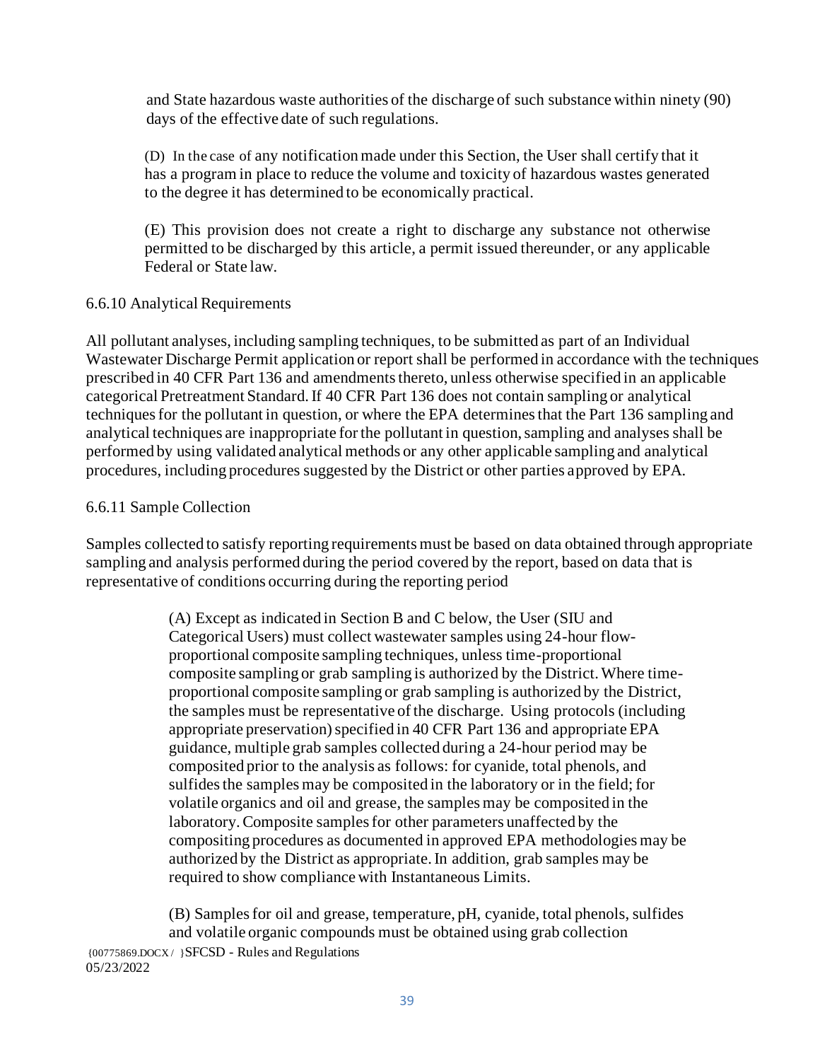and State hazardous waste authorities of the discharge of such substance within ninety (90) days of the effective date of such regulations.

(D) In the case of any notification made under this Section, the User shall certify that it has a program in place to reduce the volume and toxicity of hazardous wastes generated to the degree it has determined to be economically practical.

(E) This provision does not create a right to discharge any substance not otherwise permitted to be discharged by this article, a permit issued thereunder, or any applicable Federal or State law.

6.6.10 Analytical Requirements

All pollutant analyses, including sampling techniques, to be submitted as part of an Individual Wastewater Discharge Permit application or report shall be performed in accordance with the techniques prescribed in 40 CFR Part 136 and amendments thereto, unless otherwise specified in an applicable categorical Pretreatment Standard. If 40 CFR Part 136 does not contain sampling or analytical techniques for the pollutant in question, or where the EPA determines that the Part 136 sampling and analytical techniques are inappropriate for the pollutant in question, sampling and analyses shall be performed by using validated analytical methods or any other applicable sampling and analytical procedures, including procedures suggested by the District or other parties approved by EPA.

6.6.11 Sample Collection

Samples collected to satisfy reporting requirements must be based on data obtained through appropriate sampling and analysis performed during the period covered by the report, based on data that is representative of conditions occurring during the reporting period

(A) Except as indicated in Section B and C below, the User (SIU and Categorical Users) must collect wastewater samples using 24-hour flow-proportional composite sampling techniques, unless time-proportional composite sampling or grab sampling is authorized by the District. Where time-proportional composite sampling or grab sampling is authorized by the District, the samples must be representative of the discharge. Using protocols (including appropriate preservation) specified in 40 CFR Part 136 and appropriate EPA guidance, multiple grab samples collected during a 24-hour period may be composited prior to the analysis as follows: for cyanide, total phenols, and sulfides the samples may be composited in the laboratory or in the field; for volatile organics and oil and grease, the samples may be composited in the laboratory. Composite samples for other parameters unaffected by the compositing procedures as documented in approved EPA methodologies may be authorized by the District as appropriate. In addition, grab samples may be required to show compliance with Instantaneous Limits.

(B) Samples for oil and grease, temperature, pH, cyanide, total phenols, sulfides and volatile organic compounds must be obtained using grab collection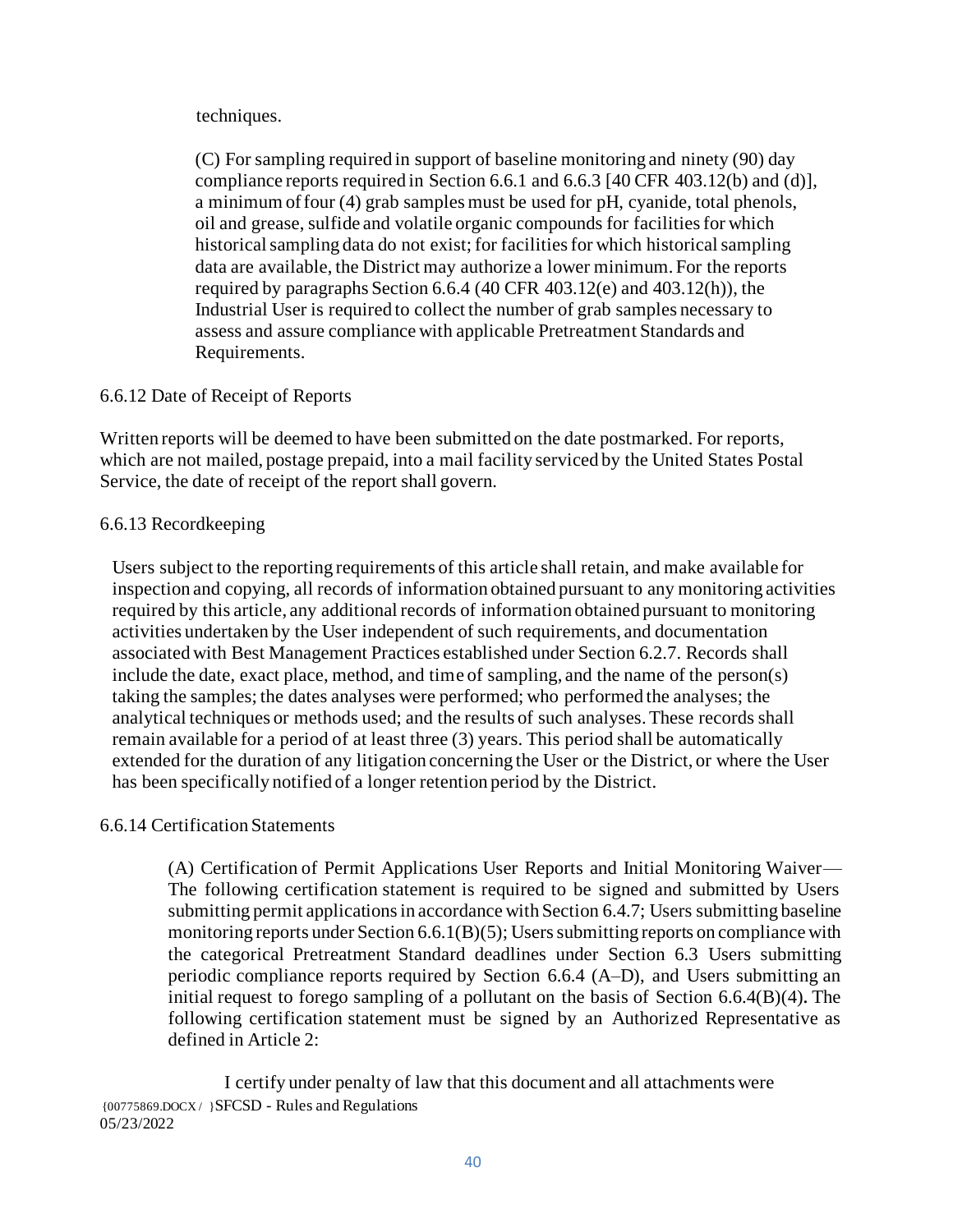techniques.

(C) For sampling required in support of baseline monitoring and ninety (90) day compliance reports required in Section 6.6.1 and 6.6.3 [40 CFR 403.12(b) and (d)], a minimum of four (4) grab samples must be used for pH, cyanide, total phenols, oil and grease, sulfide and volatile organic compounds for facilities for which historical sampling data do not exist; for facilities for which historical sampling data are available, the District may authorize a lower minimum. For the reports required by paragraphs Section 6.6.4 (40 CFR 403.12(e) and 403.12(h)), the Industrial User is required to collect the number of grab samples necessary to assess and assure compliance with applicable Pretreatment Standards and Requirements.

6.6.12 Date of Receipt of Reports

Written reports will be deemed to have been submitted on the date postmarked. For reports, which are not mailed, postage prepaid, into a mail facility serviced by the United States Postal Service, the date of receipt of the report shall govern.

6.6.13 Recordkeeping

Users subject to the reporting requirements of this article shall retain, and make available for inspection and copying, all records of information obtained pursuant to any monitoring activities required by this article, any additional records of information obtained pursuant to monitoring activities undertaken by the User independent of such requirements, and documentation associated with Best Management Practices established under Section 6.2.7. Records shall include the date, exact place, method, and time of sampling, and the name of the person(s) taking the samples; the dates analyses were performed; who performed the analyses; the analytical techniques or methods used; and the results of such analyses. These records shall remain available for a period of at least three (3) years. This period shall be automatically extended for the duration of any litigation concerning the User or the District, or where the User has been specifically notified of a longer retention period by the District.

6.6.14 Certification Statements

(A) Certification of Permit Applications User Reports and Initial Monitoring Waiver— The following certification statement is required to be signed and submitted by Users submitting permit applications in accordance with Section 6.4.7; Users submitting baseline monitoring reports under Section 6.6.1(B)(5); Users submitting reports on compliance with the categorical Pretreatment Standard deadlines under Section 6.3 Users submitting periodic compliance reports required by Section 6.6.4 (A–D), and Users submitting an initial request to forego sampling of a pollutant on the basis of Section 6.6.4(B)(4). The following certification statement must be signed by an Authorized Representative as defined in Article 2:

I certify under penalty of law that this document and all attachments were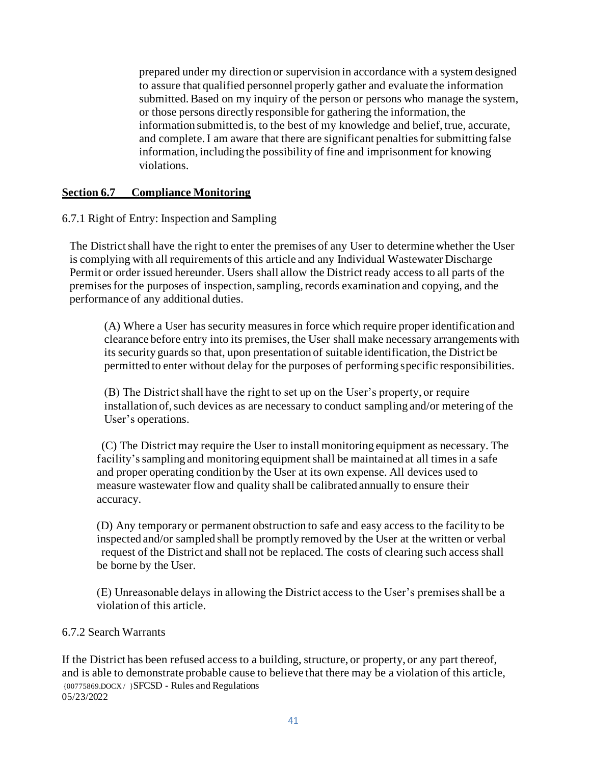prepared under my direction or supervision in accordance with a system designed to assure that qualified personnel properly gather and evaluate the information submitted. Based on my inquiry of the person or persons who manage the system, or those persons directly responsible for gathering the information, the information submitted is, to the best of my knowledge and belief, true, accurate, and complete. I am aware that there are significant penalties for submitting false information, including the possibility of fine and imprisonment for knowing violations.

## Section 6.7 Compliance Monitoring

6.7.1 Right of Entry: Inspection and Sampling

The District shall have the right to enter the premises of any User to determine whether the User is complying with all requirements of this article and any Individual Wastewater Discharge Permit or order issued hereunder. Users shall allow the District ready access to all parts of the premises for the purposes of inspection, sampling, records examination and copying, and the performance of any additional duties.

(A) Where a User has security measures in force which require proper identification and clearance before entry into its premises, the User shall make necessary arrangements with its security guards so that, upon presentation of suitable identification, the District be permitted to enter without delay for the purposes of performing specific responsibilities.

(B) The District shall have the right to set up on the User's property, or require installation of, such devices as are necessary to conduct sampling and/or metering of the User's operations.

(C) The District may require the User to install monitoring equipment as necessary. The facility's sampling and monitoring equipment shall be maintained at all times in a safe and proper operating condition by the User at its own expense. All devices used to measure wastewater flow and quality shall be calibrated annually to ensure their accuracy.

(D) Any temporary or permanent obstruction to safe and easy access to the facility to be inspected and/or sampled shall be promptly removed by the User at the written or verbal request of the District and shall not be replaced. The costs of clearing such access shall be borne by the User.

(E) Unreasonable delays in allowing the District access to the User's premises shall be a violation of this article.

6.7.2 Search Warrants

If the District has been refused access to a building, structure, or property, or any part thereof, and is able to demonstrate probable cause to believe that there may be a violation of this article,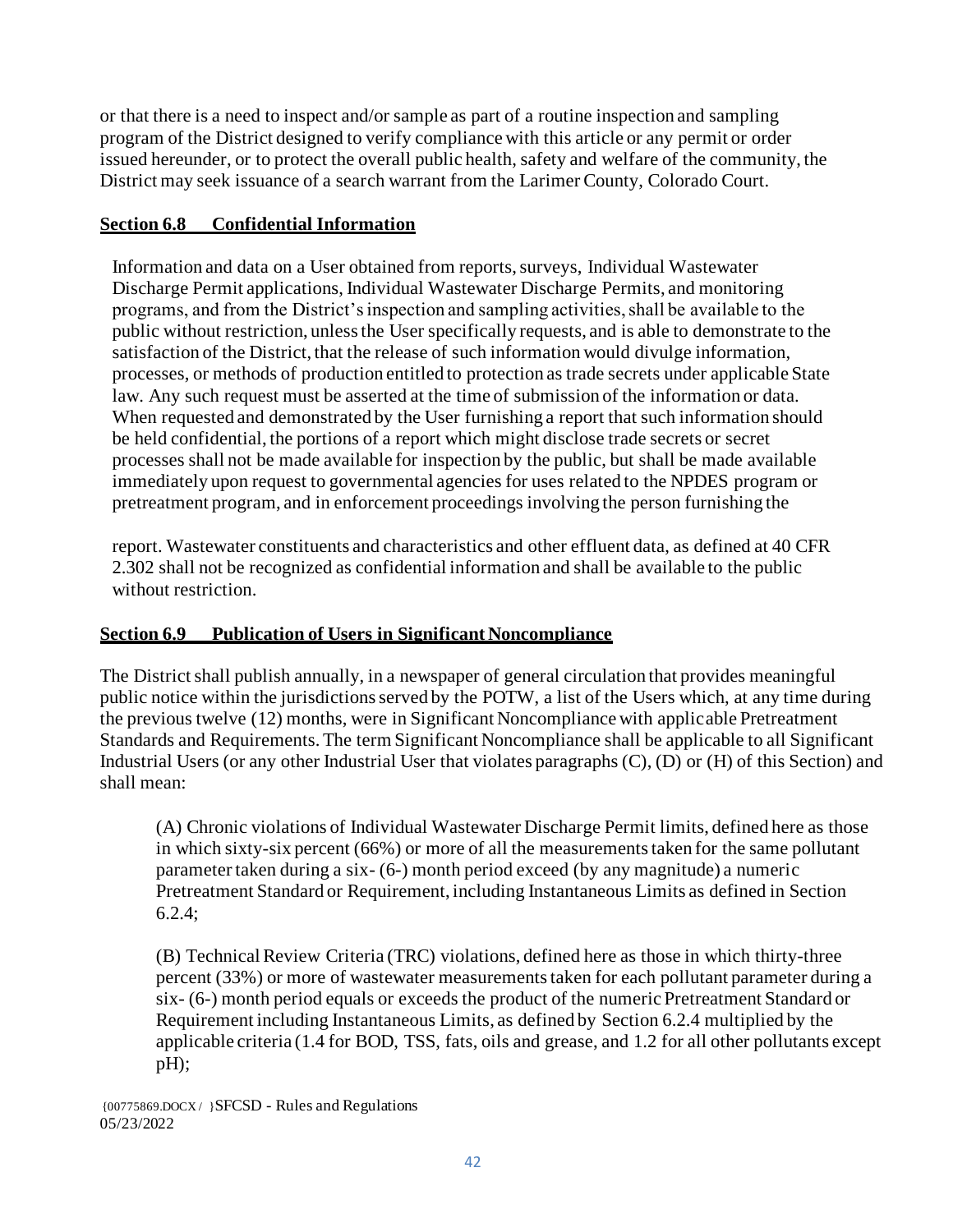or that there is a need to inspect and/or sample as part of a routine inspection and sampling program of the District designed to verify compliance with this article or any permit or order issued hereunder, or to protect the overall public health, safety and welfare of the community, the District may seek issuance of a search warrant from the Larimer County, Colorado Court.

**Section 6.8 Confidential Information**

Information and data on a User obtained from reports, surveys, Individual Wastewater Discharge Permit applications, Individual Wastewater Discharge Permits, and monitoring programs, and from the District's inspection and sampling activities, shall be available to the public without restriction, unless the User specifically requests, and is able to demonstrate to the satisfaction of the District, that the release of such information would divulge information, processes, or methods of production entitled to protection as trade secrets under applicable State law. Any such request must be asserted at the time of submission of the information or data. When requested and demonstrated by the User furnishing a report that such information should be held confidential, the portions of a report which might disclose trade secrets or secret processes shall not be made available for inspection by the public, but shall be made available immediately upon request to governmental agencies for uses related to the NPDES program or pretreatment program, and in enforcement proceedings involving the person furnishing the report. Wastewater constituents and characteristics and other effluent data, as defined at 40 CFR 2.302 shall not be recognized as confidential information and shall be available to the public without restriction.

**Section 6.9 Publication of Users in Significant Noncompliance**

The District shall publish annually, in a newspaper of general circulation that provides meaningful public notice within the jurisdictions served by the POTW, a list of the Users which, at any time during the previous twelve (12) months, were in Significant Noncompliance with applicable Pretreatment Standards and Requirements. The term Significant Noncompliance shall be applicable to all Significant Industrial Users (or any other Industrial User that violates paragraphs (C), (D) or (H) of this Section) and shall mean:

(A) Chronic violations of Individual Wastewater Discharge Permit limits, defined here as those in which sixty-six percent (66%) or more of all the measurements taken for the same pollutant parameter taken during a six- (6-) month period exceed (by any magnitude) a numeric Pretreatment Standard or Requirement, including Instantaneous Limits as defined in Section 6.2.4;

(B) Technical Review Criteria (TRC) violations, defined here as those in which thirty-three percent (33%) or more of wastewater measurements taken for each pollutant parameter during a six- (6-) month period equals or exceeds the product of the numeric Pretreatment Standard or Requirement including Instantaneous Limits, as defined by Section 6.2.4 multiplied by the applicable criteria (1.4 for BOD, TSS, fats, oils and grease, and 1.2 for all other pollutants except pH);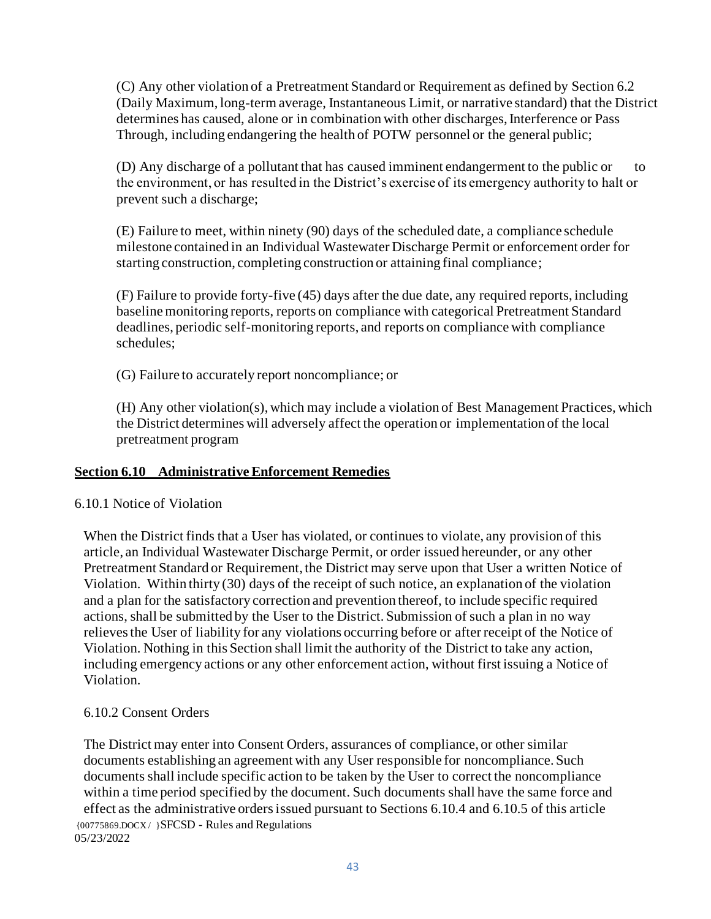(C) Any other violation of a Pretreatment Standard or Requirement as defined by Section 6.2 (Daily Maximum, long-term average, Instantaneous Limit, or narrative standard) that the District determines has caused, alone or in combination with other discharges, Interference or Pass Through, including endangering the health of POTW personnel or the general public;

(D) Any discharge of a pollutant that has caused imminent endangerment to the public or to the environment, or has resulted in the District's exercise of its emergency authority to halt or prevent such a discharge;

(E) Failure to meet, within ninety (90) days of the scheduled date, a compliance schedule milestone contained in an Individual Wastewater Discharge Permit or enforcement order for starting construction, completing construction or attaining final compliance;

(F) Failure to provide forty-five (45) days after the due date, any required reports, including baseline monitoring reports, reports on compliance with categorical Pretreatment Standard deadlines, periodic self-monitoring reports, and reports on compliance with compliance schedules;

(G) Failure to accurately report noncompliance; or

(H) Any other violation(s), which may include a violation of Best Management Practices, which the District determines will adversely affect the operation or implementation of the local pretreatment program

## Section 6.10 Administrative Enforcement Remedies

6.10.1 Notice of Violation

When the District finds that a User has violated, or continues to violate, any provision of this article, an Individual Wastewater Discharge Permit, or order issued hereunder, or any other Pretreatment Standard or Requirement, the District may serve upon that User a written Notice of Violation. Within thirty (30) days of the receipt of such notice, an explanation of the violation and a plan for the satisfactory correction and prevention thereof, to include specific required actions, shall be submitted by the User to the District. Submission of such a plan in no way relieves the User of liability for any violations occurring before or after receipt of the Notice of Violation. Nothing in this Section shall limit the authority of the District to take any action, including emergency actions or any other enforcement action, without first issuing a Notice of Violation.

6.10.2 Consent Orders

The District may enter into Consent Orders, assurances of compliance, or other similar documents establishing an agreement with any User responsible for noncompliance. Such documents shall include specific action to be taken by the User to correct the noncompliance within a time period specified by the document. Such documents shall have the same force and effect as the administrative orders issued pursuant to Sections 6.10.4 and 6.10.5 of this article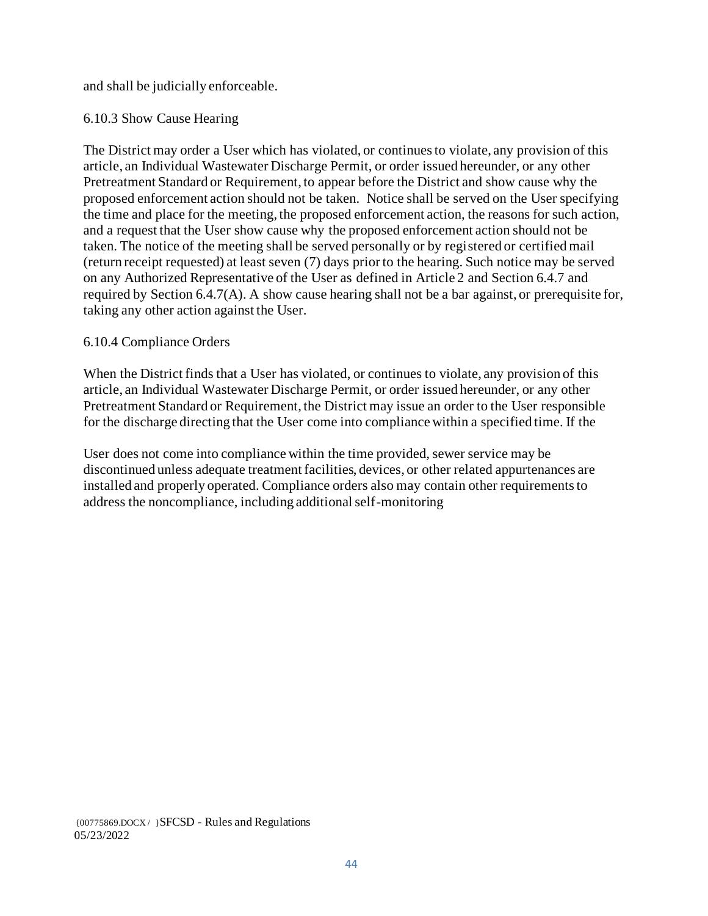and shall be judicially enforceable.

6.10.3 Show Cause Hearing

The District may order a User which has violated, or continues to violate, any provision of this article, an Individual Wastewater Discharge Permit, or order issued hereunder, or any other Pretreatment Standard or Requirement, to appear before the District and show cause why the proposed enforcement action should not be taken. Notice shall be served on the User specifying the time and place for the meeting, the proposed enforcement action, the reasons for such action, and a request that the User show cause why the proposed enforcement action should not be taken. The notice of the meeting shall be served personally or by registered or certified mail (return receipt requested) at least seven (7) days prior to the hearing. Such notice may be served on any Authorized Representative of the User as defined in Article 2 and Section 6.4.7 and required by Section 6.4.7(A). A show cause hearing shall not be a bar against, or prerequisite for, taking any other action against the User.

6.10.4 Compliance Orders

When the District finds that a User has violated, or continues to violate, any provision of this article, an Individual Wastewater Discharge Permit, or order issued hereunder, or any other Pretreatment Standard or Requirement, the District may issue an order to the User responsible for the discharge directing that the User come into compliance within a specified time. If the User does not come into compliance within the time provided, sewer service may be discontinued unless adequate treatment facilities, devices, or other related appurtenances are installed and properly operated. Compliance orders also may contain other requirements to address the noncompliance, including additional self-monitoring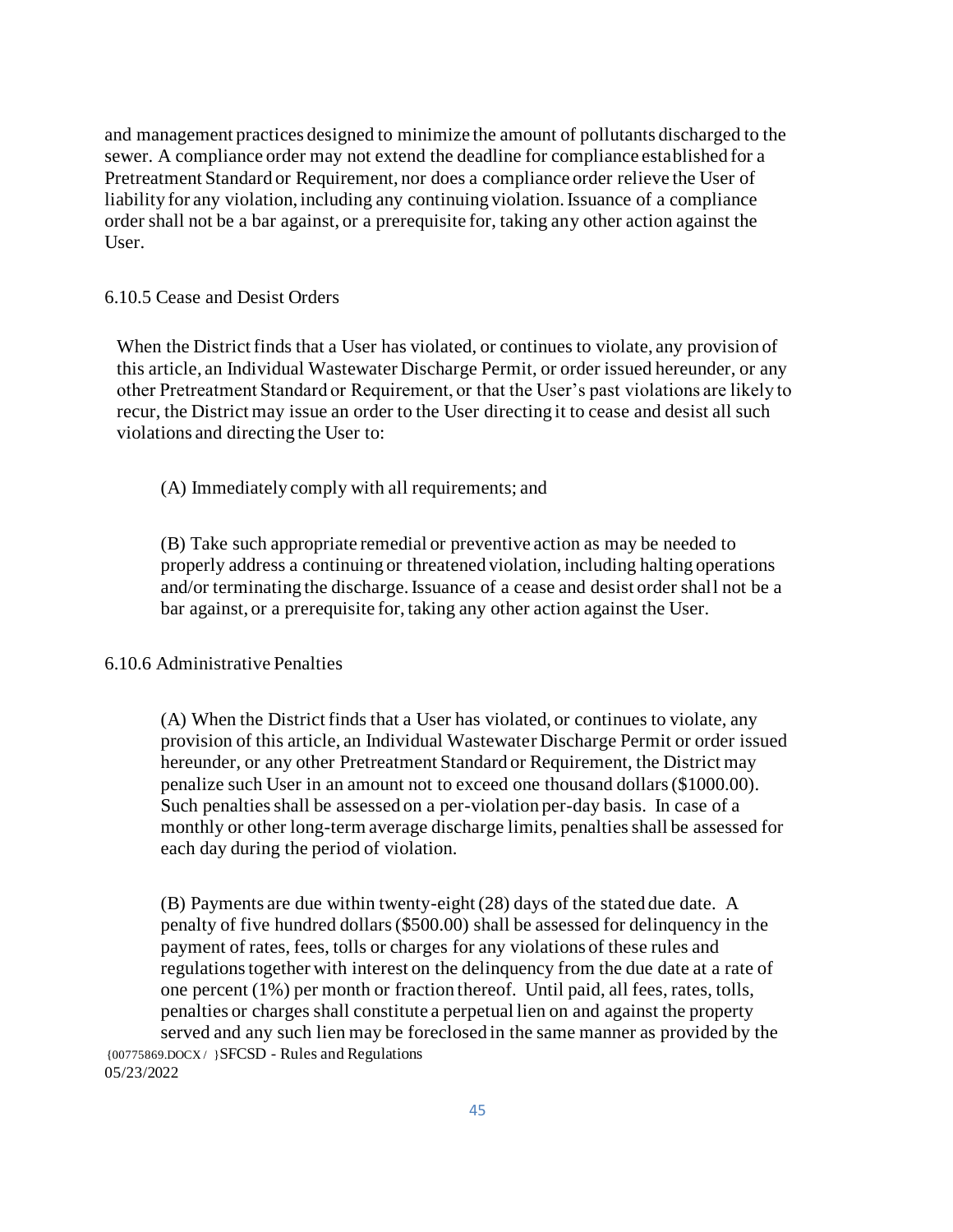and management practices designed to minimize the amount of pollutants discharged to the sewer. A compliance order may not extend the deadline for compliance established for a Pretreatment Standard or Requirement, nor does a compliance order relieve the User of liability for any violation, including any continuing violation. Issuance of a compliance order shall not be a bar against, or a prerequisite for, taking any other action against the User.

### 6.10.5 Cease and Desist Orders

When the District finds that a User has violated, or continues to violate, any provision of this article, an Individual Wastewater Discharge Permit, or order issued hereunder, or any other Pretreatment Standard or Requirement, or that the User's past violations are likely to recur, the District may issue an order to the User directing it to cease and desist all such violations and directing the User to:

(A) Immediately comply with all requirements; and

(B) Take such appropriate remedial or preventive action as may be needed to properly address a continuing or threatened violation, including halting operations and/or terminating the discharge. Issuance of a cease and desist order shall not be a bar against, or a prerequisite for, taking any other action against the User.

### 6.10.6 Administrative Penalties

(A) When the District finds that a User has violated, or continues to violate, any provision of this article, an Individual Wastewater Discharge Permit or order issued hereunder, or any other Pretreatment Standard or Requirement, the District may penalize such User in an amount not to exceed one thousand dollars ($1000.00). Such penalties shall be assessed on a per-violation per-day basis. In case of a monthly or other long-term average discharge limits, penalties shall be assessed for each day during the period of violation.

(B) Payments are due within twenty-eight (28) days of the stated due date. A penalty of five hundred dollars ($500.00) shall be assessed for delinquency in the payment of rates, fees, tolls or charges for any violations of these rules and regulations together with interest on the delinquency from the due date at a rate of one percent (1%) per month or fraction thereof. Until paid, all fees, rates, tolls, penalties or charges shall constitute a perpetual lien on and against the property served and any such lien may be foreclosed in the same manner as provided by the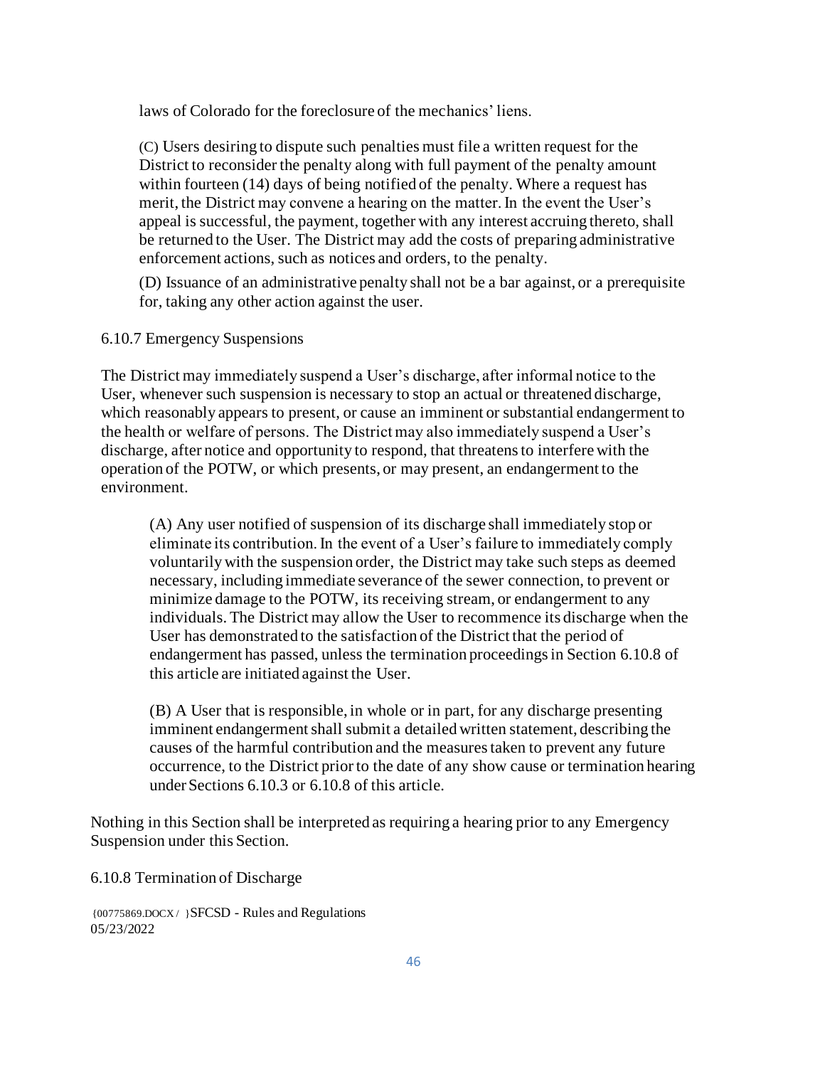laws of Colorado for the foreclosure of the mechanics' liens.

(C) Users desiring to dispute such penalties must file a written request for the District to reconsider the penalty along with full payment of the penalty amount within fourteen (14) days of being notified of the penalty. Where a request has merit, the District may convene a hearing on the matter. In the event the User's appeal is successful, the payment, together with any interest accruing thereto, shall be returned to the User. The District may add the costs of preparing administrative enforcement actions, such as notices and orders, to the penalty.

(D) Issuance of an administrative penalty shall not be a bar against, or a prerequisite for, taking any other action against the user.

6.10.7 Emergency Suspensions

The District may immediately suspend a User's discharge, after informal notice to the User, whenever such suspension is necessary to stop an actual or threatened discharge, which reasonably appears to present, or cause an imminent or substantial endangerment to the health or welfare of persons. The District may also immediately suspend a User's discharge, after notice and opportunity to respond, that threatens to interfere with the operation of the POTW, or which presents, or may present, an endangerment to the environment.

(A) Any user notified of suspension of its discharge shall immediately stop or eliminate its contribution. In the event of a User's failure to immediately comply voluntarily with the suspension order, the District may take such steps as deemed necessary, including immediate severance of the sewer connection, to prevent or minimize damage to the POTW, its receiving stream, or endangerment to any individuals. The District may allow the User to recommence its discharge when the User has demonstrated to the satisfaction of the District that the period of endangerment has passed, unless the termination proceedings in Section 6.10.8 of this article are initiated against the User.

(B) A User that is responsible, in whole or in part, for any discharge presenting imminent endangerment shall submit a detailed written statement, describing the causes of the harmful contribution and the measures taken to prevent any future occurrence, to the District prior to the date of any show cause or termination hearing under Sections 6.10.3 or 6.10.8 of this article.

Nothing in this Section shall be interpreted as requiring a hearing prior to any Emergency Suspension under this Section.

6.10.8 Termination of Discharge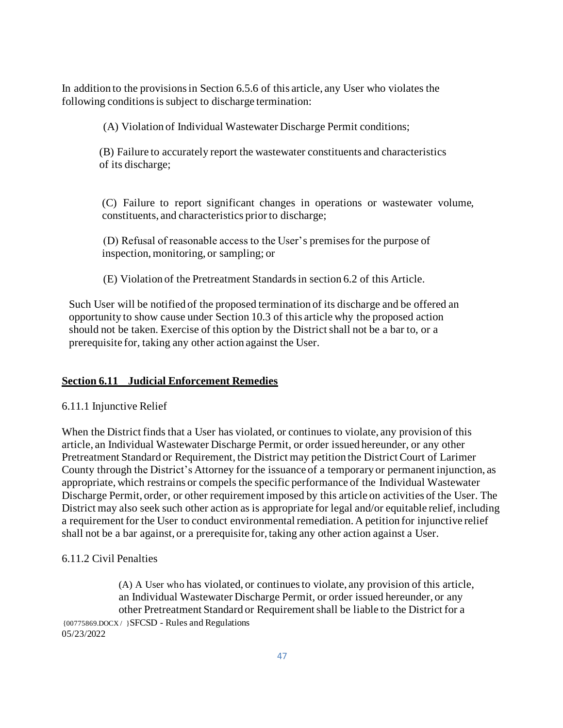In addition to the provisions in Section 6.5.6 of this article, any User who violates the following conditions is subject to discharge termination:

(A) Violation of Individual Wastewater Discharge Permit conditions;

(B) Failure to accurately report the wastewater constituents and characteristics of its discharge;

(C) Failure to report significant changes in operations or wastewater volume, constituents, and characteristics prior to discharge;

(D) Refusal of reasonable access to the User's premises for the purpose of inspection, monitoring, or sampling; or

(E) Violation of the Pretreatment Standards in section 6.2 of this Article.

Such User will be notified of the proposed termination of its discharge and be offered an opportunity to show cause under Section 10.3 of this article why the proposed action should not be taken. Exercise of this option by the District shall not be a bar to, or a prerequisite for, taking any other action against the User.

## Section 6.11 Judicial Enforcement Remedies

6.11.1 Injunctive Relief

When the District finds that a User has violated, or continues to violate, any provision of this article, an Individual Wastewater Discharge Permit, or order issued hereunder, or any other Pretreatment Standard or Requirement, the District may petition the District Court of Larimer County through the District's Attorney for the issuance of a temporary or permanent injunction, as appropriate, which restrains or compels the specific performance of the Individual Wastewater Discharge Permit, order, or other requirement imposed by this article on activities of the User. The District may also seek such other action as is appropriate for legal and/or equitable relief, including a requirement for the User to conduct environmental remediation. A petition for injunctive relief shall not be a bar against, or a prerequisite for, taking any other action against a User.

6.11.2 Civil Penalties

(A) A User who has violated, or continues to violate, any provision of this article, an Individual Wastewater Discharge Permit, or order issued hereunder, or any other Pretreatment Standard or Requirement shall be liable to the District for a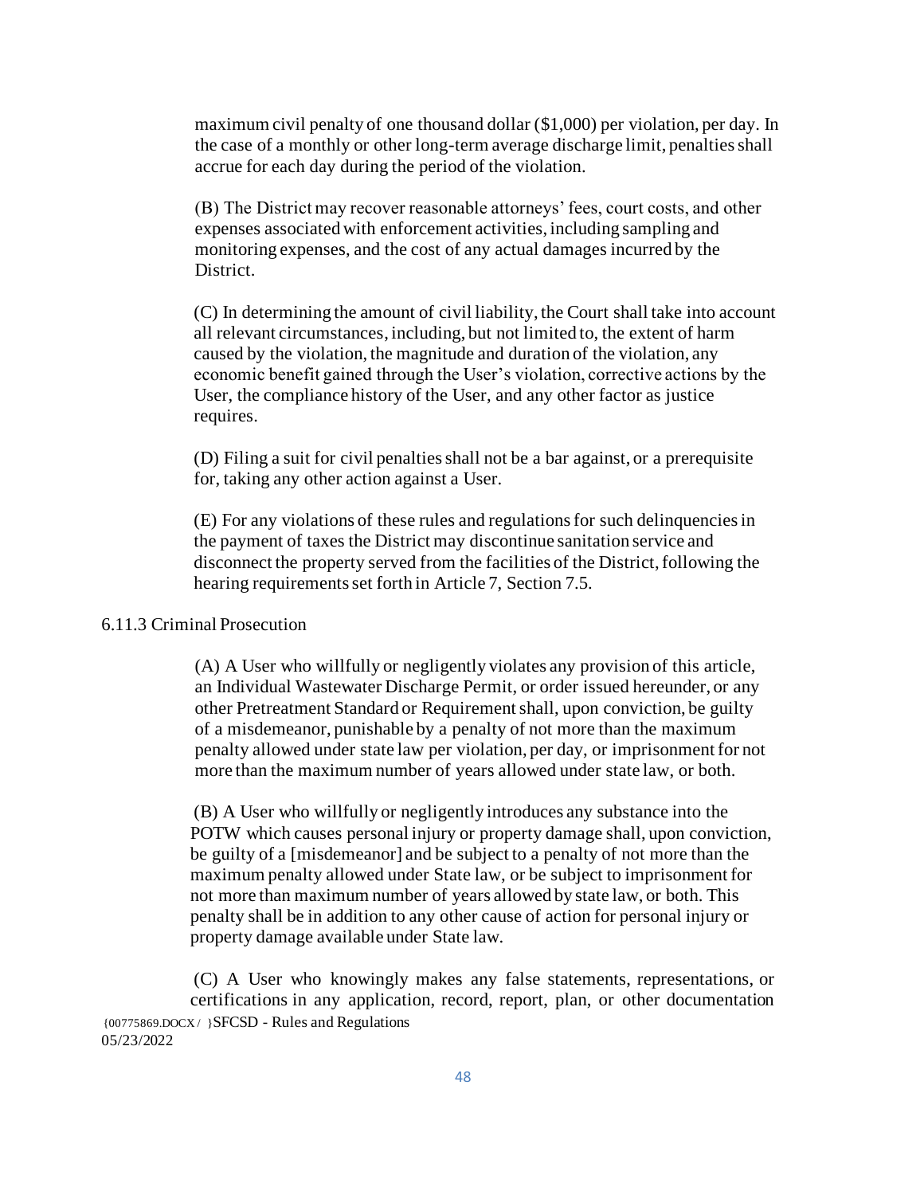maximum civil penalty of one thousand dollar ($1,000) per violation, per day. In the case of a monthly or other long-term average discharge limit, penalties shall accrue for each day during the period of the violation.

(B) The District may recover reasonable attorneys' fees, court costs, and other expenses associated with enforcement activities, including sampling and monitoring expenses, and the cost of any actual damages incurred by the District.

(C) In determining the amount of civil liability, the Court shall take into account all relevant circumstances, including, but not limited to, the extent of harm caused by the violation, the magnitude and duration of the violation, any economic benefit gained through the User's violation, corrective actions by the User, the compliance history of the User, and any other factor as justice requires.

(D) Filing a suit for civil penalties shall not be a bar against, or a prerequisite for, taking any other action against a User.

(E) For any violations of these rules and regulations for such delinquencies in the payment of taxes the District may discontinue sanitation service and disconnect the property served from the facilities of the District, following the hearing requirements set forth in Article 7, Section 7.5.

6.11.3 Criminal Prosecution

(A) A User who willfully or negligently violates any provision of this article, an Individual Wastewater Discharge Permit, or order issued hereunder, or any other Pretreatment Standard or Requirement shall, upon conviction, be guilty of a misdemeanor, punishable by a penalty of not more than the maximum penalty allowed under state law per violation, per day, or imprisonment for not more than the maximum number of years allowed under state law, or both.

(B) A User who willfully or negligently introduces any substance into the POTW which causes personal injury or property damage shall, upon conviction, be guilty of a [misdemeanor] and be subject to a penalty of not more than the maximum penalty allowed under State law, or be subject to imprisonment for not more than maximum number of years allowed by state law, or both. This penalty shall be in addition to any other cause of action for personal injury or property damage available under State law.

(C) A User who knowingly makes any false statements, representations, or certifications in any application, record, report, plan, or other documentation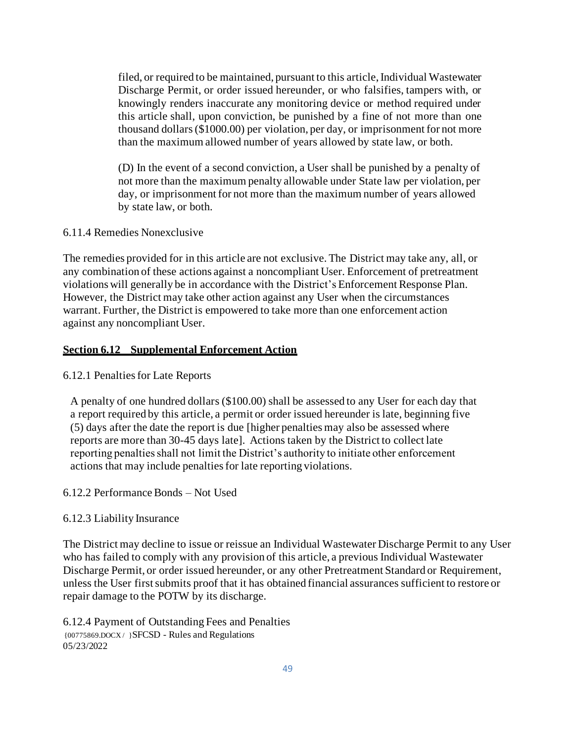filed, or required to be maintained, pursuant to this article, Individual Wastewater Discharge Permit, or order issued hereunder, or who falsifies, tampers with, or knowingly renders inaccurate any monitoring device or method required under this article shall, upon conviction, be punished by a fine of not more than one thousand dollars ($1000.00) per violation, per day, or imprisonment for not more than the maximum allowed number of years allowed by state law, or both.

(D) In the event of a second conviction, a User shall be punished by a penalty of not more than the maximum penalty allowable under State law per violation, per day, or imprisonment for not more than the maximum number of years allowed by state law, or both.

6.11.4 Remedies Nonexclusive

The remedies provided for in this article are not exclusive. The District may take any, all, or any combination of these actions against a noncompliant User. Enforcement of pretreatment violations will generally be in accordance with the District's Enforcement Response Plan. However, the District may take other action against any User when the circumstances warrant. Further, the District is empowered to take more than one enforcement action against any noncompliant User.

## Section 6.12 Supplemental Enforcement Action

6.12.1 Penalties for Late Reports

A penalty of one hundred dollars ($100.00) shall be assessed to any User for each day that a report required by this article, a permit or order issued hereunder is late, beginning five (5) days after the date the report is due [higher penalties may also be assessed where reports are more than 30-45 days late]. Actions taken by the District to collect late reporting penalties shall not limit the District's authority to initiate other enforcement actions that may include penalties for late reporting violations.

6.12.2 Performance Bonds – Not Used

6.12.3 Liability Insurance

The District may decline to issue or reissue an Individual Wastewater Discharge Permit to any User who has failed to comply with any provision of this article, a previous Individual Wastewater Discharge Permit, or order issued hereunder, or any other Pretreatment Standard or Requirement, unless the User first submits proof that it has obtained financial assurances sufficient to restore or repair damage to the POTW by its discharge.

6.12.4 Payment of Outstanding Fees and Penalties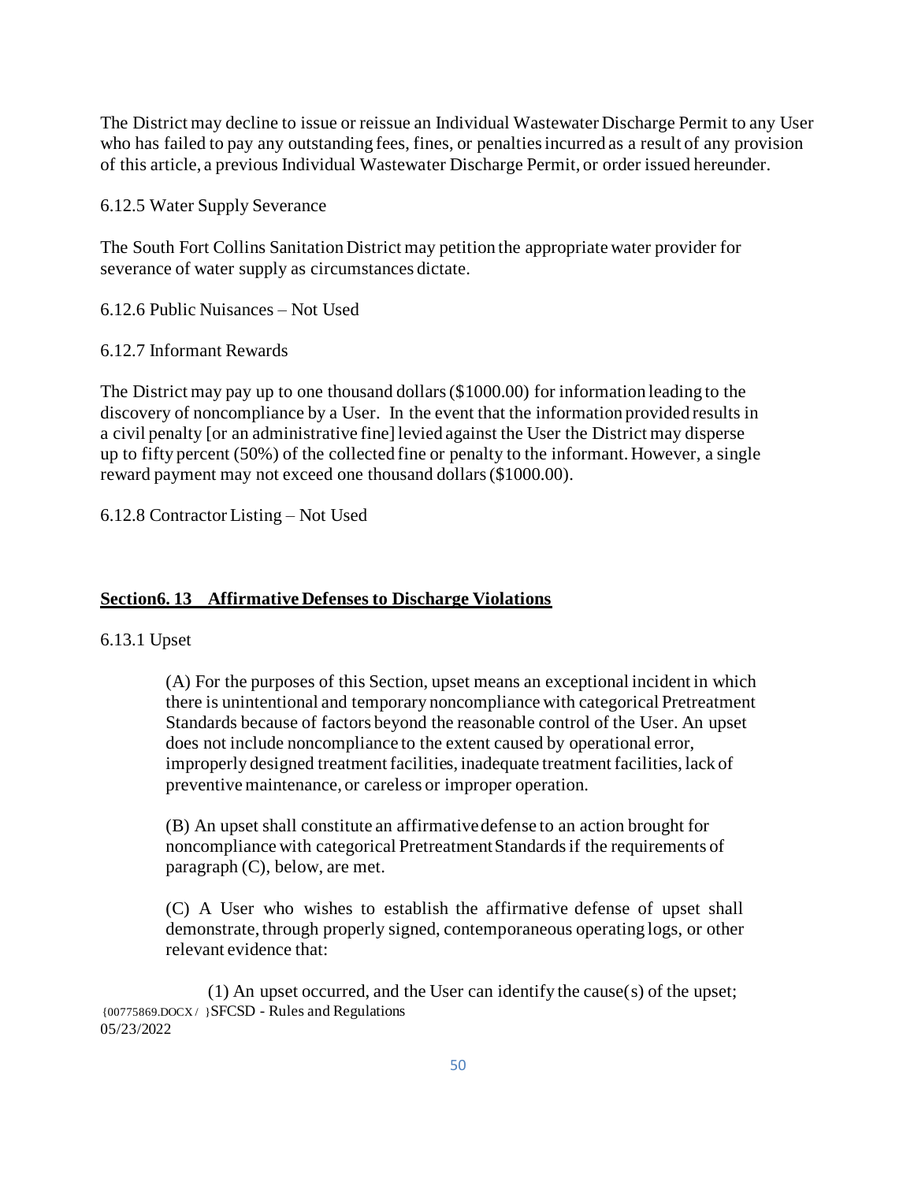The District may decline to issue or reissue an Individual Wastewater Discharge Permit to any User who has failed to pay any outstanding fees, fines, or penalties incurred as a result of any provision of this article, a previous Individual Wastewater Discharge Permit, or order issued hereunder.

6.12.5 Water Supply Severance

The South Fort Collins Sanitation District may petition the appropriate water provider for severance of water supply as circumstances dictate.

6.12.6 Public Nuisances – Not Used

6.12.7 Informant Rewards

The District may pay up to one thousand dollars ($1000.00) for information leading to the discovery of noncompliance by a User. In the event that the information provided results in a civil penalty [or an administrative fine] levied against the User the District may disperse up to fifty percent (50%) of the collected fine or penalty to the informant. However, a single reward payment may not exceed one thousand dollars ($1000.00).

6.12.8 Contractor Listing – Not Used

## **Section6. 13 Affirmative Defenses to Discharge Violations**

6.13.1 Upset

(A) For the purposes of this Section, upset means an exceptional incident in which there is unintentional and temporary noncompliance with categorical Pretreatment Standards because of factors beyond the reasonable control of the User. An upset does not include noncompliance to the extent caused by operational error, improperly designed treatment facilities, inadequate treatment facilities, lack of preventive maintenance, or careless or improper operation.

(B) An upset shall constitute an affirmative defense to an action brought for noncompliance with categorical Pretreatment Standards if the requirements of paragraph (C), below, are met.

(C) A User who wishes to establish the affirmative defense of upset shall demonstrate, through properly signed, contemporaneous operating logs, or other relevant evidence that:

(1) An upset occurred, and the User can identify the cause(s) of the upset;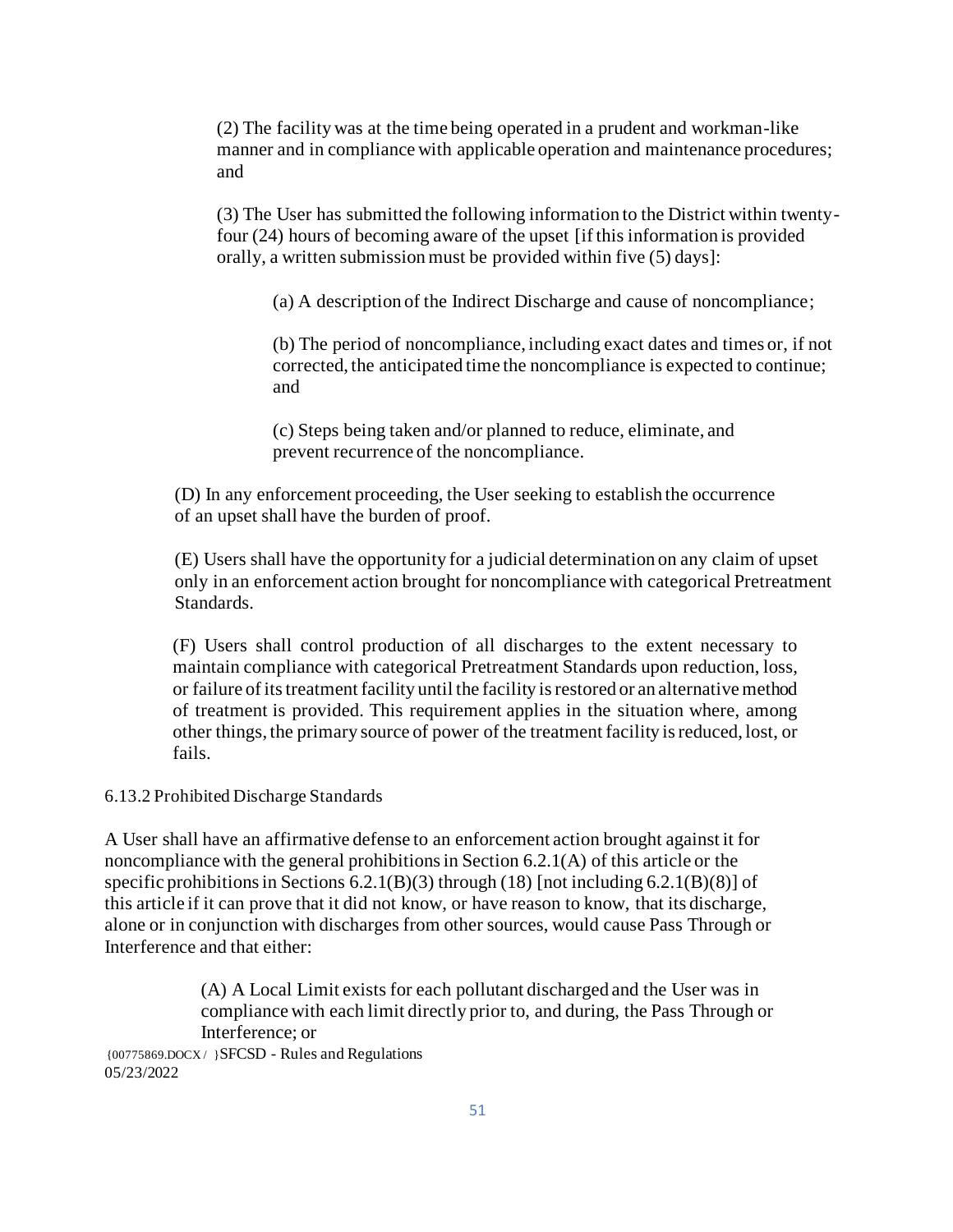(2) The facility was at the time being operated in a prudent and workman-like manner and in compliance with applicable operation and maintenance procedures; and

(3) The User has submitted the following information to the District within twenty-four (24) hours of becoming aware of the upset [if this information is provided orally, a written submission must be provided within five (5) days]:

(a) A description of the Indirect Discharge and cause of noncompliance;

(b) The period of noncompliance, including exact dates and times or, if not corrected, the anticipated time the noncompliance is expected to continue; and

(c) Steps being taken and/or planned to reduce, eliminate, and prevent recurrence of the noncompliance.

(D) In any enforcement proceeding, the User seeking to establish the occurrence of an upset shall have the burden of proof.

(E) Users shall have the opportunity for a judicial determination on any claim of upset only in an enforcement action brought for noncompliance with categorical Pretreatment Standards.

(F) Users shall control production of all discharges to the extent necessary to maintain compliance with categorical Pretreatment Standards upon reduction, loss, or failure of its treatment facility until the facility is restored or an alternative method of treatment is provided. This requirement applies in the situation where, among other things, the primary source of power of the treatment facility is reduced, lost, or fails.

6.13.2 Prohibited Discharge Standards

A User shall have an affirmative defense to an enforcement action brought against it for noncompliance with the general prohibitions in Section 6.2.1(A) of this article or the specific prohibitions in Sections 6.2.1(B)(3) through (18) [not including 6.2.1(B)(8)] of this article if it can prove that it did not know, or have reason to know, that its discharge, alone or in conjunction with discharges from other sources, would cause Pass Through or Interference and that either:

(A) A Local Limit exists for each pollutant discharged and the User was in compliance with each limit directly prior to, and during, the Pass Through or Interference; or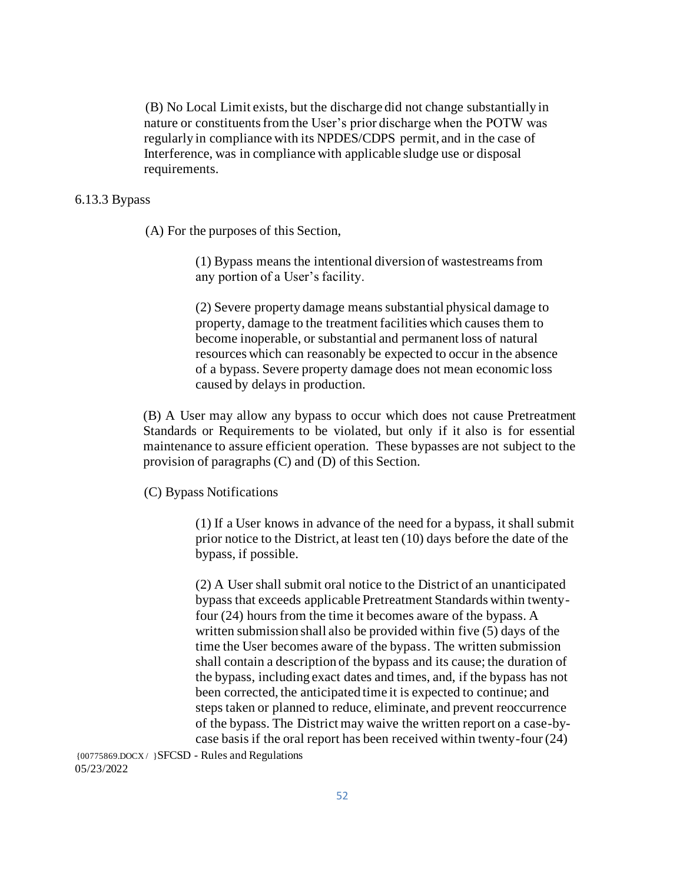(B) No Local Limit exists, but the discharge did not change substantially in nature or constituents from the User's prior discharge when the POTW was regularly in compliance with its NPDES/CDPS permit, and in the case of Interference, was in compliance with applicable sludge use or disposal requirements.

6.13.3 Bypass

(A) For the purposes of this Section,

(1) Bypass means the intentional diversion of wastestreams from any portion of a User's facility.

(2) Severe property damage means substantial physical damage to property, damage to the treatment facilities which causes them to become inoperable, or substantial and permanent loss of natural resources which can reasonably be expected to occur in the absence of a bypass. Severe property damage does not mean economic loss caused by delays in production.

(B) A User may allow any bypass to occur which does not cause Pretreatment Standards or Requirements to be violated, but only if it also is for essential maintenance to assure efficient operation. These bypasses are not subject to the provision of paragraphs (C) and (D) of this Section.

(C) Bypass Notifications

(1) If a User knows in advance of the need for a bypass, it shall submit prior notice to the District, at least ten (10) days before the date of the bypass, if possible.

(2) A User shall submit oral notice to the District of an unanticipated bypass that exceeds applicable Pretreatment Standards within twenty-four (24) hours from the time it becomes aware of the bypass. A written submission shall also be provided within five (5) days of the time the User becomes aware of the bypass. The written submission shall contain a description of the bypass and its cause; the duration of the bypass, including exact dates and times, and, if the bypass has not been corrected, the anticipated time it is expected to continue; and steps taken or planned to reduce, eliminate, and prevent reoccurrence of the bypass. The District may waive the written report on a case-by-case basis if the oral report has been received within twenty-four (24)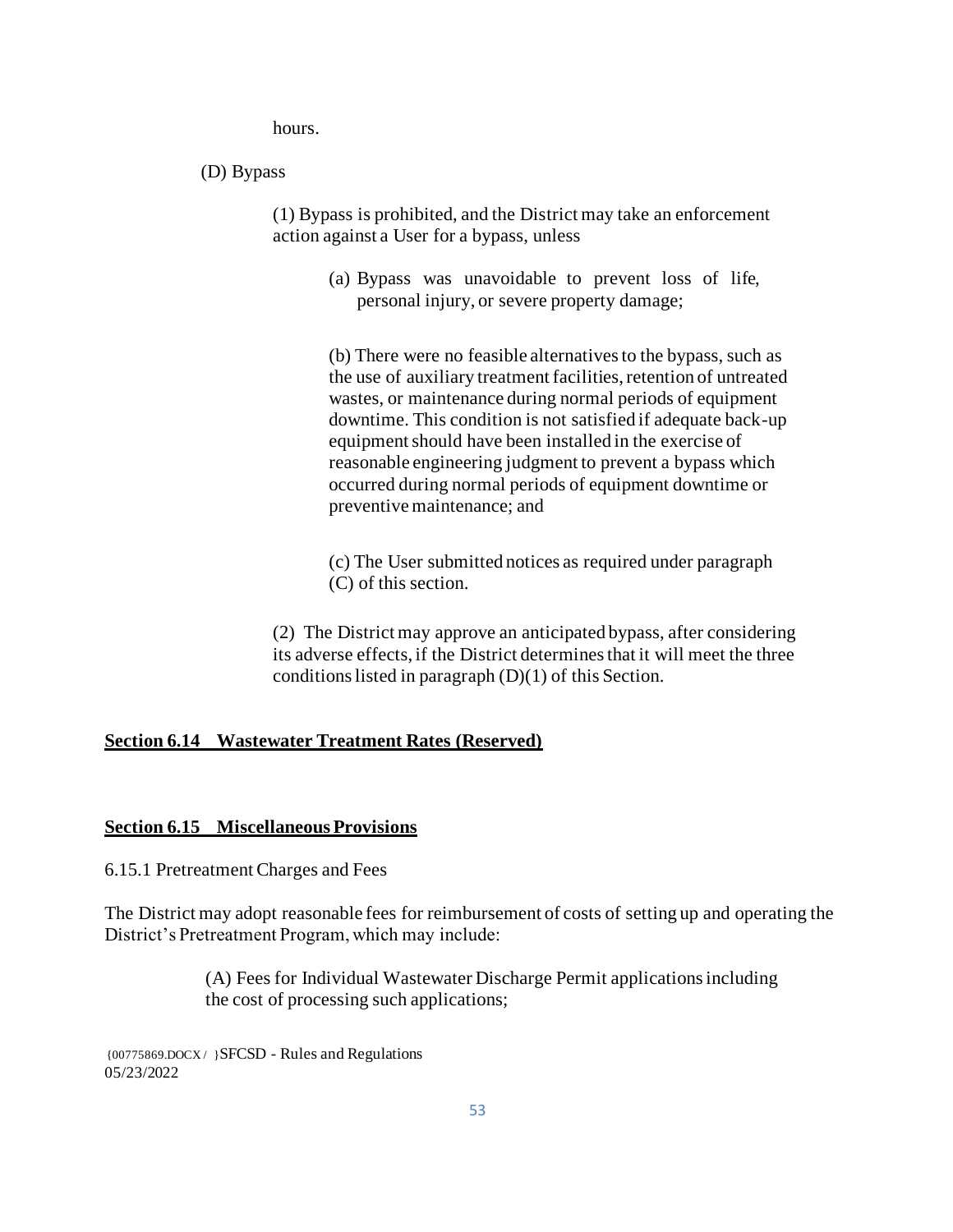hours.

(D) Bypass

(1) Bypass is prohibited, and the District may take an enforcement action against a User for a bypass, unless

(a) Bypass was unavoidable to prevent loss of life, personal injury, or severe property damage;

(b) There were no feasible alternatives to the bypass, such as the use of auxiliary treatment facilities, retention of untreated wastes, or maintenance during normal periods of equipment downtime. This condition is not satisfied if adequate back-up equipment should have been installed in the exercise of reasonable engineering judgment to prevent a bypass which occurred during normal periods of equipment downtime or preventive maintenance; and

(c) The User submitted notices as required under paragraph (C) of this section.

(2) The District may approve an anticipated bypass, after considering its adverse effects, if the District determines that it will meet the three conditions listed in paragraph (D)(1) of this Section.

## **Section 6.14 Wastewater Treatment Rates (Reserved)**

## **Section 6.15 Miscellaneous Provisions**

6.15.1 Pretreatment Charges and Fees

The District may adopt reasonable fees for reimbursement of costs of setting up and operating the District's Pretreatment Program, which may include:

(A) Fees for Individual Wastewater Discharge Permit applications including the cost of processing such applications;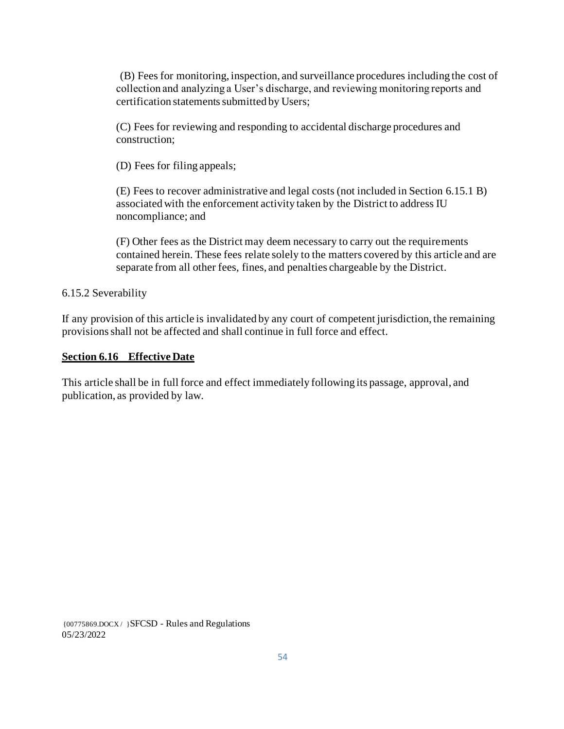(B) Fees for monitoring, inspection, and surveillance procedures including the cost of collection and analyzing a User's discharge, and reviewing monitoring reports and certification statements submitted by Users;

(C) Fees for reviewing and responding to accidental discharge procedures and construction;

(D) Fees for filing appeals;

(E) Fees to recover administrative and legal costs (not included in Section 6.15.1 B) associated with the enforcement activity taken by the District to address IU noncompliance; and

(F) Other fees as the District may deem necessary to carry out the requirements contained herein. These fees relate solely to the matters covered by this article and are separate from all other fees, fines, and penalties chargeable by the District.

6.15.2 Severability

If any provision of this article is invalidated by any court of competent jurisdiction, the remaining provisions shall not be affected and shall continue in full force and effect.

**Section 6.16 Effective Date**

This article shall be in full force and effect immediately following its passage, approval, and publication, as provided by law.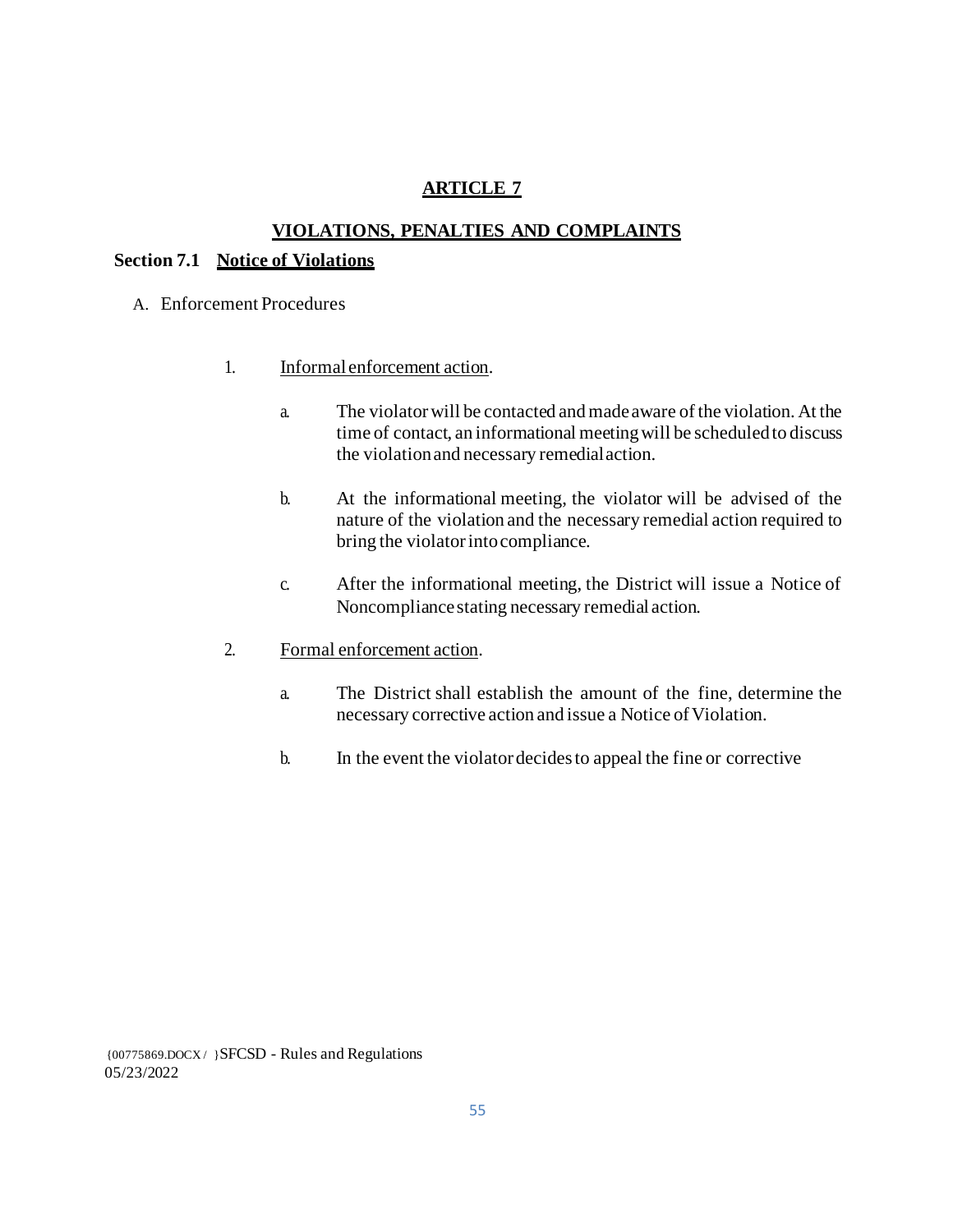# ARTICLE 7

## VIOLATIONS, PENALTIES AND COMPLAINTS

### Section 7.1 Notice of Violations

A. Enforcement Procedures

1. Informal enforcement action.

   a. The violator will be contacted and made aware of the violation. At the time of contact, an informational meeting will be scheduled to discuss the violation and necessary remedial action.

   b. At the informational meeting, the violator will be advised of the nature of the violation and the necessary remedial action required to bring the violator into compliance.

   c. After the informational meeting, the District will issue a Notice of Noncompliance stating necessary remedial action.

2. Formal enforcement action.

   a. The District shall establish the amount of the fine, determine the necessary corrective action and issue a Notice of Violation.

   b. In the event the violator decides to appeal the fine or corrective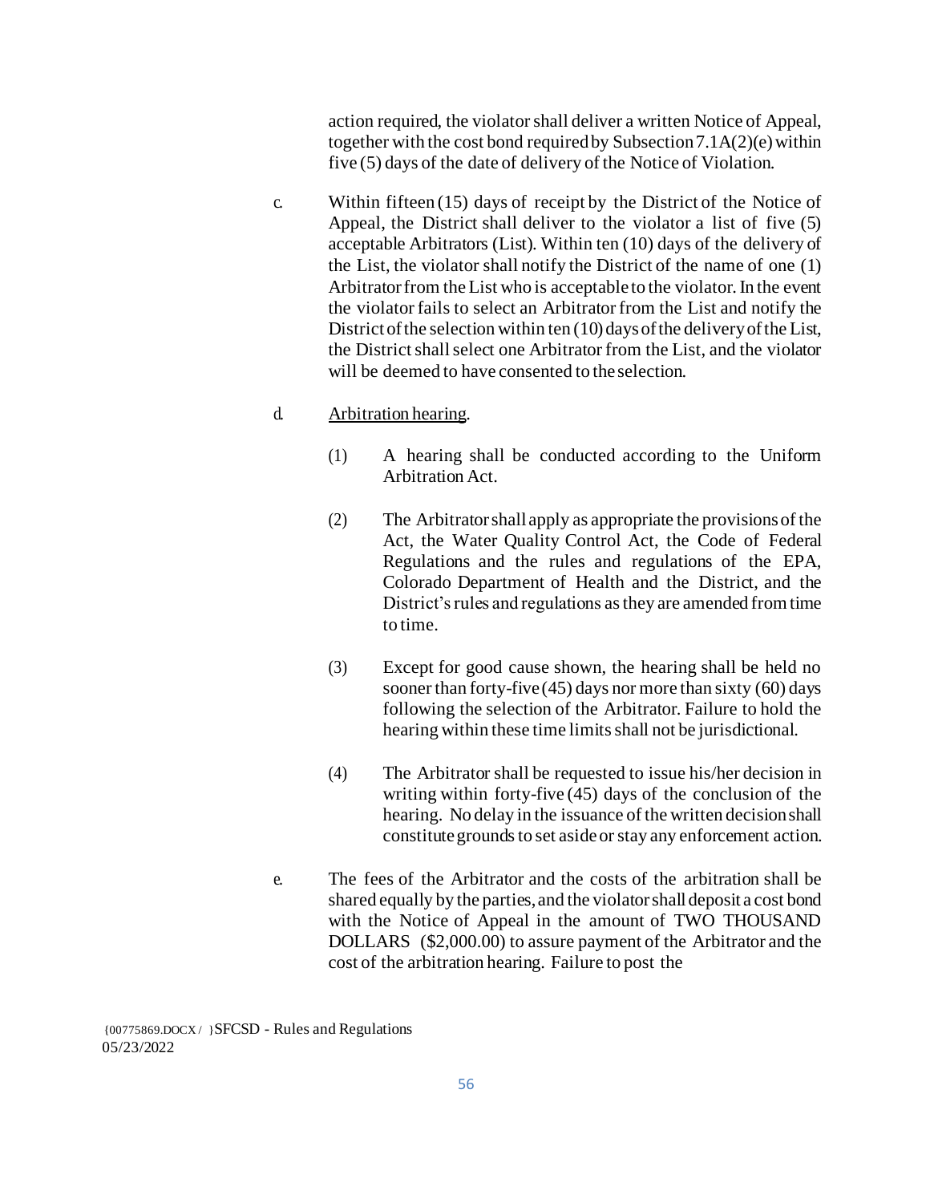action required, the violator shall deliver a written Notice of Appeal, together with the cost bond required by Subsection 7.1A(2)(e) within five (5) days of the date of delivery of the Notice of Violation.

c. Within fifteen (15) days of receipt by the District of the Notice of Appeal, the District shall deliver to the violator a list of five (5) acceptable Arbitrators (List). Within ten (10) days of the delivery of the List, the violator shall notify the District of the name of one (1) Arbitrator from the List who is acceptable to the violator. In the event the violator fails to select an Arbitrator from the List and notify the District of the selection within ten (10) days of the delivery of the List, the District shall select one Arbitrator from the List, and the violator will be deemed to have consented to the selection.

d. Arbitration hearing.

(1) A hearing shall be conducted according to the Uniform Arbitration Act.

(2) The Arbitrator shall apply as appropriate the provisions of the Act, the Water Quality Control Act, the Code of Federal Regulations and the rules and regulations of the EPA, Colorado Department of Health and the District, and the District's rules and regulations as they are amended from time to time.

(3) Except for good cause shown, the hearing shall be held no sooner than forty-five (45) days nor more than sixty (60) days following the selection of the Arbitrator. Failure to hold the hearing within these time limits shall not be jurisdictional.

(4) The Arbitrator shall be requested to issue his/her decision in writing within forty-five (45) days of the conclusion of the hearing. No delay in the issuance of the written decision shall constitute grounds to set aside or stay any enforcement action.

e. The fees of the Arbitrator and the costs of the arbitration shall be shared equally by the parties, and the violator shall deposit a cost bond with the Notice of Appeal in the amount of TWO THOUSAND DOLLARS ($2,000.00) to assure payment of the Arbitrator and the cost of the arbitration hearing. Failure to post the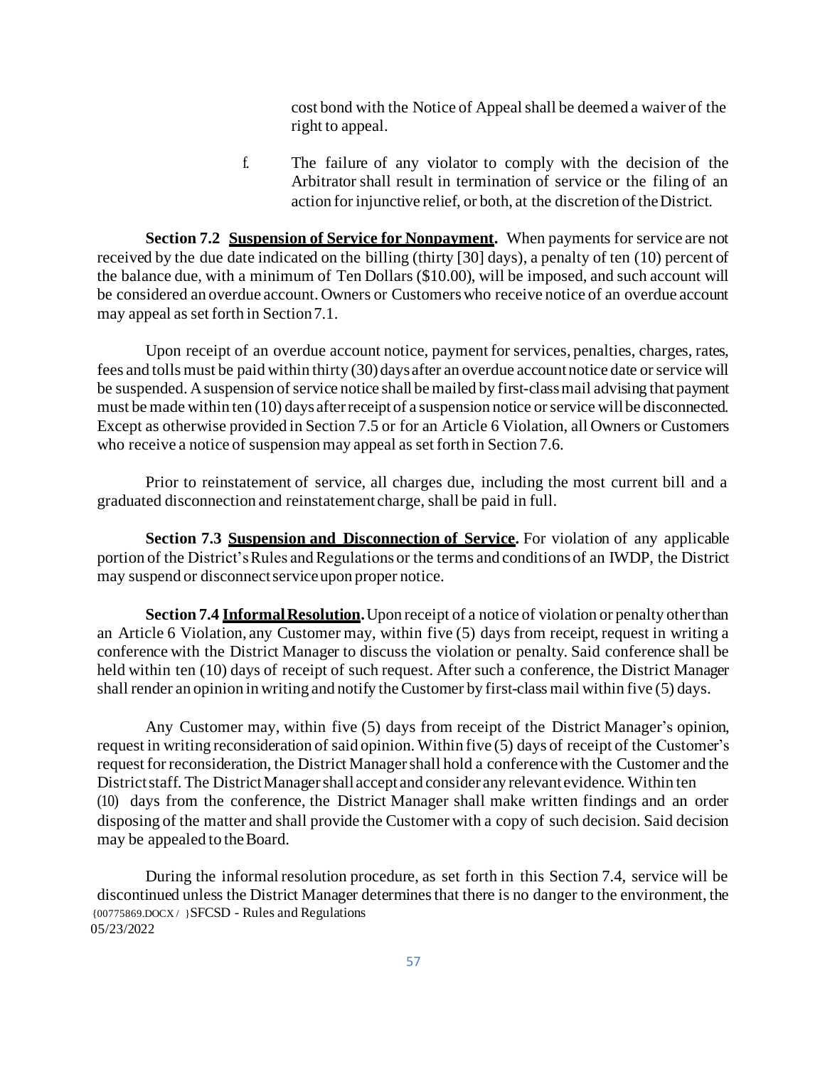cost bond with the Notice of Appeal shall be deemed a waiver of the right to appeal.

f. The failure of any violator to comply with the decision of the Arbitrator shall result in termination of service or the filing of an action for injunctive relief, or both, at the discretion of the District.

**Section 7.2 <u>Suspension of Service for Nonpayment</u>.** When payments for service are not received by the due date indicated on the billing (thirty [30] days), a penalty of ten (10) percent of the balance due, with a minimum of Ten Dollars ($10.00), will be imposed, and such account will be considered an overdue account. Owners or Customers who receive notice of an overdue account may appeal as set forth in Section 7.1.

Upon receipt of an overdue account notice, payment for services, penalties, charges, rates, fees and tolls must be paid within thirty (30) days after an overdue account notice date or service will be suspended. A suspension of service notice shall be mailed by first-class mail advising that payment must be made within ten (10) days after receipt of a suspension notice or service will be disconnected. Except as otherwise provided in Section 7.5 or for an Article 6 Violation, all Owners or Customers who receive a notice of suspension may appeal as set forth in Section 7.6.

Prior to reinstatement of service, all charges due, including the most current bill and a graduated disconnection and reinstatement charge, shall be paid in full.

**Section 7.3 <u>Suspension and Disconnection of Service</u>.** For violation of any applicable portion of the District's Rules and Regulations or the terms and conditions of an IWDP, the District may suspend or disconnect service upon proper notice.

**Section 7.4 <u>Informal Resolution</u>.** Upon receipt of a notice of violation or penalty other than an Article 6 Violation, any Customer may, within five (5) days from receipt, request in writing a conference with the District Manager to discuss the violation or penalty. Said conference shall be held within ten (10) days of receipt of such request. After such a conference, the District Manager shall render an opinion in writing and notify the Customer by first-class mail within five (5) days.

Any Customer may, within five (5) days from receipt of the District Manager's opinion, request in writing reconsideration of said opinion. Within five (5) days of receipt of the Customer's request for reconsideration, the District Manager shall hold a conference with the Customer and the District staff. The District Manager shall accept and consider any relevant evidence. Within ten (10) days from the conference, the District Manager shall make written findings and an order disposing of the matter and shall provide the Customer with a copy of such decision. Said decision may be appealed to the Board.

During the informal resolution procedure, as set forth in this Section 7.4, service will be discontinued unless the District Manager determines that there is no danger to the environment, the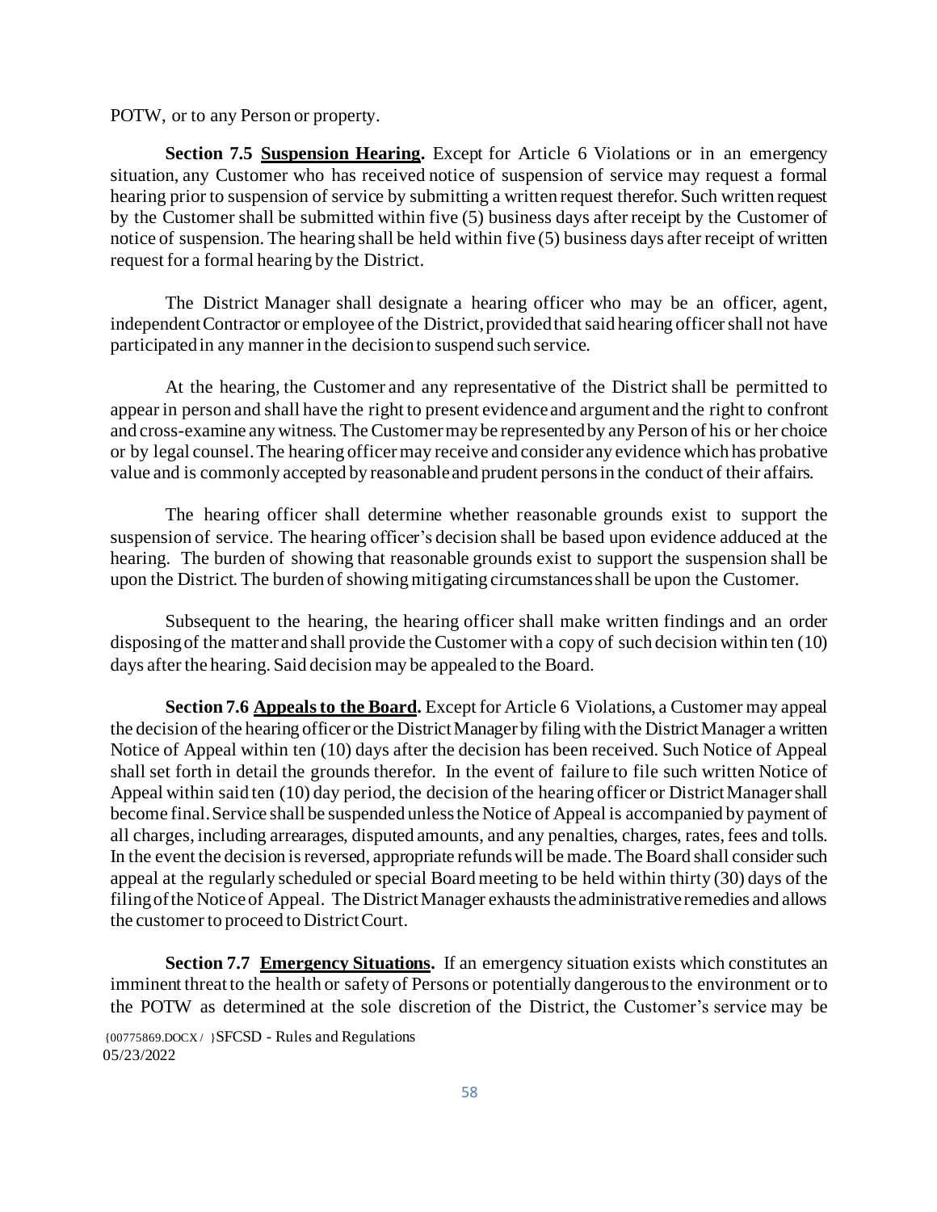POTW, or to any Person or property.

**Section 7.5 <u>Suspension Hearing</u>.** Except for Article 6 Violations or in an emergency situation, any Customer who has received notice of suspension of service may request a formal hearing prior to suspension of service by submitting a written request therefor. Such written request by the Customer shall be submitted within five (5) business days after receipt by the Customer of notice of suspension. The hearing shall be held within five (5) business days after receipt of written request for a formal hearing by the District.

The District Manager shall designate a hearing officer who may be an officer, agent, independent Contractor or employee of the District, provided that said hearing officer shall not have participated in any manner in the decision to suspend such service.

At the hearing, the Customer and any representative of the District shall be permitted to appear in person and shall have the right to present evidence and argument and the right to confront and cross-examine any witness. The Customer may be represented by any Person of his or her choice or by legal counsel. The hearing officer may receive and consider any evidence which has probative value and is commonly accepted by reasonable and prudent persons in the conduct of their affairs.

The hearing officer shall determine whether reasonable grounds exist to support the suspension of service. The hearing officer's decision shall be based upon evidence adduced at the hearing. The burden of showing that reasonable grounds exist to support the suspension shall be upon the District. The burden of showing mitigating circumstances shall be upon the Customer.

Subsequent to the hearing, the hearing officer shall make written findings and an order disposing of the matter and shall provide the Customer with a copy of such decision within ten (10) days after the hearing. Said decision may be appealed to the Board.

**Section 7.6 <u>Appeals to the Board</u>.** Except for Article 6 Violations, a Customer may appeal the decision of the hearing officer or the District Manager by filing with the District Manager a written Notice of Appeal within ten (10) days after the decision has been received. Such Notice of Appeal shall set forth in detail the grounds therefor. In the event of failure to file such written Notice of Appeal within said ten (10) day period, the decision of the hearing officer or District Manager shall become final. Service shall be suspended unless the Notice of Appeal is accompanied by payment of all charges, including arrearages, disputed amounts, and any penalties, charges, rates, fees and tolls. In the event the decision is reversed, appropriate refunds will be made. The Board shall consider such appeal at the regularly scheduled or special Board meeting to be held within thirty (30) days of the filing of the Notice of Appeal. The District Manager exhausts the administrative remedies and allows the customer to proceed to District Court.

**Section 7.7 <u>Emergency Situations</u>.** If an emergency situation exists which constitutes an imminent threat to the health or safety of Persons or potentially dangerous to the environment or to the POTW as determined at the sole discretion of the District, the Customer's service may be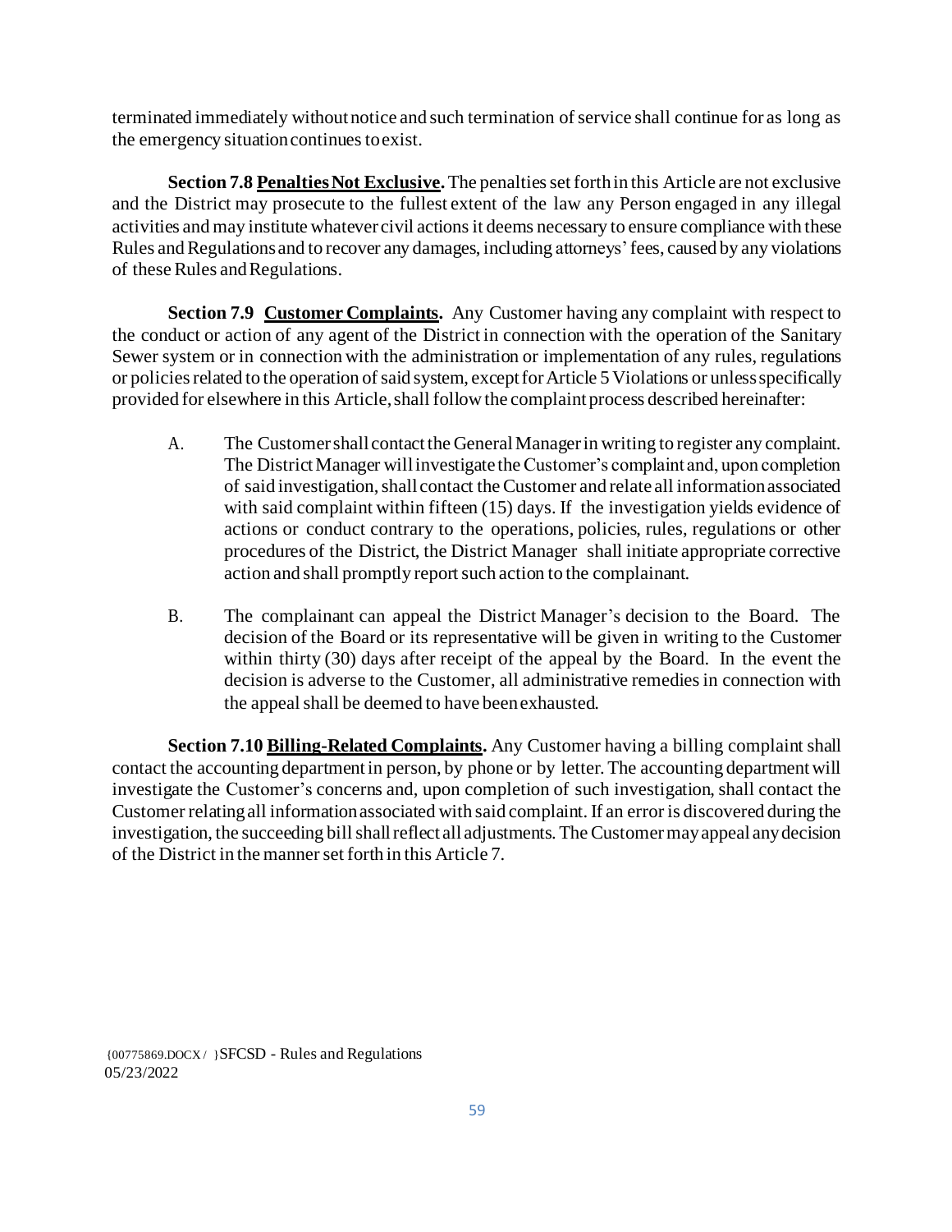terminated immediately without notice and such termination of service shall continue for as long as the emergency situation continues to exist.

**Section 7.8 <u>Penalties Not Exclusive</u>.** The penalties set forth in this Article are not exclusive and the District may prosecute to the fullest extent of the law any Person engaged in any illegal activities and may institute whatever civil actions it deems necessary to ensure compliance with these Rules and Regulations and to recover any damages, including attorneys' fees, caused by any violations of these Rules and Regulations.

**Section 7.9 <u>Customer Complaints</u>.** Any Customer having any complaint with respect to the conduct or action of any agent of the District in connection with the operation of the Sanitary Sewer system or in connection with the administration or implementation of any rules, regulations or policies related to the operation of said system, except for Article 5 Violations or unless specifically provided for elsewhere in this Article, shall follow the complaint process described hereinafter:

A. The Customer shall contact the General Manager in writing to register any complaint. The District Manager will investigate the Customer's complaint and, upon completion of said investigation, shall contact the Customer and relate all information associated with said complaint within fifteen (15) days. If the investigation yields evidence of actions or conduct contrary to the operations, policies, rules, regulations or other procedures of the District, the District Manager shall initiate appropriate corrective action and shall promptly report such action to the complainant.

B. The complainant can appeal the District Manager's decision to the Board. The decision of the Board or its representative will be given in writing to the Customer within thirty (30) days after receipt of the appeal by the Board. In the event the decision is adverse to the Customer, all administrative remedies in connection with the appeal shall be deemed to have been exhausted.

**Section 7.10 <u>Billing-Related Complaints</u>.** Any Customer having a billing complaint shall contact the accounting department in person, by phone or by letter. The accounting department will investigate the Customer's concerns and, upon completion of such investigation, shall contact the Customer relating all information associated with said complaint. If an error is discovered during the investigation, the succeeding bill shall reflect all adjustments. The Customer may appeal any decision of the District in the manner set forth in this Article 7.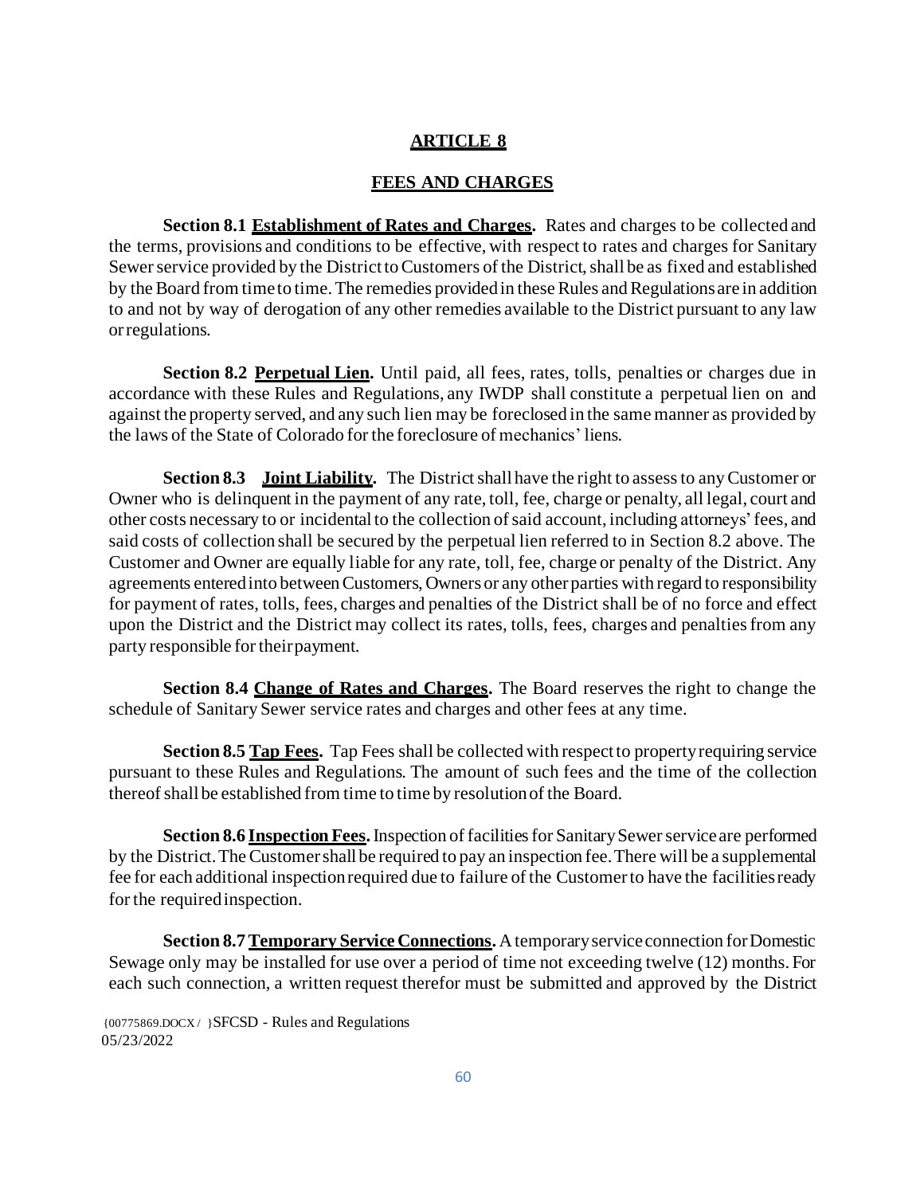# ARTICLE 8

## FEES AND CHARGES

**Section 8.1 Establishment of Rates and Charges.** Rates and charges to be collected and the terms, provisions and conditions to be effective, with respect to rates and charges for Sanitary Sewer service provided by the District to Customers of the District, shall be as fixed and established by the Board from time to time. The remedies provided in these Rules and Regulations are in addition to and not by way of derogation of any other remedies available to the District pursuant to any law or regulations.

**Section 8.2 Perpetual Lien.** Until paid, all fees, rates, tolls, penalties or charges due in accordance with these Rules and Regulations, any IWDP shall constitute a perpetual lien on and against the property served, and any such lien may be foreclosed in the same manner as provided by the laws of the State of Colorado for the foreclosure of mechanics' liens.

**Section 8.3 Joint Liability.** The District shall have the right to assess to any Customer or Owner who is delinquent in the payment of any rate, toll, fee, charge or penalty, all legal, court and other costs necessary to or incidental to the collection of said account, including attorneys' fees, and said costs of collection shall be secured by the perpetual lien referred to in Section 8.2 above. The Customer and Owner are equally liable for any rate, toll, fee, charge or penalty of the District. Any agreements entered into between Customers, Owners or any other parties with regard to responsibility for payment of rates, tolls, fees, charges and penalties of the District shall be of no force and effect upon the District and the District may collect its rates, tolls, fees, charges and penalties from any party responsible for their payment.

**Section 8.4 Change of Rates and Charges.** The Board reserves the right to change the schedule of Sanitary Sewer service rates and charges and other fees at any time.

**Section 8.5 Tap Fees.** Tap Fees shall be collected with respect to property requiring service pursuant to these Rules and Regulations. The amount of such fees and the time of the collection thereof shall be established from time to time by resolution of the Board.

**Section 8.6 Inspection Fees.** Inspection of facilities for Sanitary Sewer service are performed by the District. The Customer shall be required to pay an inspection fee. There will be a supplemental fee for each additional inspection required due to failure of the Customer to have the facilities ready for the required inspection.

**Section 8.7 Temporary Service Connections.** A temporary service connection for Domestic Sewage only may be installed for use over a period of time not exceeding twelve (12) months. For each such connection, a written request therefor must be submitted and approved by the District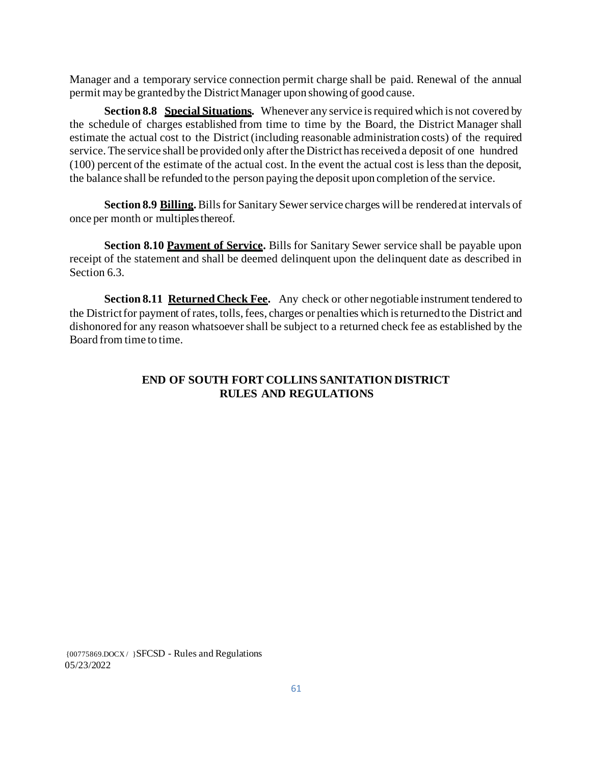Manager and a temporary service connection permit charge shall be paid. Renewal of the annual permit may be granted by the District Manager upon showing of good cause.

**Section 8.8 <u>Special Situations</u>.** Whenever any service is required which is not covered by the schedule of charges established from time to time by the Board, the District Manager shall estimate the actual cost to the District (including reasonable administration costs) of the required service. The service shall be provided only after the District has received a deposit of one hundred (100) percent of the estimate of the actual cost. In the event the actual cost is less than the deposit, the balance shall be refunded to the person paying the deposit upon completion of the service.

**Section 8.9 <u>Billing</u>.** Bills for Sanitary Sewer service charges will be rendered at intervals of once per month or multiples thereof.

**Section 8.10 <u>Payment of Service</u>.** Bills for Sanitary Sewer service shall be payable upon receipt of the statement and shall be deemed delinquent upon the delinquent date as described in Section 6.3.

**Section 8.11 <u>Returned Check Fee</u>.** Any check or other negotiable instrument tendered to the District for payment of rates, tolls, fees, charges or penalties which is returned to the District and dishonored for any reason whatsoever shall be subject to a returned check fee as established by the Board from time to time.

**END OF SOUTH FORT COLLINS SANITATION DISTRICT RULES AND REGULATIONS**